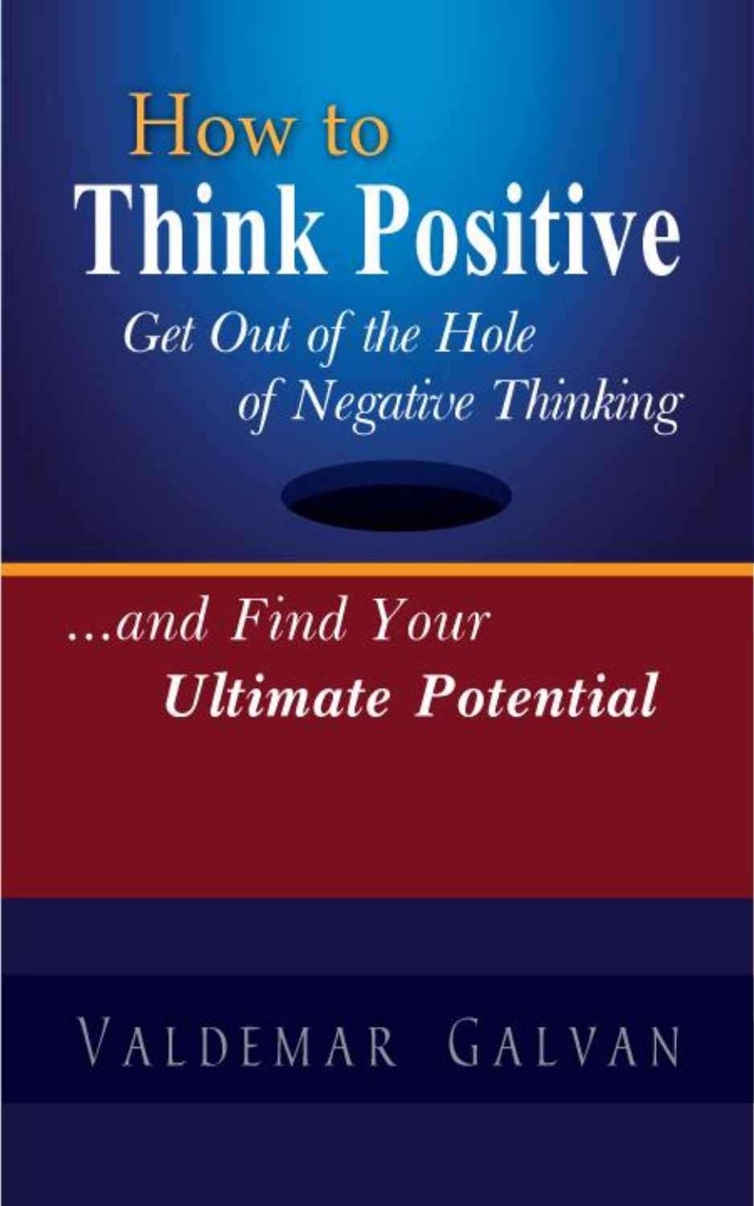# How to Think Positive

*Get Out of the Hole of Negative Thinking*

*...and Find Your* ***Ultimate Potential***

VALDEMAR GALVAN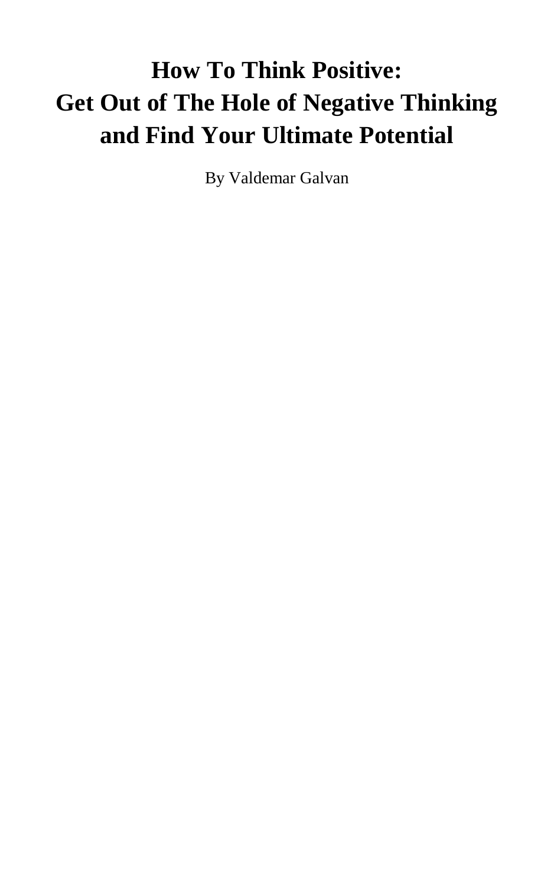# How To Think Positive: Get Out of The Hole of Negative Thinking and Find Your Ultimate Potential

By Valdemar Galvan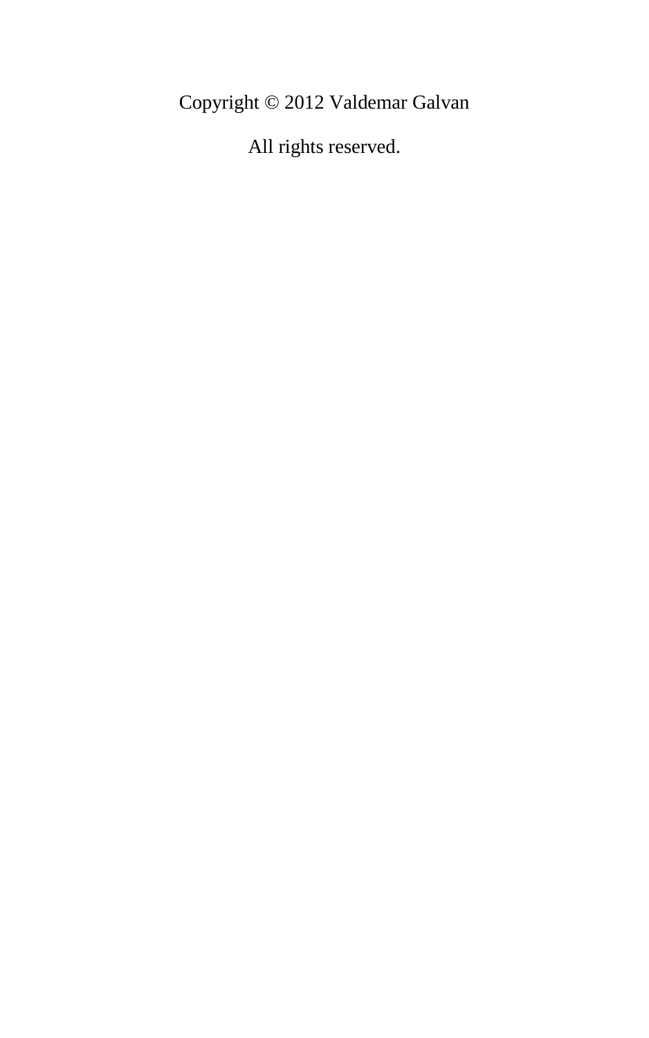Copyright © 2012 Valdemar Galvan

All rights reserved.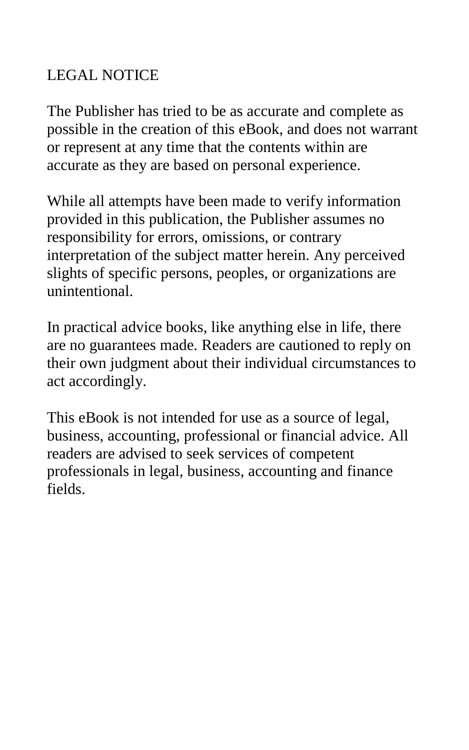# LEGAL NOTICE

The Publisher has tried to be as accurate and complete as possible in the creation of this eBook, and does not warrant or represent at any time that the contents within are accurate as they are based on personal experience.

While all attempts have been made to verify information provided in this publication, the Publisher assumes no responsibility for errors, omissions, or contrary interpretation of the subject matter herein. Any perceived slights of specific persons, peoples, or organizations are unintentional.

In practical advice books, like anything else in life, there are no guarantees made. Readers are cautioned to reply on their own judgment about their individual circumstances to act accordingly.

This eBook is not intended for use as a source of legal, business, accounting, professional or financial advice. All readers are advised to seek services of competent professionals in legal, business, accounting and finance fields.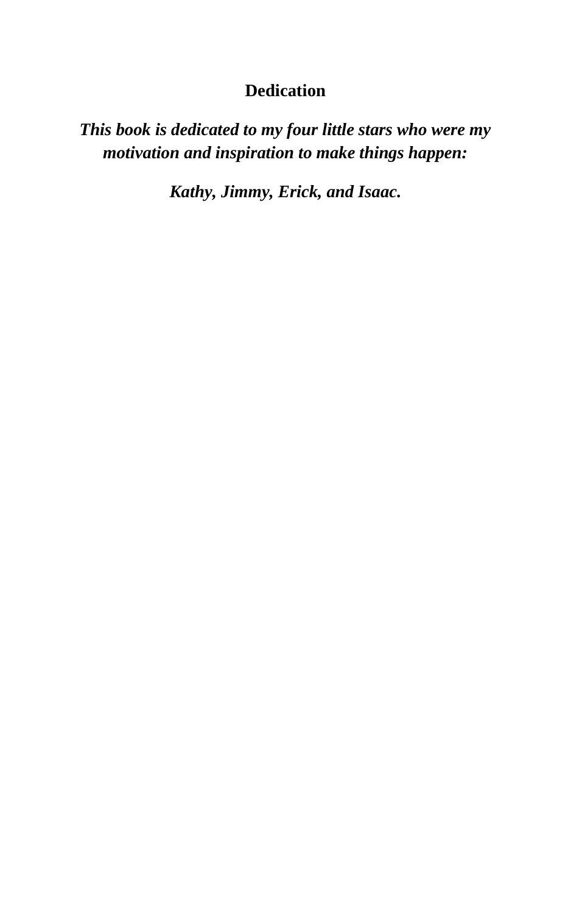# Dedication

***This book is dedicated to my four little stars who were my motivation and inspiration to make things happen:***

***Kathy, Jimmy, Erick, and Isaac.***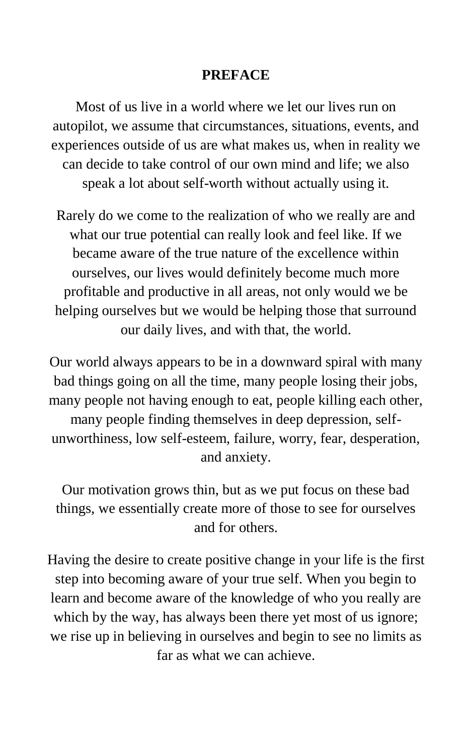# PREFACE

Most of us live in a world where we let our lives run on autopilot, we assume that circumstances, situations, events, and experiences outside of us are what makes us, when in reality we can decide to take control of our own mind and life; we also speak a lot about self-worth without actually using it.

Rarely do we come to the realization of who we really are and what our true potential can really look and feel like. If we became aware of the true nature of the excellence within ourselves, our lives would definitely become much more profitable and productive in all areas, not only would we be helping ourselves but we would be helping those that surround our daily lives, and with that, the world.

Our world always appears to be in a downward spiral with many bad things going on all the time, many people losing their jobs, many people not having enough to eat, people killing each other, many people finding themselves in deep depression, self-unworthiness, low self-esteem, failure, worry, fear, desperation, and anxiety.

Our motivation grows thin, but as we put focus on these bad things, we essentially create more of those to see for ourselves and for others.

Having the desire to create positive change in your life is the first step into becoming aware of your true self. When you begin to learn and become aware of the knowledge of who you really are which by the way, has always been there yet most of us ignore; we rise up in believing in ourselves and begin to see no limits as far as what we can achieve.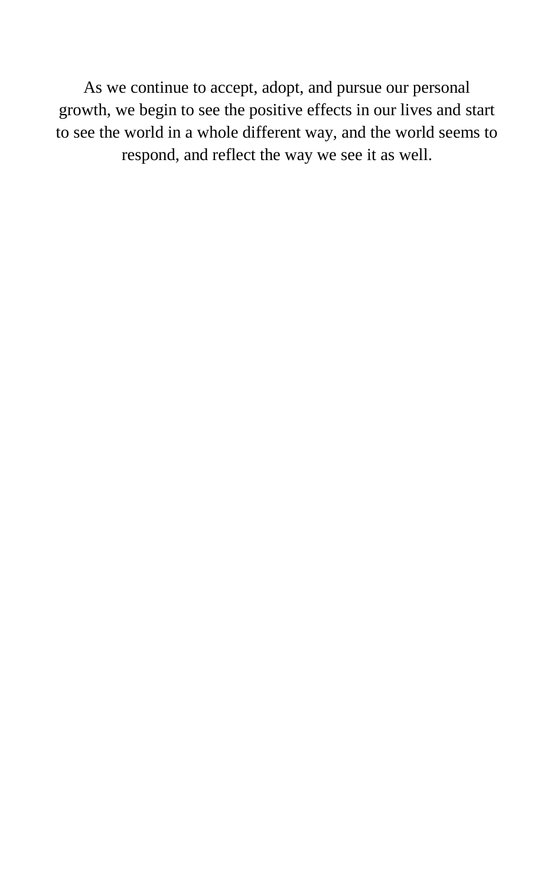As we continue to accept, adopt, and pursue our personal growth, we begin to see the positive effects in our lives and start to see the world in a whole different way, and the world seems to respond, and reflect the way we see it as well.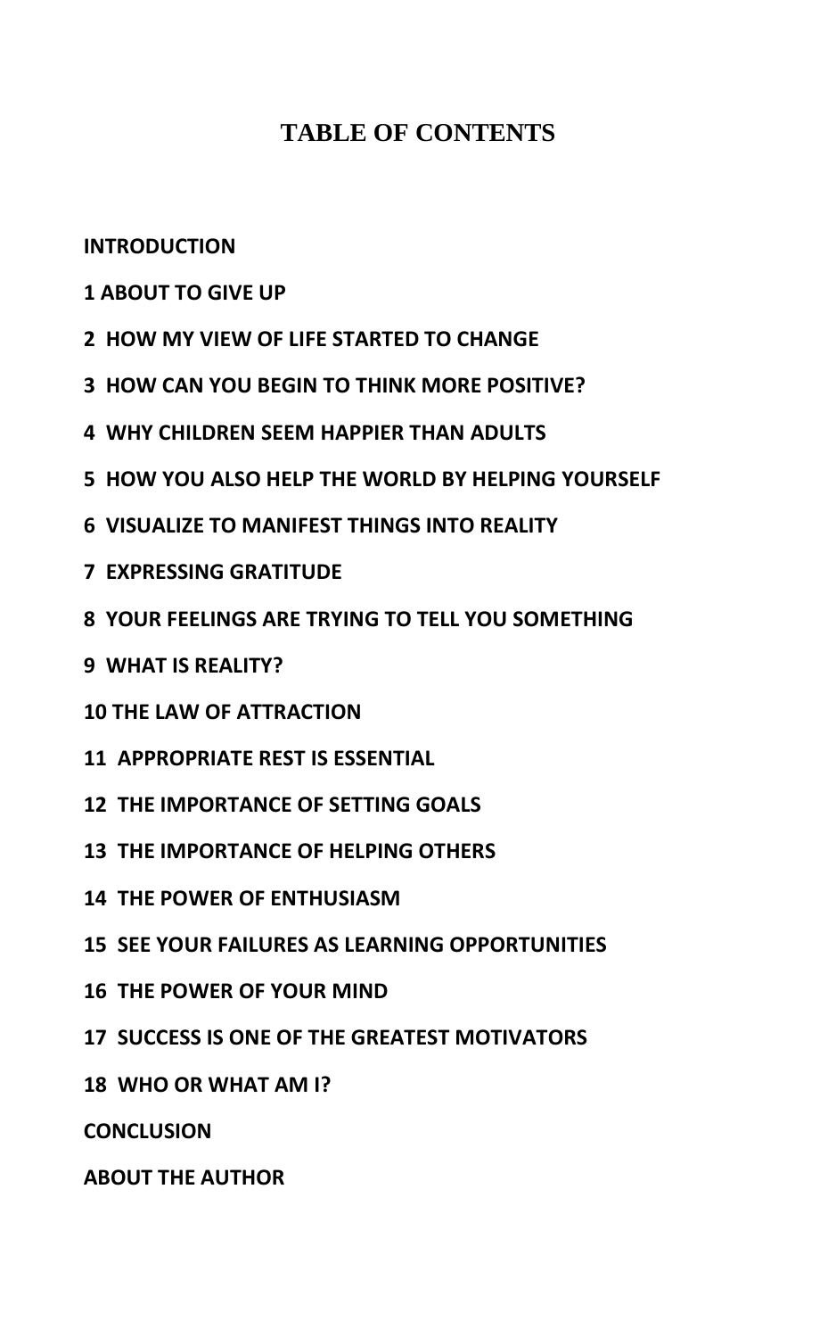# TABLE OF CONTENTS

**INTRODUCTION**

**1 ABOUT TO GIVE UP**

**2 HOW MY VIEW OF LIFE STARTED TO CHANGE**

**3 HOW CAN YOU BEGIN TO THINK MORE POSITIVE?**

**4 WHY CHILDREN SEEM HAPPIER THAN ADULTS**

**5 HOW YOU ALSO HELP THE WORLD BY HELPING YOURSELF**

**6 VISUALIZE TO MANIFEST THINGS INTO REALITY**

**7 EXPRESSING GRATITUDE**

**8 YOUR FEELINGS ARE TRYING TO TELL YOU SOMETHING**

**9 WHAT IS REALITY?**

**10 THE LAW OF ATTRACTION**

**11 APPROPRIATE REST IS ESSENTIAL**

**12 THE IMPORTANCE OF SETTING GOALS**

**13 THE IMPORTANCE OF HELPING OTHERS**

**14 THE POWER OF ENTHUSIASM**

**15 SEE YOUR FAILURES AS LEARNING OPPORTUNITIES**

**16 THE POWER OF YOUR MIND**

**17 SUCCESS IS ONE OF THE GREATEST MOTIVATORS**

**18 WHO OR WHAT AM I?**

**CONCLUSION**

**ABOUT THE AUTHOR**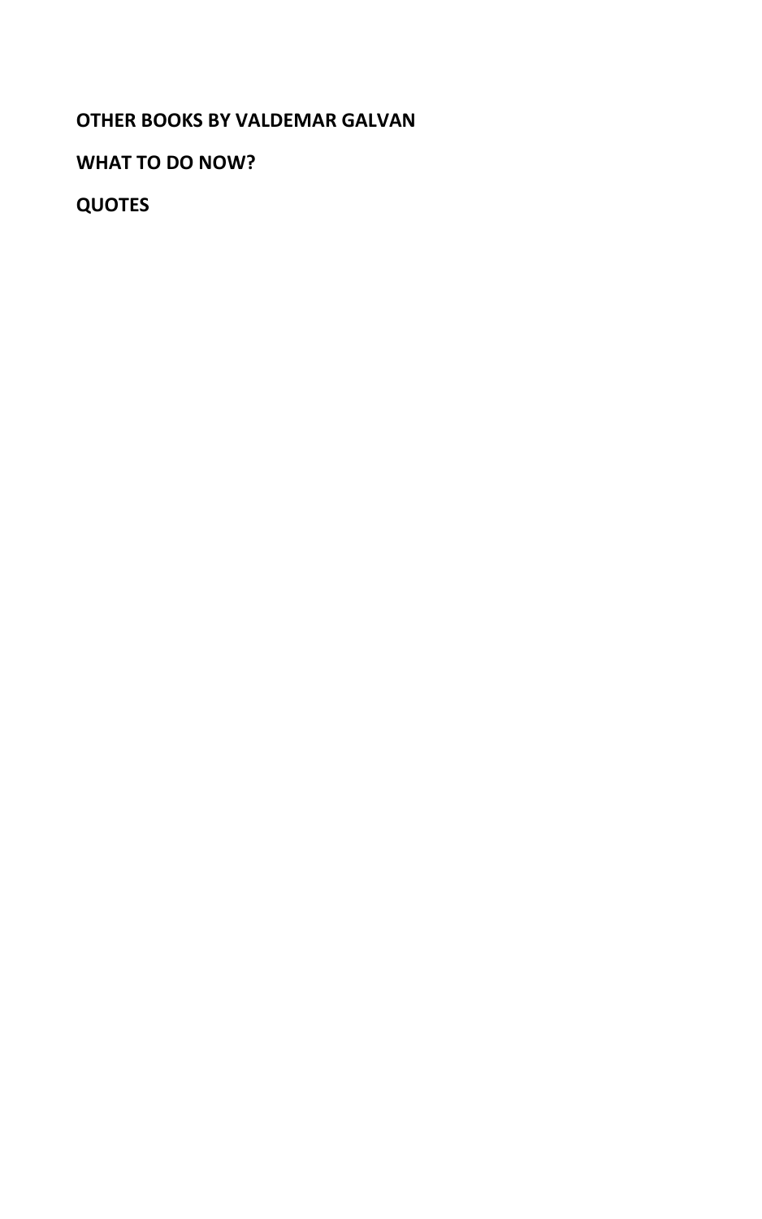**OTHER BOOKS BY VALDEMAR GALVAN**

**WHAT TO DO NOW?**

**QUOTES**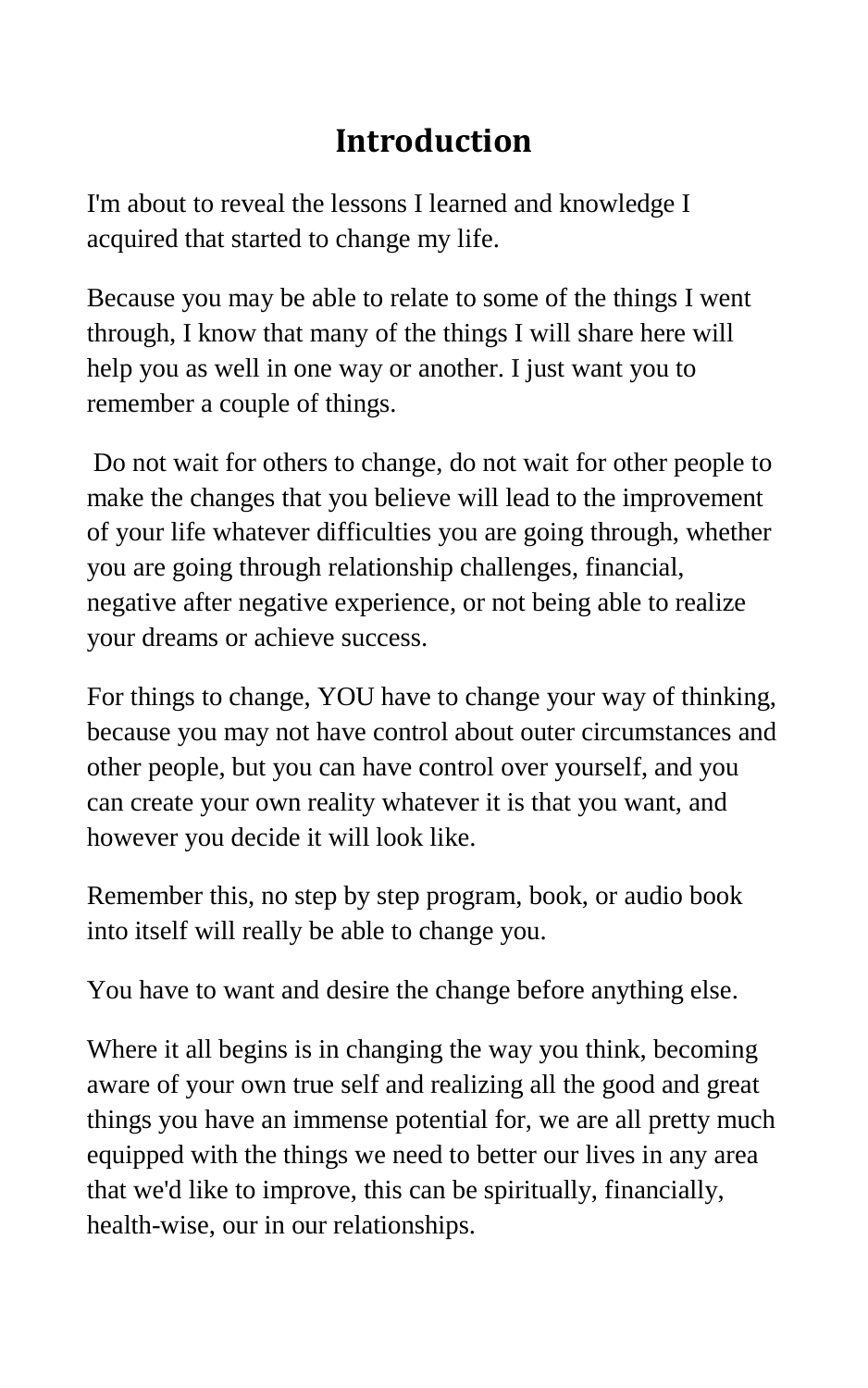# Introduction

I'm about to reveal the lessons I learned and knowledge I acquired that started to change my life.

Because you may be able to relate to some of the things I went through, I know that many of the things I will share here will help you as well in one way or another. I just want you to remember a couple of things.

Do not wait for others to change, do not wait for other people to make the changes that you believe will lead to the improvement of your life whatever difficulties you are going through, whether you are going through relationship challenges, financial, negative after negative experience, or not being able to realize your dreams or achieve success.

For things to change, YOU have to change your way of thinking, because you may not have control about outer circumstances and other people, but you can have control over yourself, and you can create your own reality whatever it is that you want, and however you decide it will look like.

Remember this, no step by step program, book, or audio book into itself will really be able to change you.

You have to want and desire the change before anything else.

Where it all begins is in changing the way you think, becoming aware of your own true self and realizing all the good and great things you have an immense potential for, we are all pretty much equipped with the things we need to better our lives in any area that we'd like to improve, this can be spiritually, financially, health-wise, our in our relationships.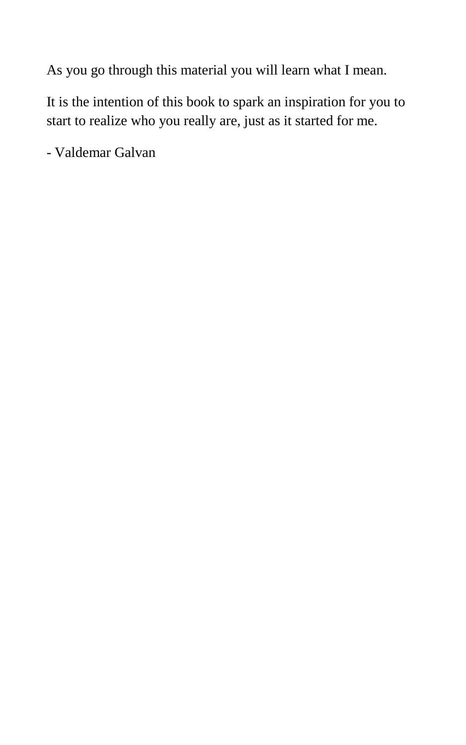As you go through this material you will learn what I mean.

It is the intention of this book to spark an inspiration for you to start to realize who you really are, just as it started for me.

- Valdemar Galvan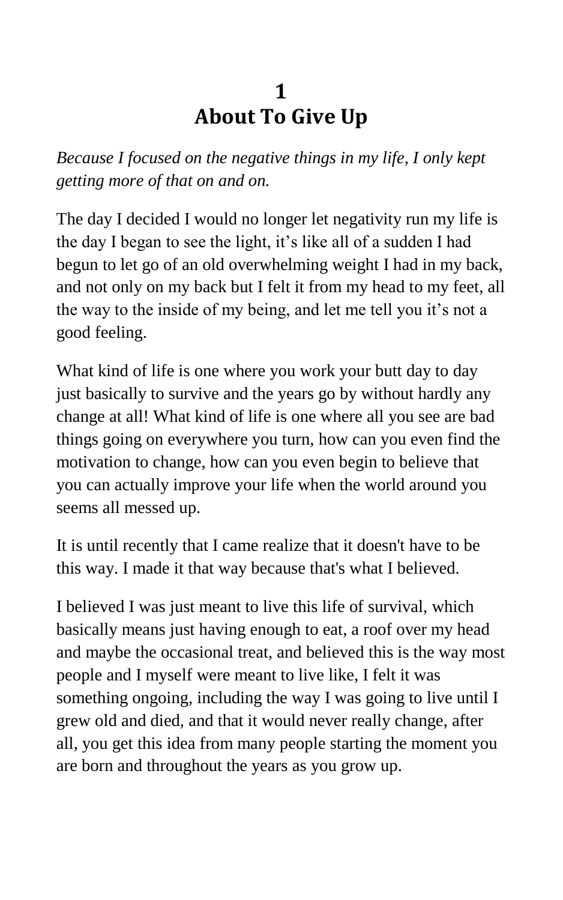# 1
# About To Give Up

*Because I focused on the negative things in my life, I only kept getting more of that on and on.*

The day I decided I would no longer let negativity run my life is the day I began to see the light, it's like all of a sudden I had begun to let go of an old overwhelming weight I had in my back, and not only on my back but I felt it from my head to my feet, all the way to the inside of my being, and let me tell you it's not a good feeling.

What kind of life is one where you work your butt day to day just basically to survive and the years go by without hardly any change at all! What kind of life is one where all you see are bad things going on everywhere you turn, how can you even find the motivation to change, how can you even begin to believe that you can actually improve your life when the world around you seems all messed up.

It is until recently that I came realize that it doesn't have to be this way. I made it that way because that's what I believed.

I believed I was just meant to live this life of survival, which basically means just having enough to eat, a roof over my head and maybe the occasional treat, and believed this is the way most people and I myself were meant to live like, I felt it was something ongoing, including the way I was going to live until I grew old and died, and that it would never really change, after all, you get this idea from many people starting the moment you are born and throughout the years as you grow up.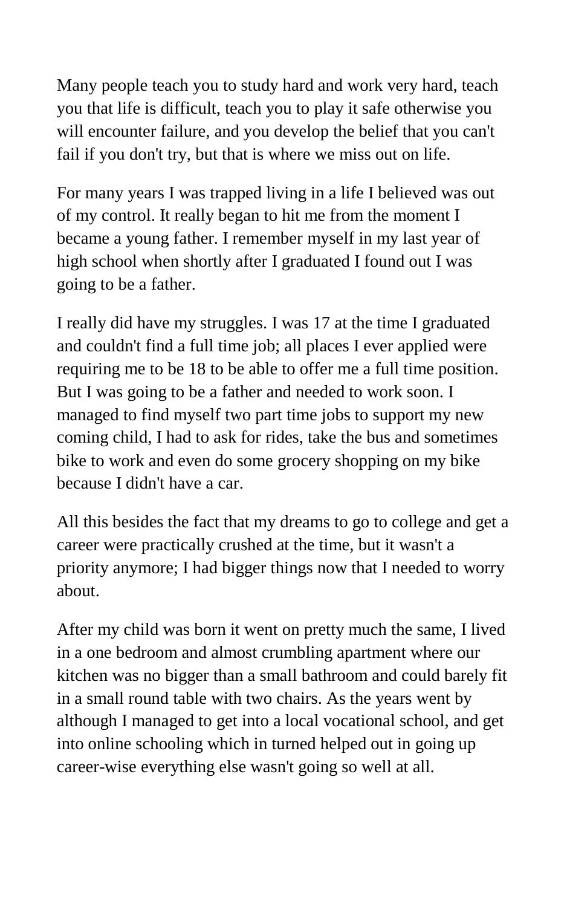Many people teach you to study hard and work very hard, teach you that life is difficult, teach you to play it safe otherwise you will encounter failure, and you develop the belief that you can't fail if you don't try, but that is where we miss out on life.

For many years I was trapped living in a life I believed was out of my control. It really began to hit me from the moment I became a young father. I remember myself in my last year of high school when shortly after I graduated I found out I was going to be a father.

I really did have my struggles. I was 17 at the time I graduated and couldn't find a full time job; all places I ever applied were requiring me to be 18 to be able to offer me a full time position. But I was going to be a father and needed to work soon. I managed to find myself two part time jobs to support my new coming child, I had to ask for rides, take the bus and sometimes bike to work and even do some grocery shopping on my bike because I didn't have a car.

All this besides the fact that my dreams to go to college and get a career were practically crushed at the time, but it wasn't a priority anymore; I had bigger things now that I needed to worry about.

After my child was born it went on pretty much the same, I lived in a one bedroom and almost crumbling apartment where our kitchen was no bigger than a small bathroom and could barely fit in a small round table with two chairs. As the years went by although I managed to get into a local vocational school, and get into online schooling which in turned helped out in going up career-wise everything else wasn't going so well at all.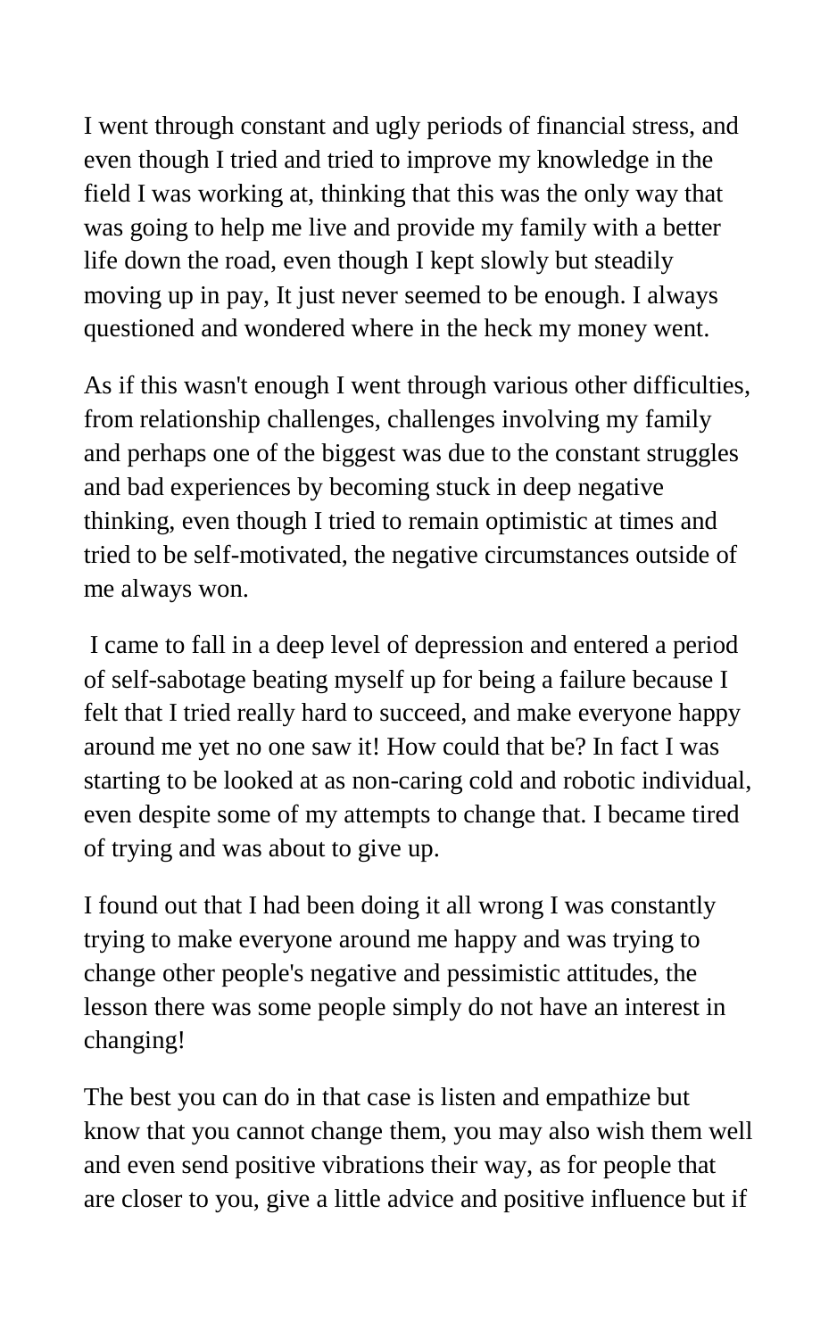I went through constant and ugly periods of financial stress, and even though I tried and tried to improve my knowledge in the field I was working at, thinking that this was the only way that was going to help me live and provide my family with a better life down the road, even though I kept slowly but steadily moving up in pay, It just never seemed to be enough. I always questioned and wondered where in the heck my money went.

As if this wasn't enough I went through various other difficulties, from relationship challenges, challenges involving my family and perhaps one of the biggest was due to the constant struggles and bad experiences by becoming stuck in deep negative thinking, even though I tried to remain optimistic at times and tried to be self-motivated, the negative circumstances outside of me always won.

I came to fall in a deep level of depression and entered a period of self-sabotage beating myself up for being a failure because I felt that I tried really hard to succeed, and make everyone happy around me yet no one saw it! How could that be? In fact I was starting to be looked at as non-caring cold and robotic individual, even despite some of my attempts to change that. I became tired of trying and was about to give up.

I found out that I had been doing it all wrong I was constantly trying to make everyone around me happy and was trying to change other people's negative and pessimistic attitudes, the lesson there was some people simply do not have an interest in changing!

The best you can do in that case is listen and empathize but know that you cannot change them, you may also wish them well and even send positive vibrations their way, as for people that are closer to you, give a little advice and positive influence but if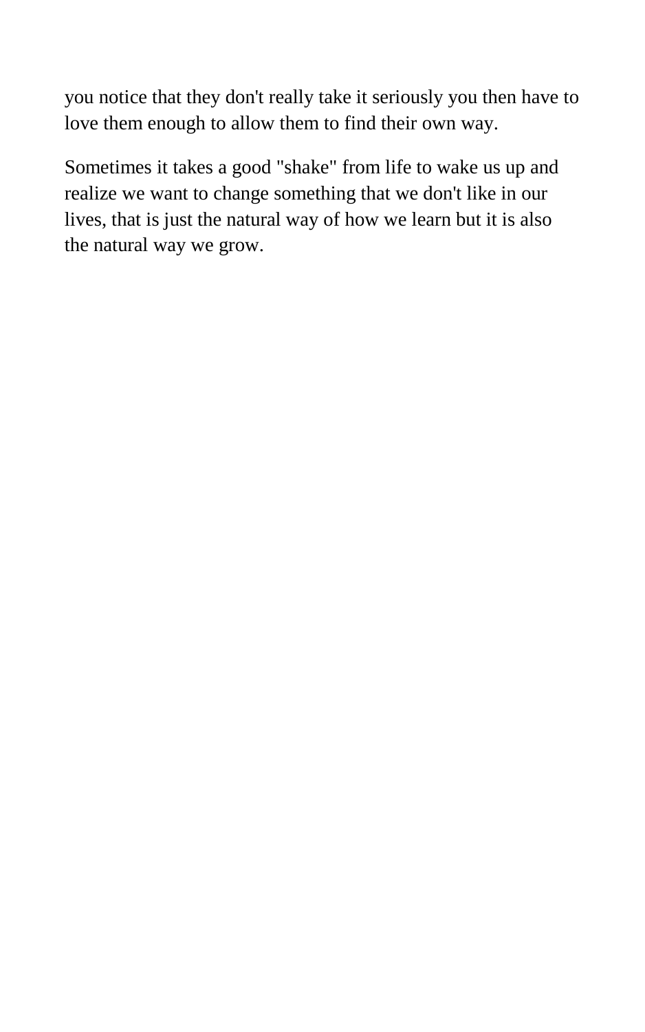you notice that they don't really take it seriously you then have to love them enough to allow them to find their own way.

Sometimes it takes a good "shake" from life to wake us up and realize we want to change something that we don't like in our lives, that is just the natural way of how we learn but it is also the natural way we grow.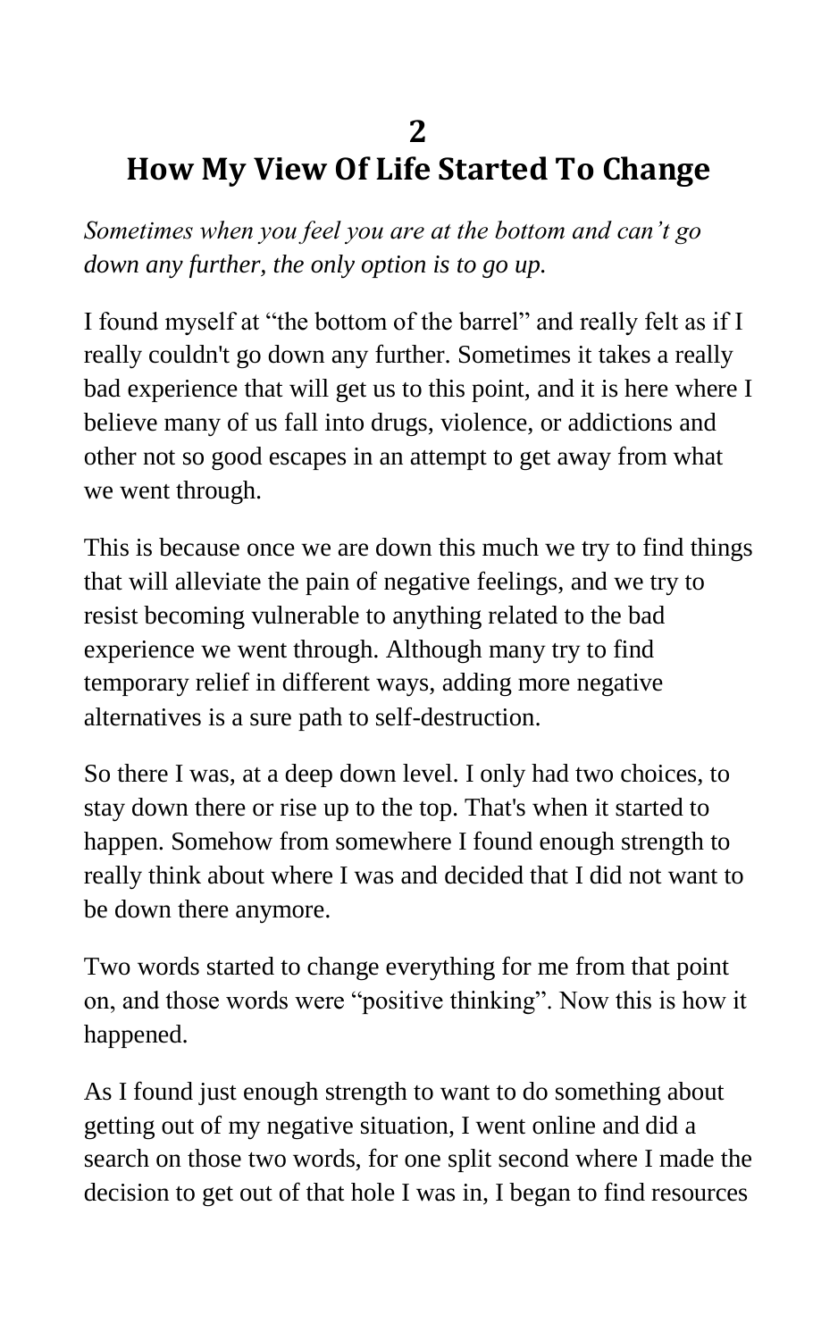# 2
# How My View Of Life Started To Change

*Sometimes when you feel you are at the bottom and can't go down any further, the only option is to go up.*

I found myself at "the bottom of the barrel" and really felt as if I really couldn't go down any further. Sometimes it takes a really bad experience that will get us to this point, and it is here where I believe many of us fall into drugs, violence, or addictions and other not so good escapes in an attempt to get away from what we went through.

This is because once we are down this much we try to find things that will alleviate the pain of negative feelings, and we try to resist becoming vulnerable to anything related to the bad experience we went through. Although many try to find temporary relief in different ways, adding more negative alternatives is a sure path to self-destruction.

So there I was, at a deep down level. I only had two choices, to stay down there or rise up to the top. That's when it started to happen. Somehow from somewhere I found enough strength to really think about where I was and decided that I did not want to be down there anymore.

Two words started to change everything for me from that point on, and those words were "positive thinking". Now this is how it happened.

As I found just enough strength to want to do something about getting out of my negative situation, I went online and did a search on those two words, for one split second where I made the decision to get out of that hole I was in, I began to find resources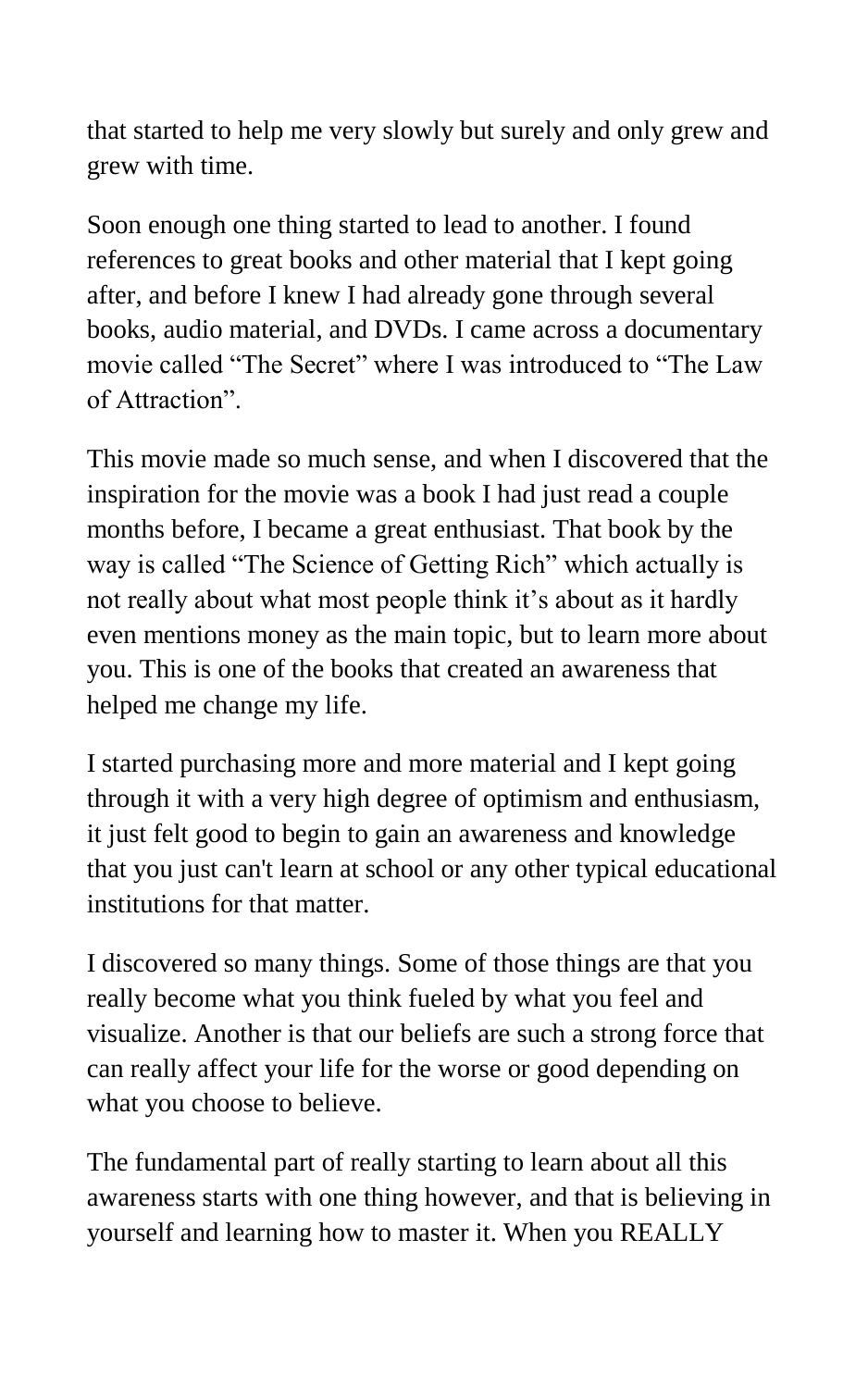that started to help me very slowly but surely and only grew and grew with time.

Soon enough one thing started to lead to another. I found references to great books and other material that I kept going after, and before I knew I had already gone through several books, audio material, and DVDs. I came across a documentary movie called “The Secret” where I was introduced to “The Law of Attraction”.

This movie made so much sense, and when I discovered that the inspiration for the movie was a book I had just read a couple months before, I became a great enthusiast. That book by the way is called “The Science of Getting Rich” which actually is not really about what most people think it’s about as it hardly even mentions money as the main topic, but to learn more about you. This is one of the books that created an awareness that helped me change my life.

I started purchasing more and more material and I kept going through it with a very high degree of optimism and enthusiasm, it just felt good to begin to gain an awareness and knowledge that you just can't learn at school or any other typical educational institutions for that matter.

I discovered so many things. Some of those things are that you really become what you think fueled by what you feel and visualize. Another is that our beliefs are such a strong force that can really affect your life for the worse or good depending on what you choose to believe.

The fundamental part of really starting to learn about all this awareness starts with one thing however, and that is believing in yourself and learning how to master it. When you REALLY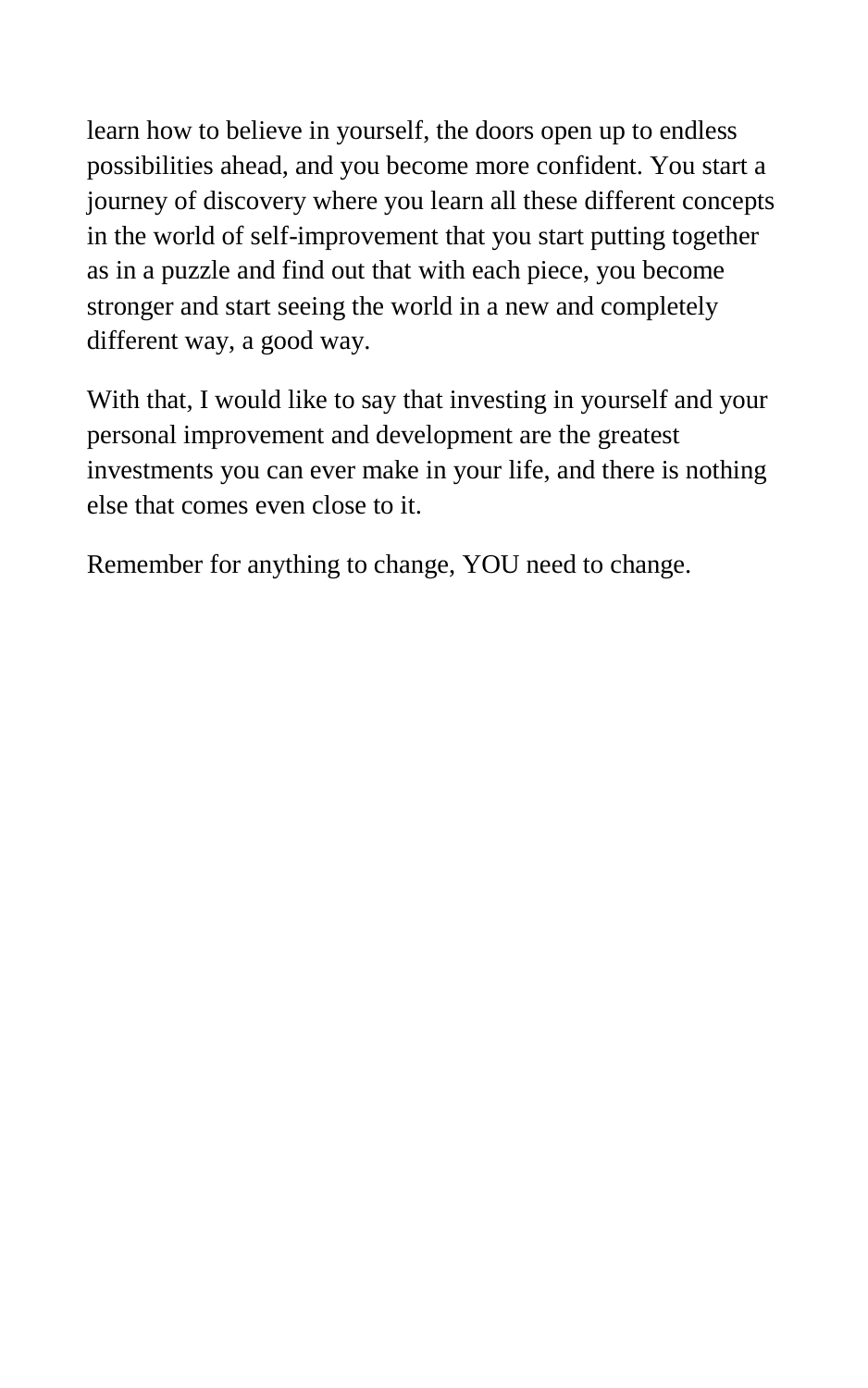learn how to believe in yourself, the doors open up to endless possibilities ahead, and you become more confident. You start a journey of discovery where you learn all these different concepts in the world of self-improvement that you start putting together as in a puzzle and find out that with each piece, you become stronger and start seeing the world in a new and completely different way, a good way.

With that, I would like to say that investing in yourself and your personal improvement and development are the greatest investments you can ever make in your life, and there is nothing else that comes even close to it.

Remember for anything to change, YOU need to change.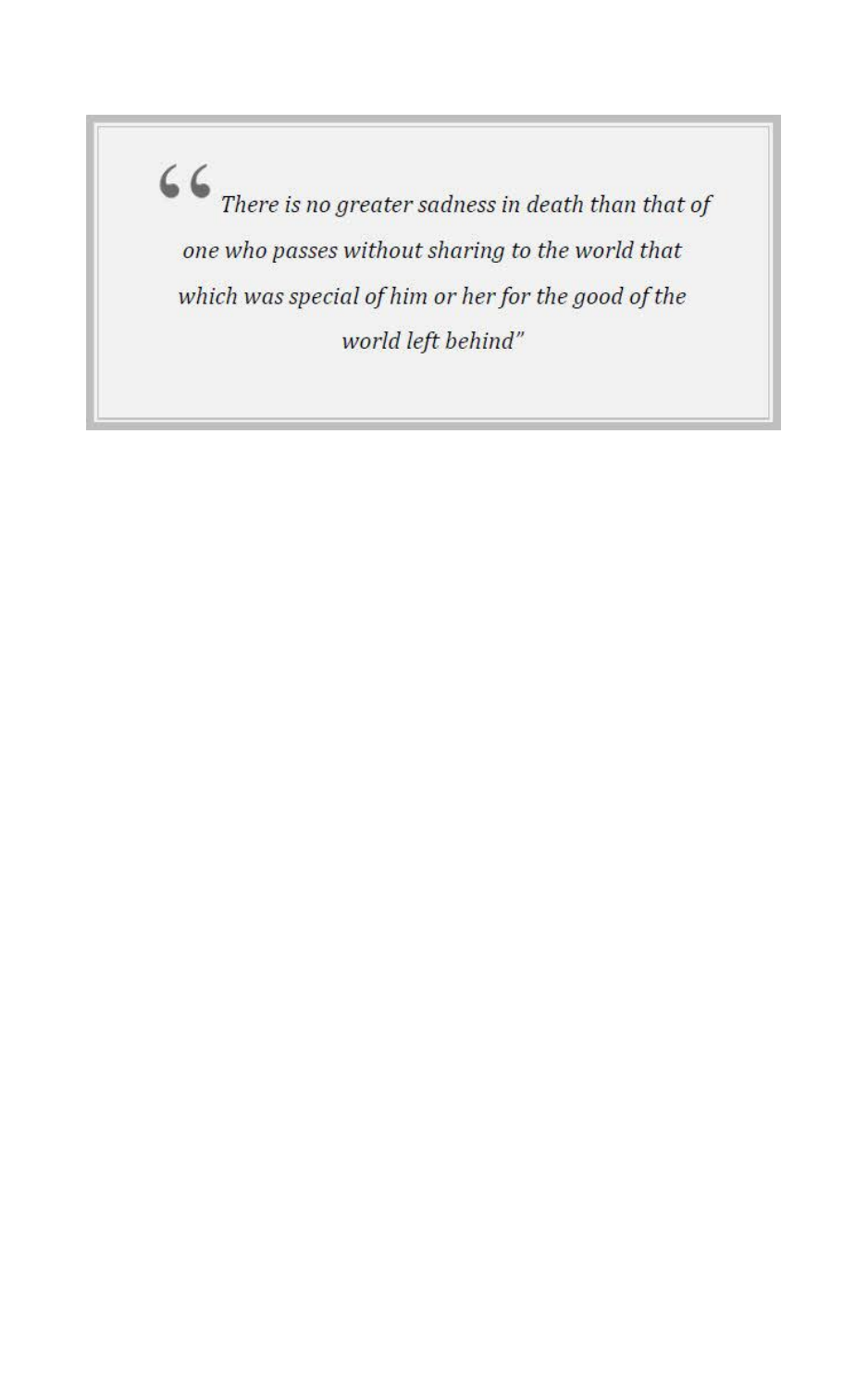> *"There is no greater sadness in death than that of one who passes without sharing to the world that which was special of him or her for the good of the world left behind"*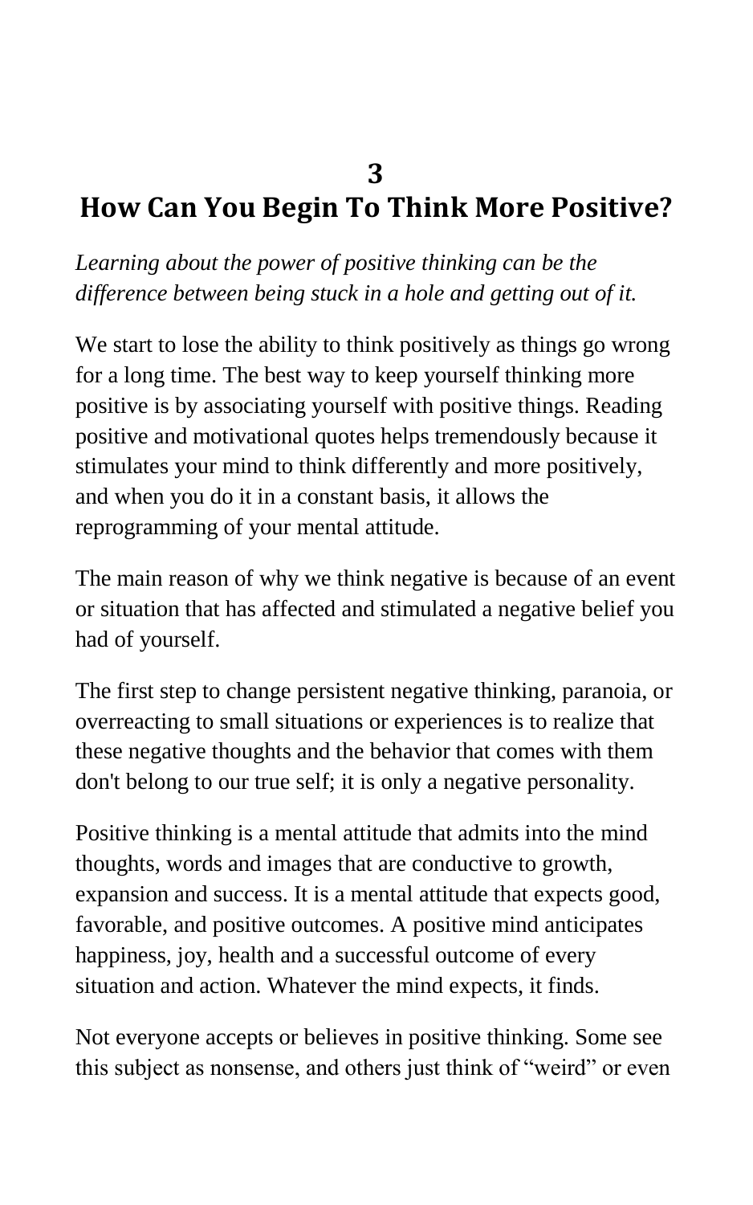# 3
# How Can You Begin To Think More Positive?

*Learning about the power of positive thinking can be the difference between being stuck in a hole and getting out of it.*

We start to lose the ability to think positively as things go wrong for a long time. The best way to keep yourself thinking more positive is by associating yourself with positive things. Reading positive and motivational quotes helps tremendously because it stimulates your mind to think differently and more positively, and when you do it in a constant basis, it allows the reprogramming of your mental attitude.

The main reason of why we think negative is because of an event or situation that has affected and stimulated a negative belief you had of yourself.

The first step to change persistent negative thinking, paranoia, or overreacting to small situations or experiences is to realize that these negative thoughts and the behavior that comes with them don't belong to our true self; it is only a negative personality.

Positive thinking is a mental attitude that admits into the mind thoughts, words and images that are conductive to growth, expansion and success. It is a mental attitude that expects good, favorable, and positive outcomes. A positive mind anticipates happiness, joy, health and a successful outcome of every situation and action. Whatever the mind expects, it finds.

Not everyone accepts or believes in positive thinking. Some see this subject as nonsense, and others just think of "weird" or even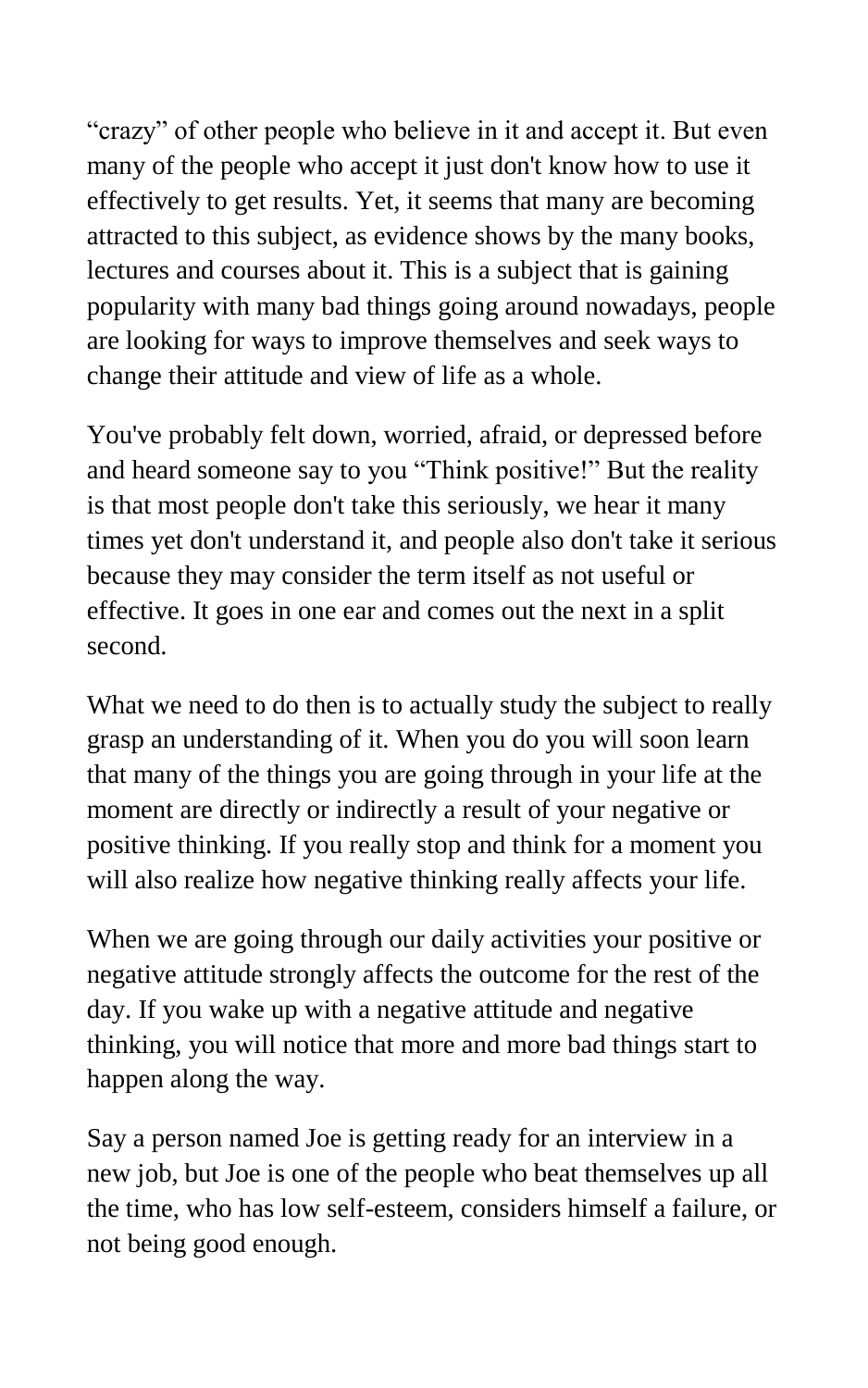“crazy” of other people who believe in it and accept it. But even many of the people who accept it just don't know how to use it effectively to get results. Yet, it seems that many are becoming attracted to this subject, as evidence shows by the many books, lectures and courses about it. This is a subject that is gaining popularity with many bad things going around nowadays, people are looking for ways to improve themselves and seek ways to change their attitude and view of life as a whole.

You've probably felt down, worried, afraid, or depressed before and heard someone say to you “Think positive!” But the reality is that most people don't take this seriously, we hear it many times yet don't understand it, and people also don't take it serious because they may consider the term itself as not useful or effective. It goes in one ear and comes out the next in a split second.

What we need to do then is to actually study the subject to really grasp an understanding of it. When you do you will soon learn that many of the things you are going through in your life at the moment are directly or indirectly a result of your negative or positive thinking. If you really stop and think for a moment you will also realize how negative thinking really affects your life.

When we are going through our daily activities your positive or negative attitude strongly affects the outcome for the rest of the day. If you wake up with a negative attitude and negative thinking, you will notice that more and more bad things start to happen along the way.

Say a person named Joe is getting ready for an interview in a new job, but Joe is one of the people who beat themselves up all the time, who has low self-esteem, considers himself a failure, or not being good enough.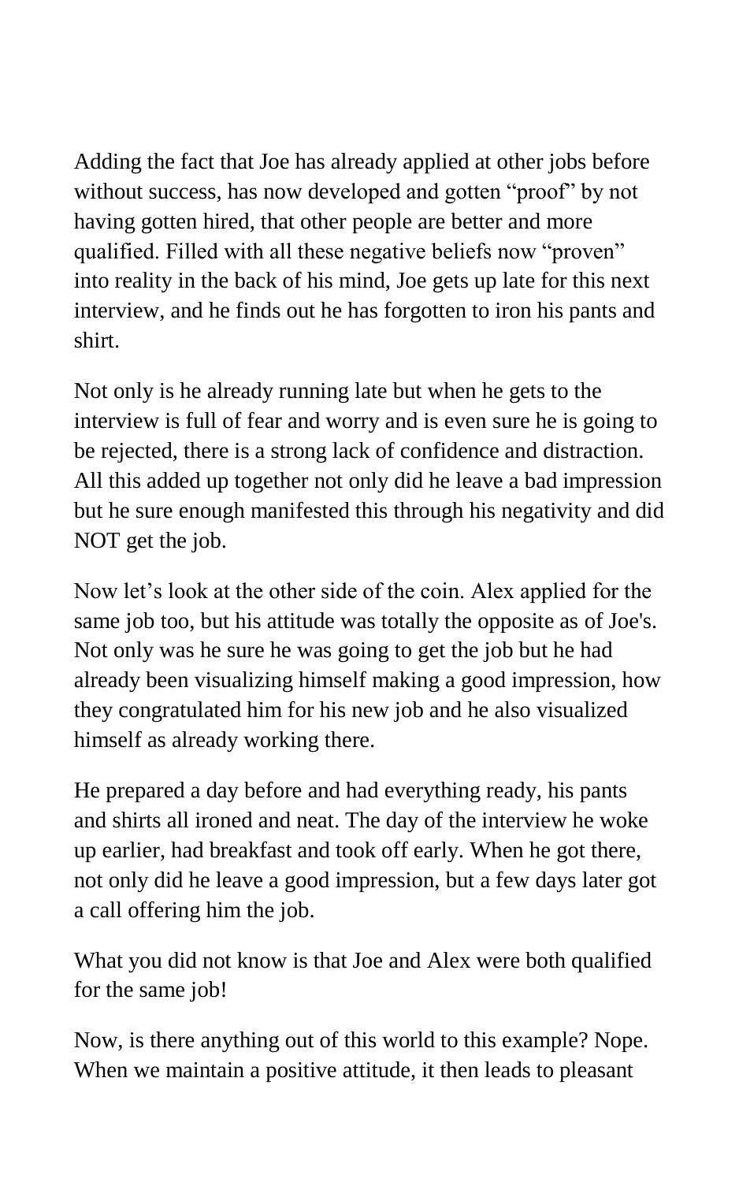Adding the fact that Joe has already applied at other jobs before without success, has now developed and gotten "proof" by not having gotten hired, that other people are better and more qualified. Filled with all these negative beliefs now "proven" into reality in the back of his mind, Joe gets up late for this next interview, and he finds out he has forgotten to iron his pants and shirt.

Not only is he already running late but when he gets to the interview is full of fear and worry and is even sure he is going to be rejected, there is a strong lack of confidence and distraction. All this added up together not only did he leave a bad impression but he sure enough manifested this through his negativity and did NOT get the job.

Now let's look at the other side of the coin. Alex applied for the same job too, but his attitude was totally the opposite as of Joe's. Not only was he sure he was going to get the job but he had already been visualizing himself making a good impression, how they congratulated him for his new job and he also visualized himself as already working there.

He prepared a day before and had everything ready, his pants and shirts all ironed and neat. The day of the interview he woke up earlier, had breakfast and took off early. When he got there, not only did he leave a good impression, but a few days later got a call offering him the job.

What you did not know is that Joe and Alex were both qualified for the same job!

Now, is there anything out of this world to this example? Nope. When we maintain a positive attitude, it then leads to pleasant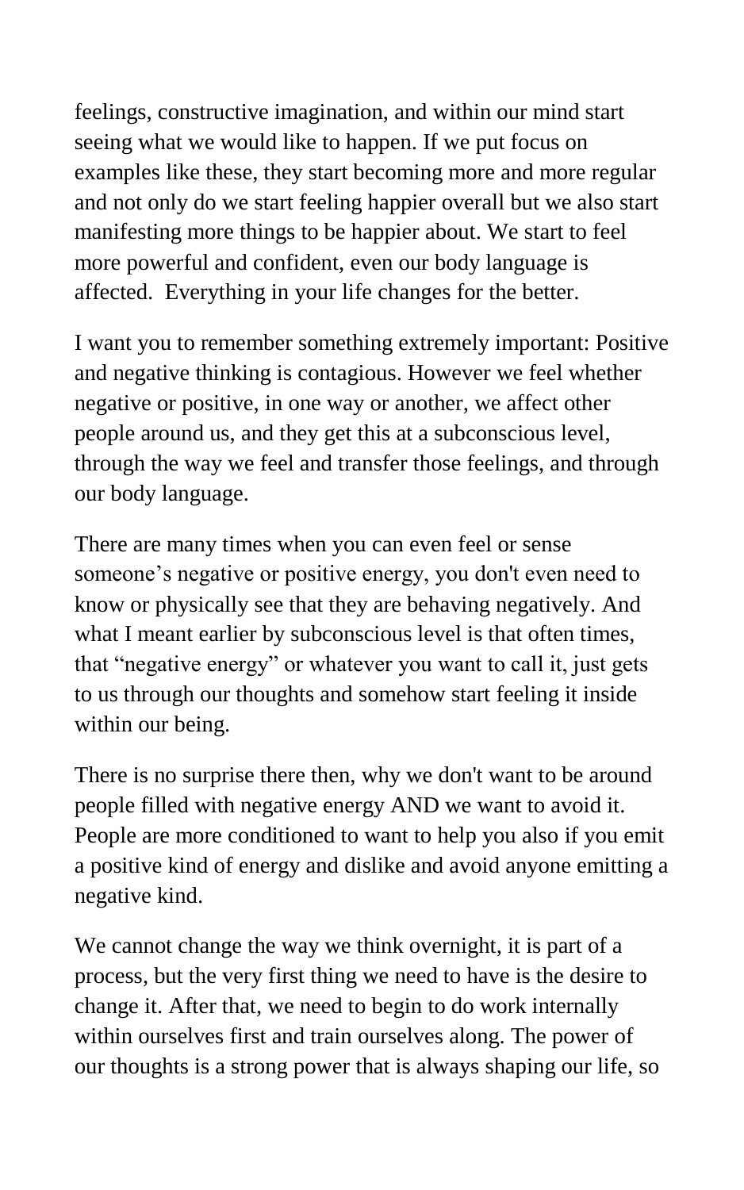feelings, constructive imagination, and within our mind start seeing what we would like to happen. If we put focus on examples like these, they start becoming more and more regular and not only do we start feeling happier overall but we also start manifesting more things to be happier about. We start to feel more powerful and confident, even our body language is affected. Everything in your life changes for the better.

I want you to remember something extremely important: Positive and negative thinking is contagious. However we feel whether negative or positive, in one way or another, we affect other people around us, and they get this at a subconscious level, through the way we feel and transfer those feelings, and through our body language.

There are many times when you can even feel or sense someone's negative or positive energy, you don't even need to know or physically see that they are behaving negatively. And what I meant earlier by subconscious level is that often times, that "negative energy" or whatever you want to call it, just gets to us through our thoughts and somehow start feeling it inside within our being.

There is no surprise there then, why we don't want to be around people filled with negative energy AND we want to avoid it. People are more conditioned to want to help you also if you emit a positive kind of energy and dislike and avoid anyone emitting a negative kind.

We cannot change the way we think overnight, it is part of a process, but the very first thing we need to have is the desire to change it. After that, we need to begin to do work internally within ourselves first and train ourselves along. The power of our thoughts is a strong power that is always shaping our life, so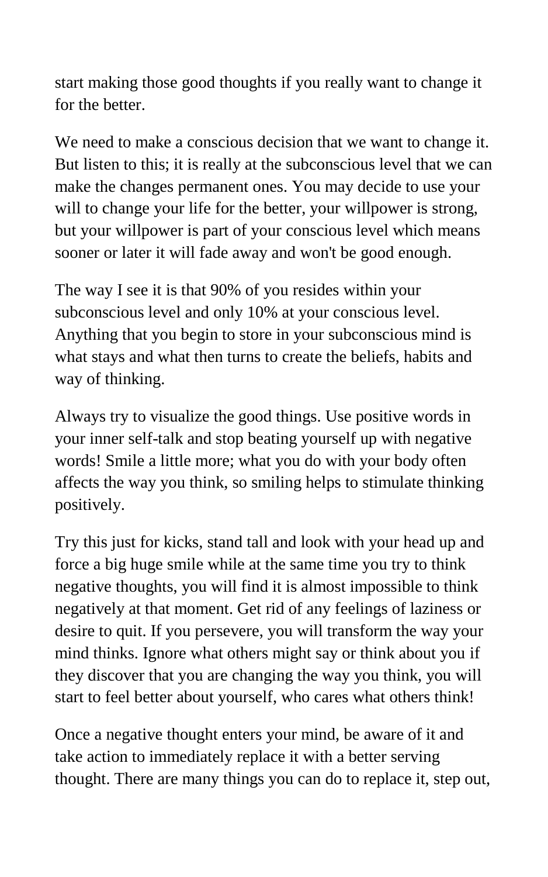start making those good thoughts if you really want to change it for the better.

We need to make a conscious decision that we want to change it. But listen to this; it is really at the subconscious level that we can make the changes permanent ones. You may decide to use your will to change your life for the better, your willpower is strong, but your willpower is part of your conscious level which means sooner or later it will fade away and won't be good enough.

The way I see it is that 90% of you resides within your subconscious level and only 10% at your conscious level. Anything that you begin to store in your subconscious mind is what stays and what then turns to create the beliefs, habits and way of thinking.

Always try to visualize the good things. Use positive words in your inner self-talk and stop beating yourself up with negative words! Smile a little more; what you do with your body often affects the way you think, so smiling helps to stimulate thinking positively.

Try this just for kicks, stand tall and look with your head up and force a big huge smile while at the same time you try to think negative thoughts, you will find it is almost impossible to think negatively at that moment. Get rid of any feelings of laziness or desire to quit. If you persevere, you will transform the way your mind thinks. Ignore what others might say or think about you if they discover that you are changing the way you think, you will start to feel better about yourself, who cares what others think!

Once a negative thought enters your mind, be aware of it and take action to immediately replace it with a better serving thought. There are many things you can do to replace it, step out,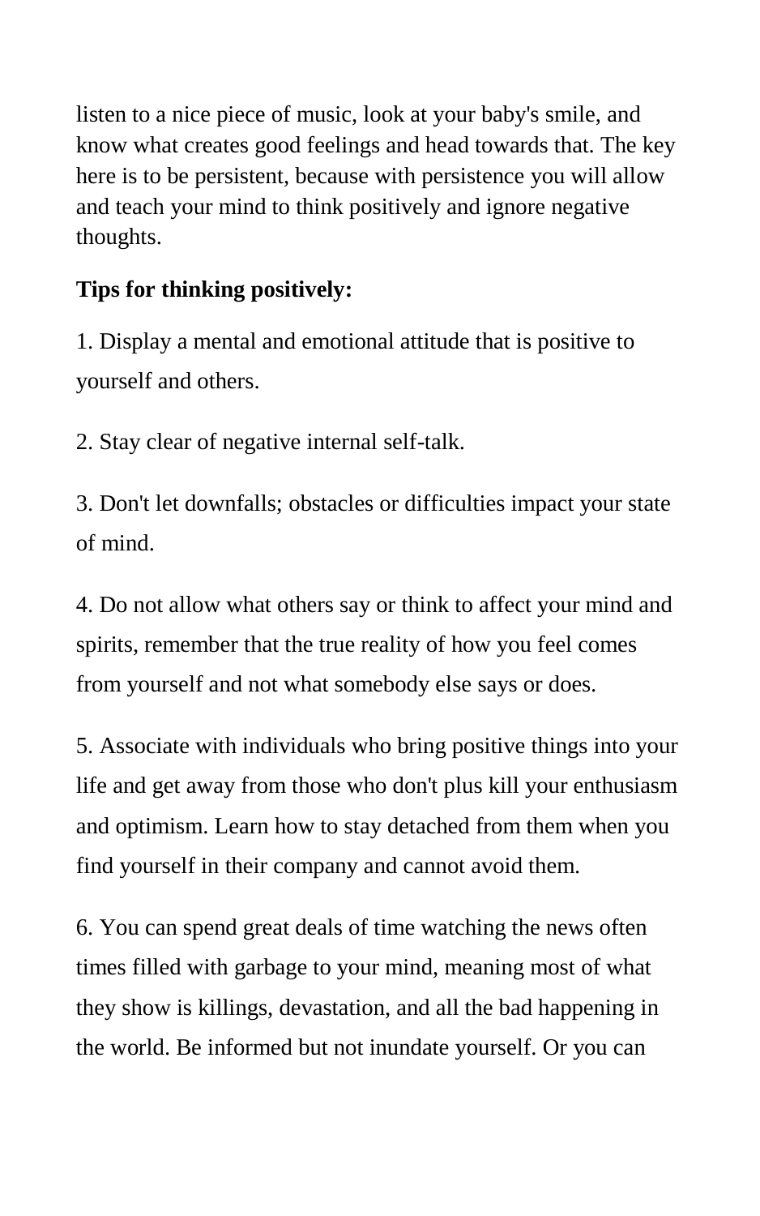listen to a nice piece of music, look at your baby's smile, and know what creates good feelings and head towards that. The key here is to be persistent, because with persistence you will allow and teach your mind to think positively and ignore negative thoughts.

**Tips for thinking positively:**

1. Display a mental and emotional attitude that is positive to yourself and others.

2. Stay clear of negative internal self-talk.

3. Don't let downfalls; obstacles or difficulties impact your state of mind.

4. Do not allow what others say or think to affect your mind and spirits, remember that the true reality of how you feel comes from yourself and not what somebody else says or does.

5. Associate with individuals who bring positive things into your life and get away from those who don't plus kill your enthusiasm and optimism. Learn how to stay detached from them when you find yourself in their company and cannot avoid them.

6. You can spend great deals of time watching the news often times filled with garbage to your mind, meaning most of what they show is killings, devastation, and all the bad happening in the world. Be informed but not inundate yourself. Or you can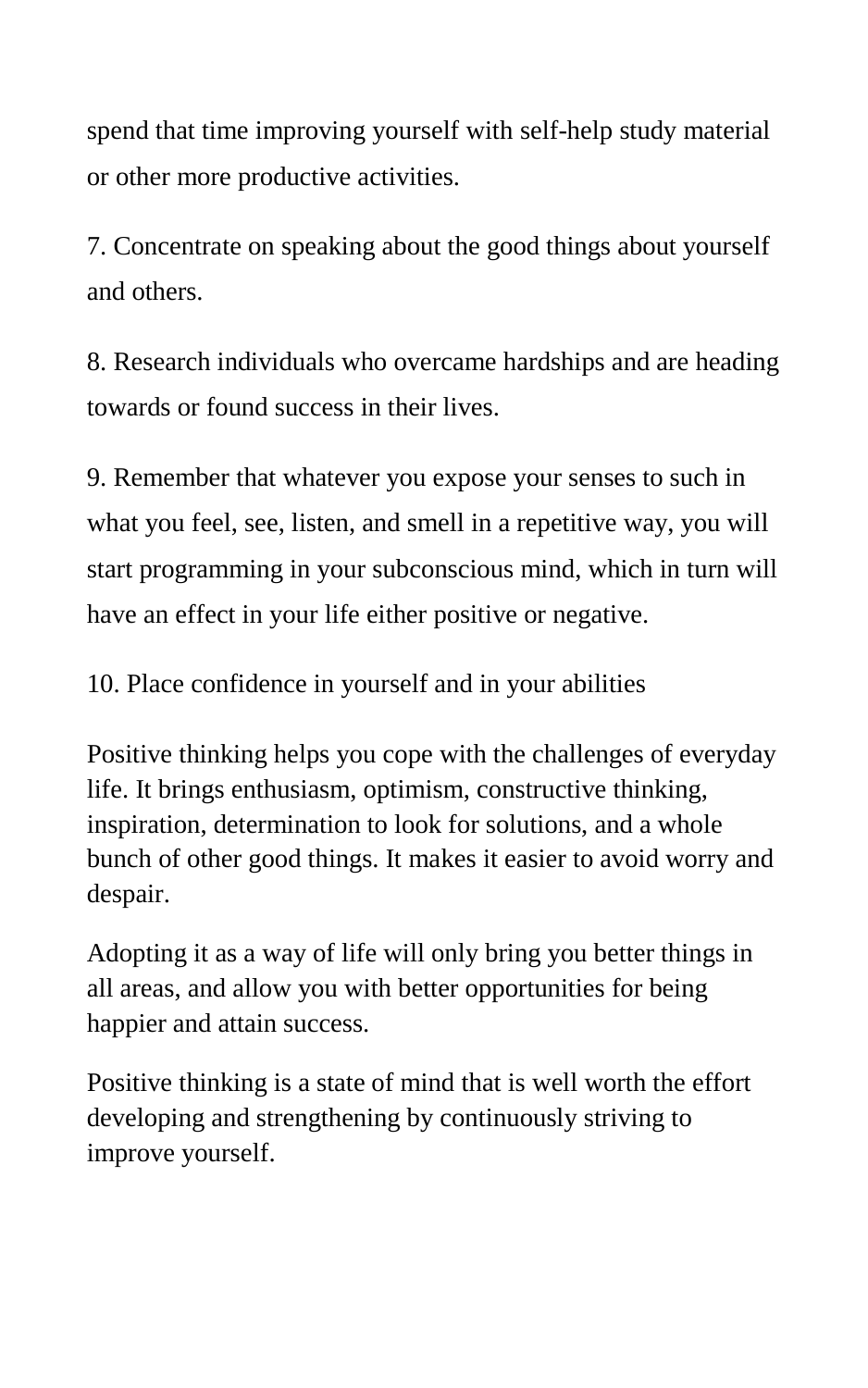spend that time improving yourself with self-help study material or other more productive activities.

7. Concentrate on speaking about the good things about yourself and others.

8. Research individuals who overcame hardships and are heading towards or found success in their lives.

9. Remember that whatever you expose your senses to such in what you feel, see, listen, and smell in a repetitive way, you will start programming in your subconscious mind, which in turn will have an effect in your life either positive or negative.

10. Place confidence in yourself and in your abilities

Positive thinking helps you cope with the challenges of everyday life. It brings enthusiasm, optimism, constructive thinking, inspiration, determination to look for solutions, and a whole bunch of other good things. It makes it easier to avoid worry and despair.

Adopting it as a way of life will only bring you better things in all areas, and allow you with better opportunities for being happier and attain success.

Positive thinking is a state of mind that is well worth the effort developing and strengthening by continuously striving to improve yourself.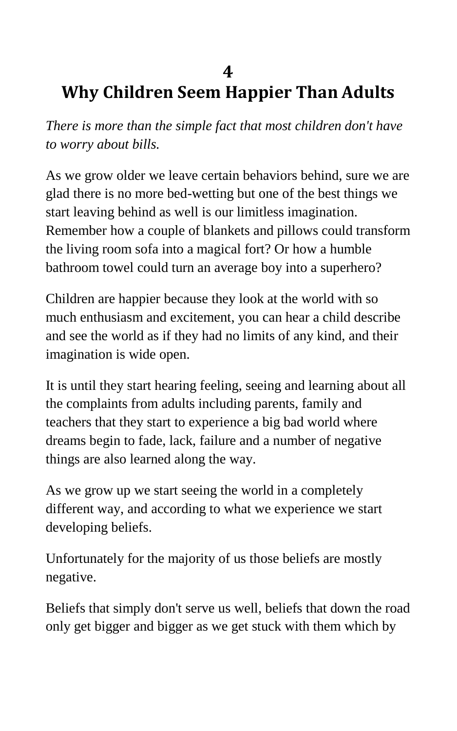# 4
# Why Children Seem Happier Than Adults

*There is more than the simple fact that most children don't have to worry about bills.*

As we grow older we leave certain behaviors behind, sure we are glad there is no more bed-wetting but one of the best things we start leaving behind as well is our limitless imagination. Remember how a couple of blankets and pillows could transform the living room sofa into a magical fort? Or how a humble bathroom towel could turn an average boy into a superhero?

Children are happier because they look at the world with so much enthusiasm and excitement, you can hear a child describe and see the world as if they had no limits of any kind, and their imagination is wide open.

It is until they start hearing feeling, seeing and learning about all the complaints from adults including parents, family and teachers that they start to experience a big bad world where dreams begin to fade, lack, failure and a number of negative things are also learned along the way.

As we grow up we start seeing the world in a completely different way, and according to what we experience we start developing beliefs.

Unfortunately for the majority of us those beliefs are mostly negative.

Beliefs that simply don't serve us well, beliefs that down the road only get bigger and bigger as we get stuck with them which by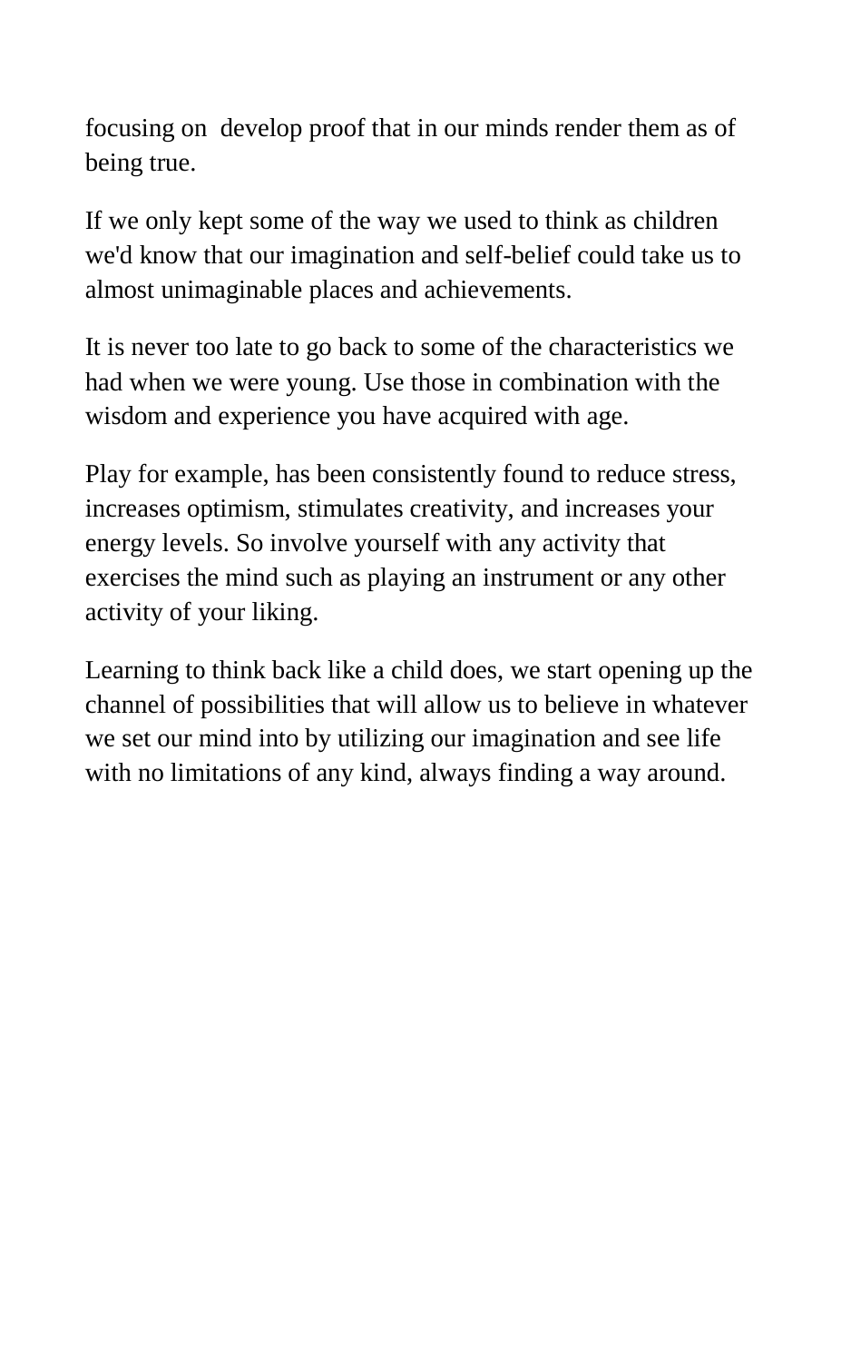focusing on  develop proof that in our minds render them as of being true.

If we only kept some of the way we used to think as children we'd know that our imagination and self-belief could take us to almost unimaginable places and achievements.

It is never too late to go back to some of the characteristics we had when we were young. Use those in combination with the wisdom and experience you have acquired with age.

Play for example, has been consistently found to reduce stress, increases optimism, stimulates creativity, and increases your energy levels. So involve yourself with any activity that exercises the mind such as playing an instrument or any other activity of your liking.

Learning to think back like a child does, we start opening up the channel of possibilities that will allow us to believe in whatever we set our mind into by utilizing our imagination and see life with no limitations of any kind, always finding a way around.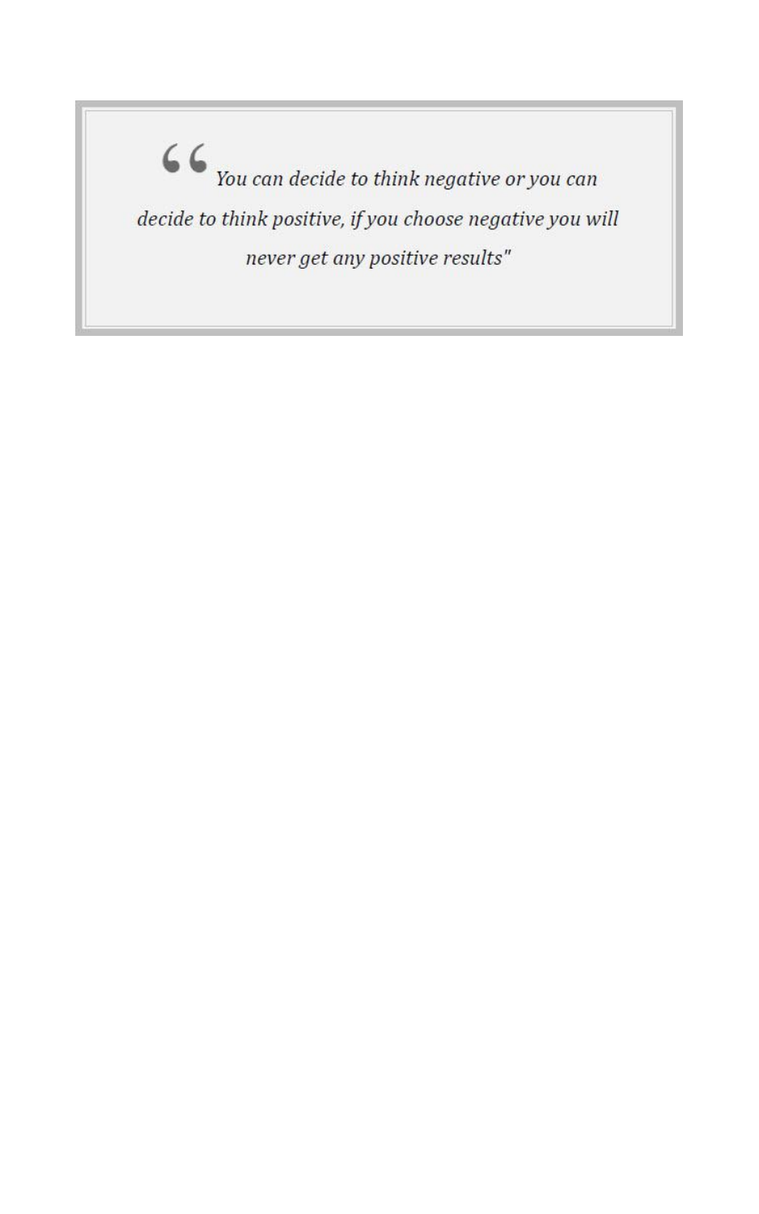> *"You can decide to think negative or you can decide to think positive, if you choose negative you will never get any positive results"*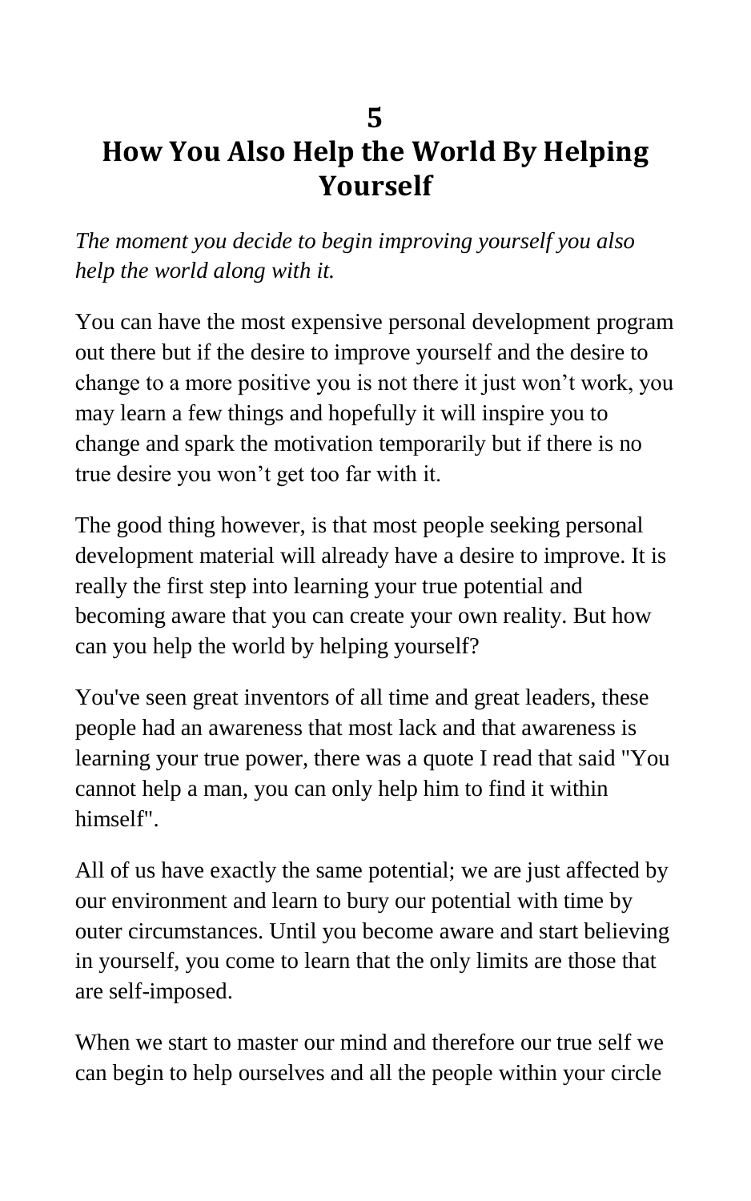# 5
# How You Also Help the World By Helping Yourself

*The moment you decide to begin improving yourself you also help the world along with it.*

You can have the most expensive personal development program out there but if the desire to improve yourself and the desire to change to a more positive you is not there it just won't work, you may learn a few things and hopefully it will inspire you to change and spark the motivation temporarily but if there is no true desire you won't get too far with it.

The good thing however, is that most people seeking personal development material will already have a desire to improve. It is really the first step into learning your true potential and becoming aware that you can create your own reality. But how can you help the world by helping yourself?

You've seen great inventors of all time and great leaders, these people had an awareness that most lack and that awareness is learning your true power, there was a quote I read that said "You cannot help a man, you can only help him to find it within himself".

All of us have exactly the same potential; we are just affected by our environment and learn to bury our potential with time by outer circumstances. Until you become aware and start believing in yourself, you come to learn that the only limits are those that are self-imposed.

When we start to master our mind and therefore our true self we can begin to help ourselves and all the people within your circle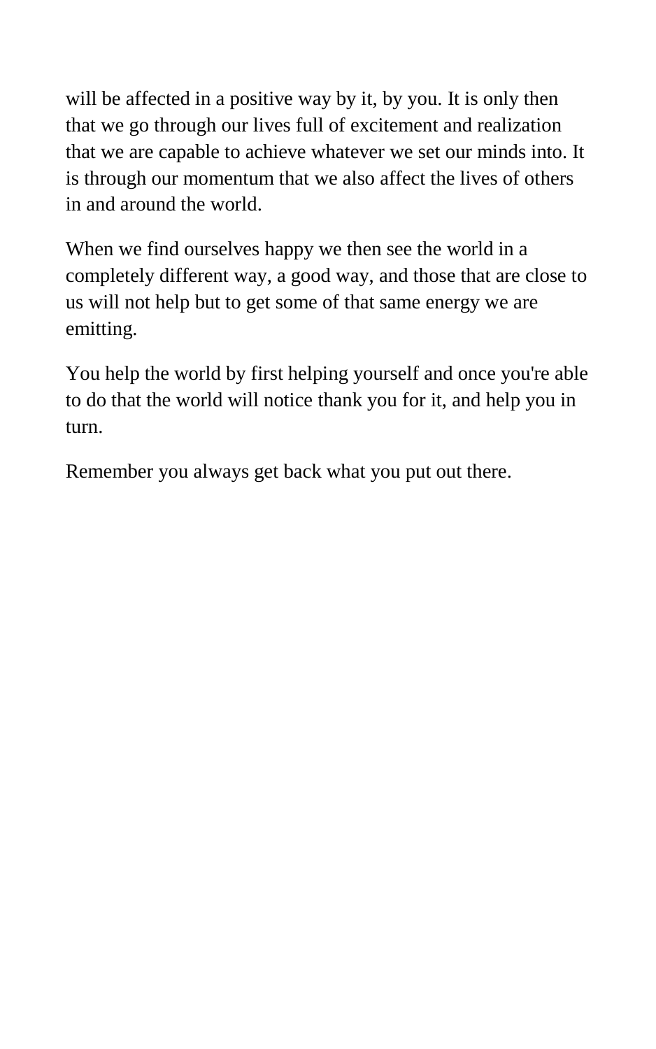will be affected in a positive way by it, by you. It is only then that we go through our lives full of excitement and realization that we are capable to achieve whatever we set our minds into. It is through our momentum that we also affect the lives of others in and around the world.

When we find ourselves happy we then see the world in a completely different way, a good way, and those that are close to us will not help but to get some of that same energy we are emitting.

You help the world by first helping yourself and once you're able to do that the world will notice thank you for it, and help you in turn.

Remember you always get back what you put out there.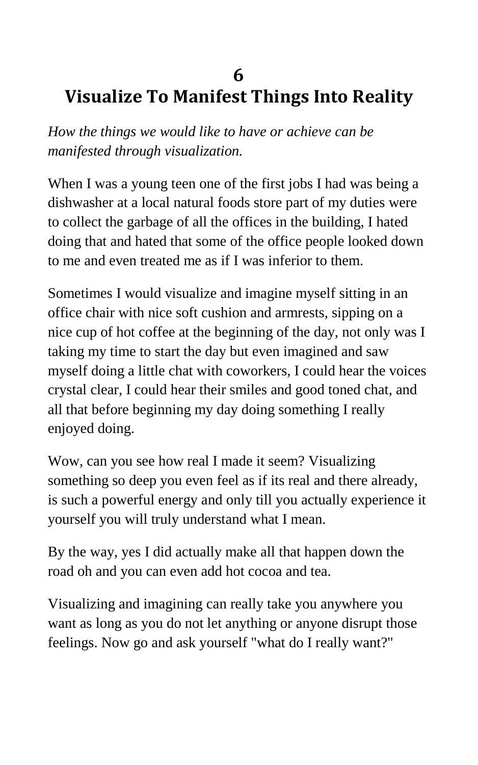# 6
# Visualize To Manifest Things Into Reality

*How the things we would like to have or achieve can be manifested through visualization.*

When I was a young teen one of the first jobs I had was being a dishwasher at a local natural foods store part of my duties were to collect the garbage of all the offices in the building, I hated doing that and hated that some of the office people looked down to me and even treated me as if I was inferior to them.

Sometimes I would visualize and imagine myself sitting in an office chair with nice soft cushion and armrests, sipping on a nice cup of hot coffee at the beginning of the day, not only was I taking my time to start the day but even imagined and saw myself doing a little chat with coworkers, I could hear the voices crystal clear, I could hear their smiles and good toned chat, and all that before beginning my day doing something I really enjoyed doing.

Wow, can you see how real I made it seem? Visualizing something so deep you even feel as if its real and there already, is such a powerful energy and only till you actually experience it yourself you will truly understand what I mean.

By the way, yes I did actually make all that happen down the road oh and you can even add hot cocoa and tea.

Visualizing and imagining can really take you anywhere you want as long as you do not let anything or anyone disrupt those feelings. Now go and ask yourself "what do I really want?"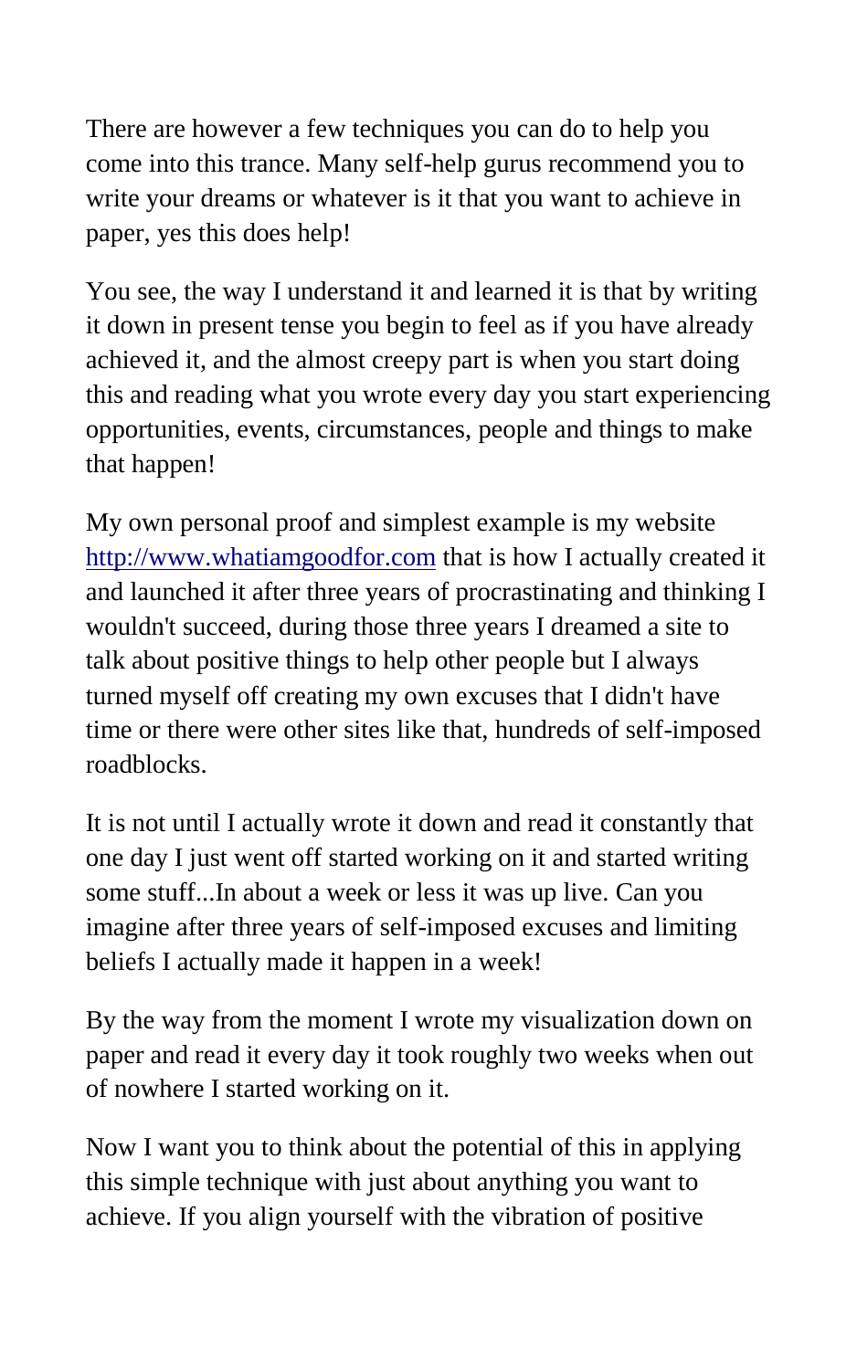There are however a few techniques you can do to help you come into this trance. Many self-help gurus recommend you to write your dreams or whatever is it that you want to achieve in paper, yes this does help!

You see, the way I understand it and learned it is that by writing it down in present tense you begin to feel as if you have already achieved it, and the almost creepy part is when you start doing this and reading what you wrote every day you start experiencing opportunities, events, circumstances, people and things to make that happen!

My own personal proof and simplest example is my website [http://www.whatiamgoodfor.com](http://www.whatiamgoodfor.com) that is how I actually created it and launched it after three years of procrastinating and thinking I wouldn't succeed, during those three years I dreamed a site to talk about positive things to help other people but I always turned myself off creating my own excuses that I didn't have time or there were other sites like that, hundreds of self-imposed roadblocks.

It is not until I actually wrote it down and read it constantly that one day I just went off started working on it and started writing some stuff...In about a week or less it was up live. Can you imagine after three years of self-imposed excuses and limiting beliefs I actually made it happen in a week!

By the way from the moment I wrote my visualization down on paper and read it every day it took roughly two weeks when out of nowhere I started working on it.

Now I want you to think about the potential of this in applying this simple technique with just about anything you want to achieve. If you align yourself with the vibration of positive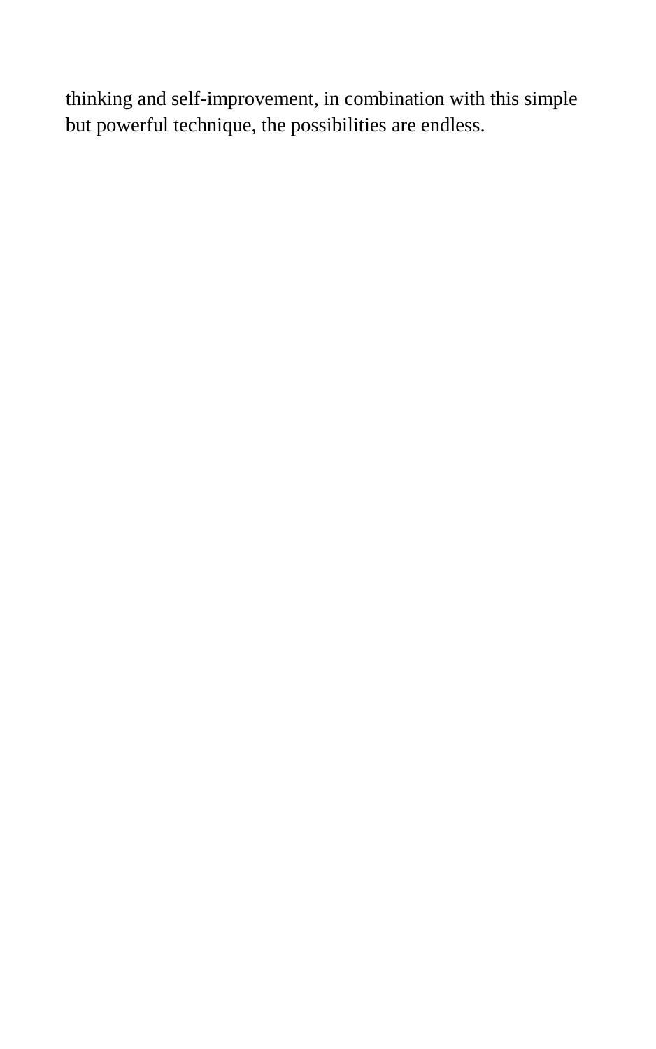thinking and self-improvement, in combination with this simple but powerful technique, the possibilities are endless.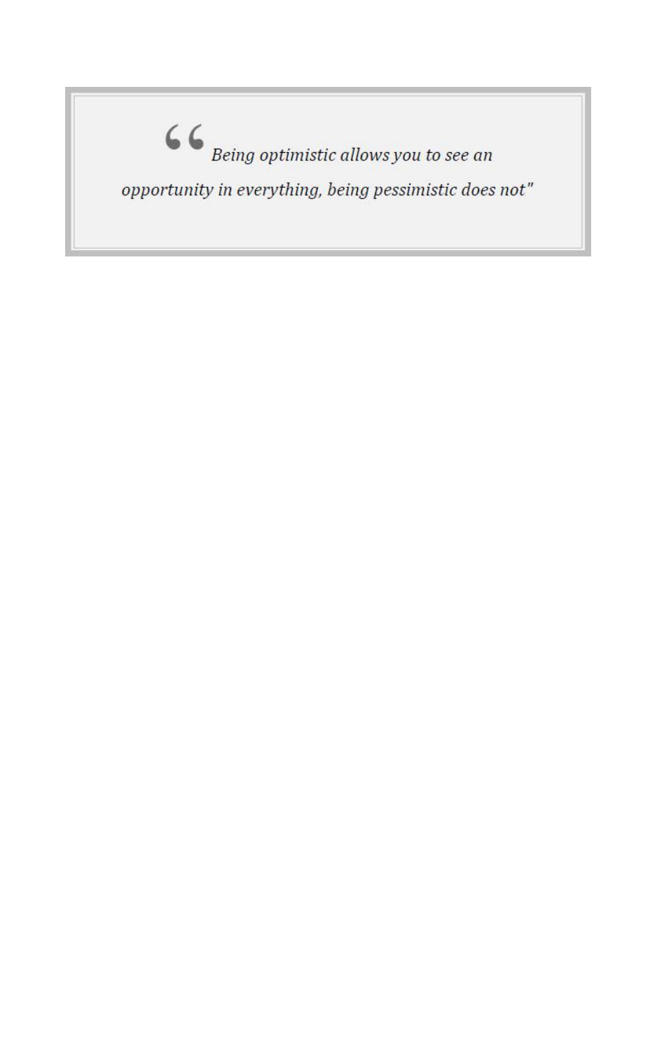> *"Being optimistic allows you to see an opportunity in everything, being pessimistic does not"*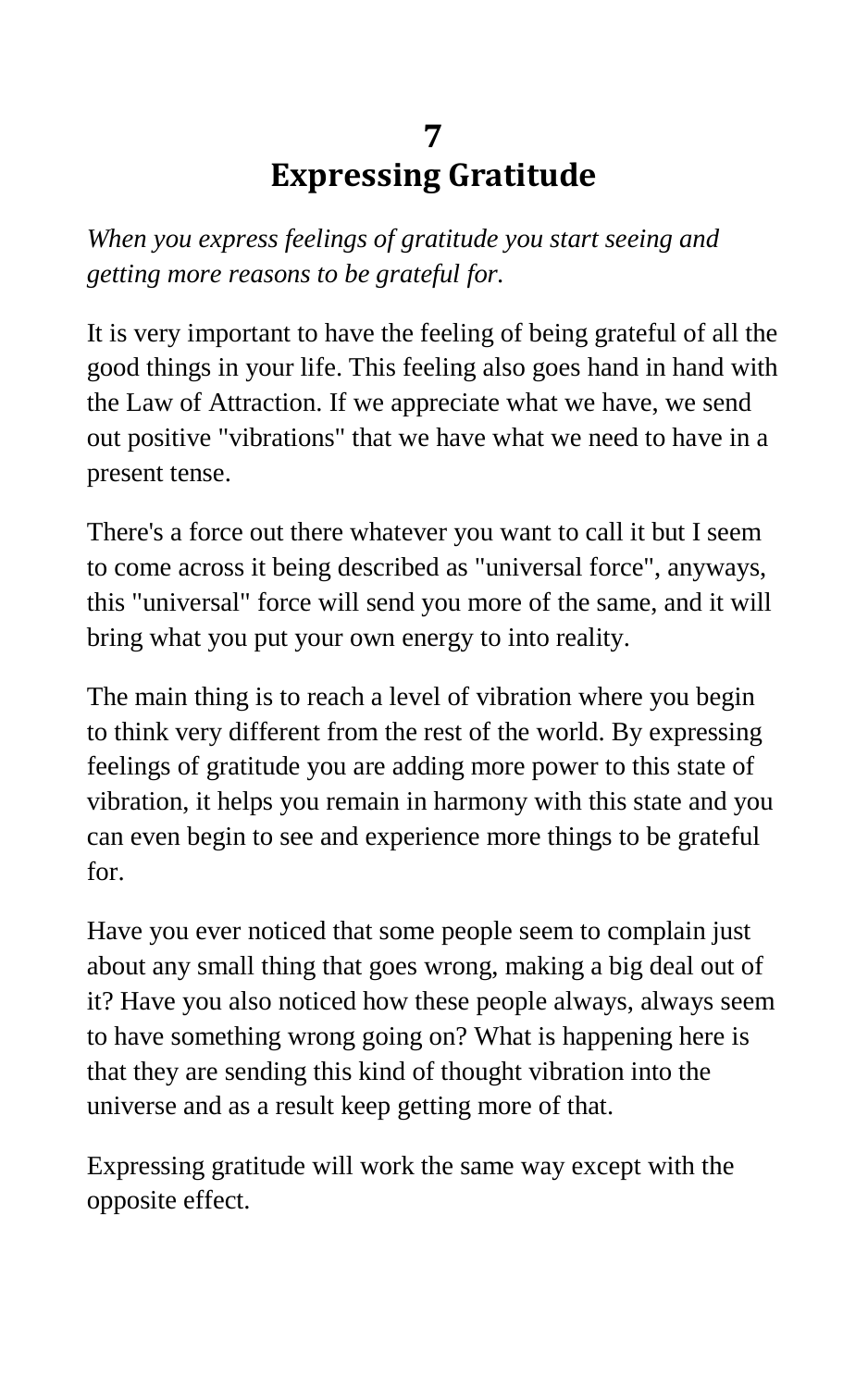# 7
# Expressing Gratitude

*When you express feelings of gratitude you start seeing and getting more reasons to be grateful for.*

It is very important to have the feeling of being grateful of all the good things in your life. This feeling also goes hand in hand with the Law of Attraction. If we appreciate what we have, we send out positive "vibrations" that we have what we need to have in a present tense.

There's a force out there whatever you want to call it but I seem to come across it being described as "universal force", anyways, this "universal" force will send you more of the same, and it will bring what you put your own energy to into reality.

The main thing is to reach a level of vibration where you begin to think very different from the rest of the world. By expressing feelings of gratitude you are adding more power to this state of vibration, it helps you remain in harmony with this state and you can even begin to see and experience more things to be grateful for.

Have you ever noticed that some people seem to complain just about any small thing that goes wrong, making a big deal out of it? Have you also noticed how these people always, always seem to have something wrong going on? What is happening here is that they are sending this kind of thought vibration into the universe and as a result keep getting more of that.

Expressing gratitude will work the same way except with the opposite effect.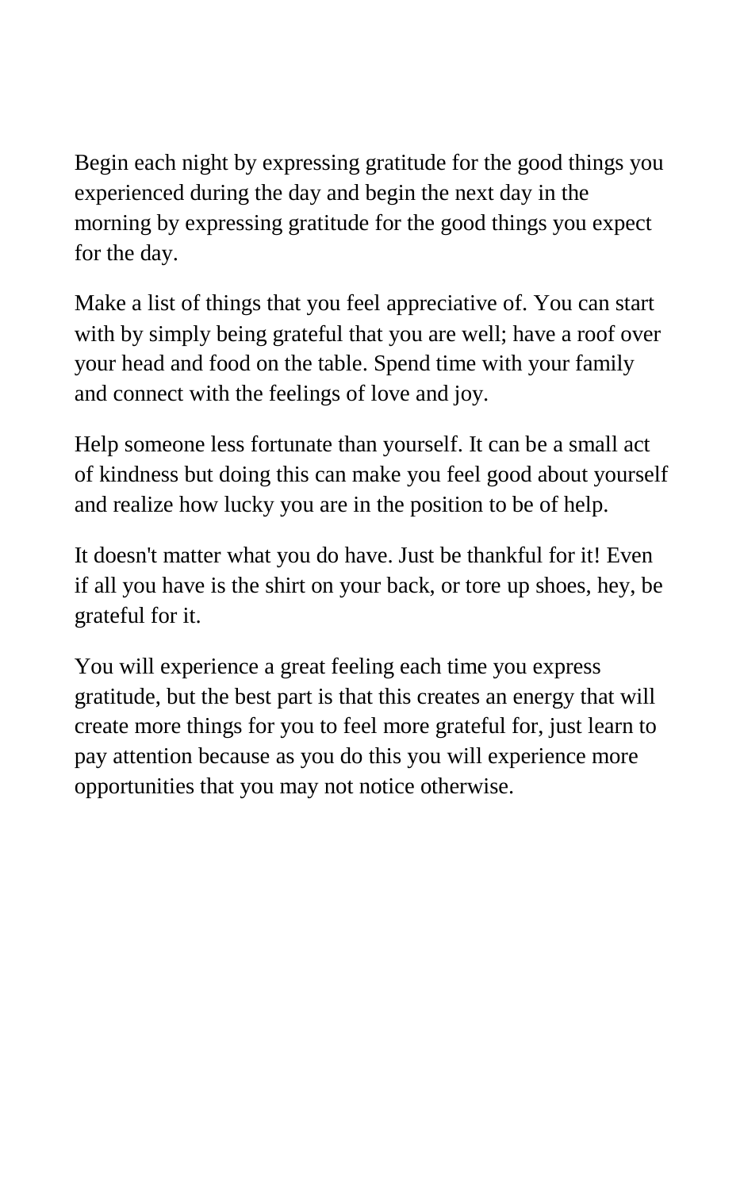Begin each night by expressing gratitude for the good things you experienced during the day and begin the next day in the morning by expressing gratitude for the good things you expect for the day.

Make a list of things that you feel appreciative of. You can start with by simply being grateful that you are well; have a roof over your head and food on the table. Spend time with your family and connect with the feelings of love and joy.

Help someone less fortunate than yourself. It can be a small act of kindness but doing this can make you feel good about yourself and realize how lucky you are in the position to be of help.

It doesn't matter what you do have. Just be thankful for it! Even if all you have is the shirt on your back, or tore up shoes, hey, be grateful for it.

You will experience a great feeling each time you express gratitude, but the best part is that this creates an energy that will create more things for you to feel more grateful for, just learn to pay attention because as you do this you will experience more opportunities that you may not notice otherwise.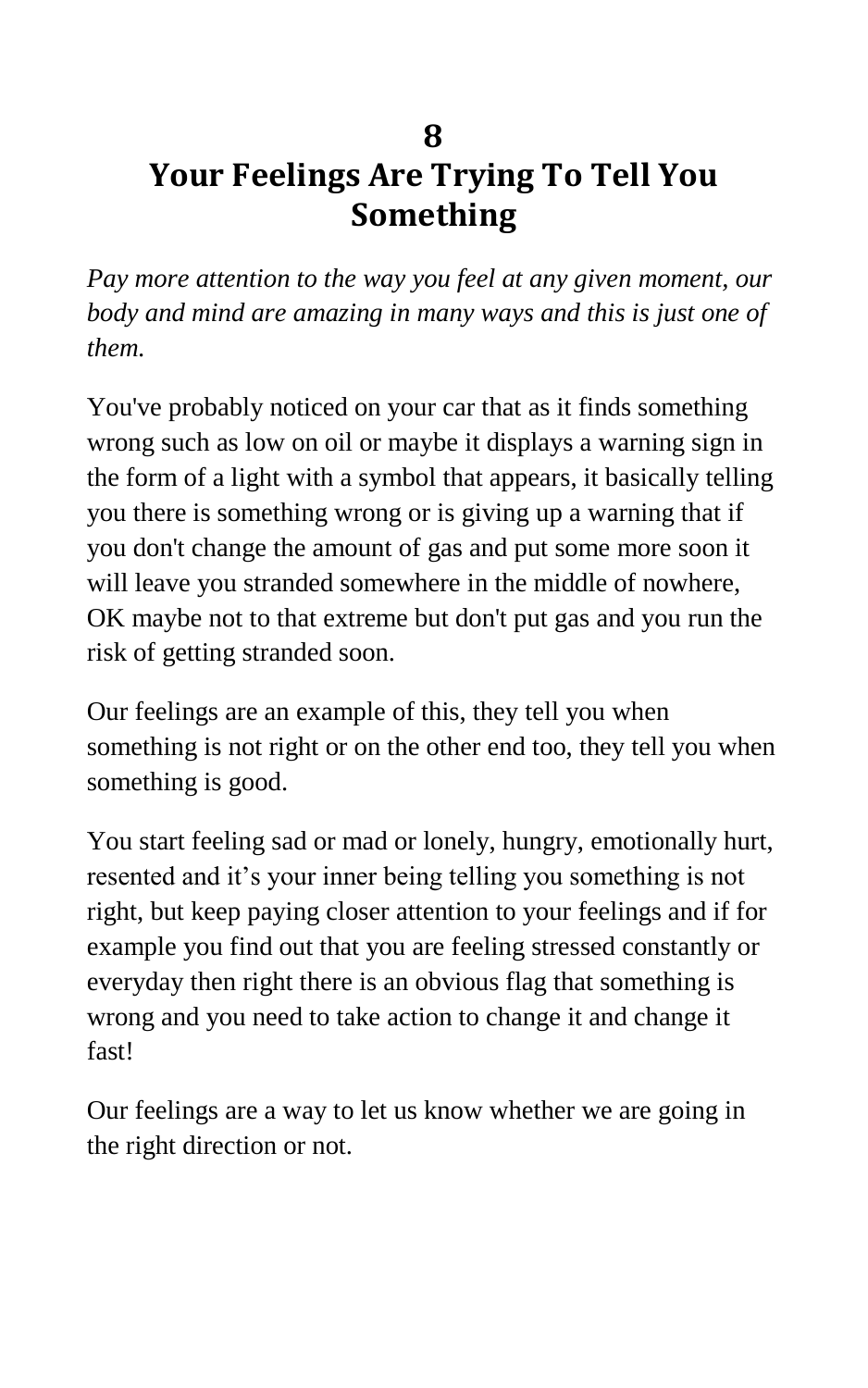# 8
# Your Feelings Are Trying To Tell You Something

*Pay more attention to the way you feel at any given moment, our body and mind are amazing in many ways and this is just one of them.*

You've probably noticed on your car that as it finds something wrong such as low on oil or maybe it displays a warning sign in the form of a light with a symbol that appears, it basically telling you there is something wrong or is giving up a warning that if you don't change the amount of gas and put some more soon it will leave you stranded somewhere in the middle of nowhere, OK maybe not to that extreme but don't put gas and you run the risk of getting stranded soon.

Our feelings are an example of this, they tell you when something is not right or on the other end too, they tell you when something is good.

You start feeling sad or mad or lonely, hungry, emotionally hurt, resented and it's your inner being telling you something is not right, but keep paying closer attention to your feelings and if for example you find out that you are feeling stressed constantly or everyday then right there is an obvious flag that something is wrong and you need to take action to change it and change it fast!

Our feelings are a way to let us know whether we are going in the right direction or not.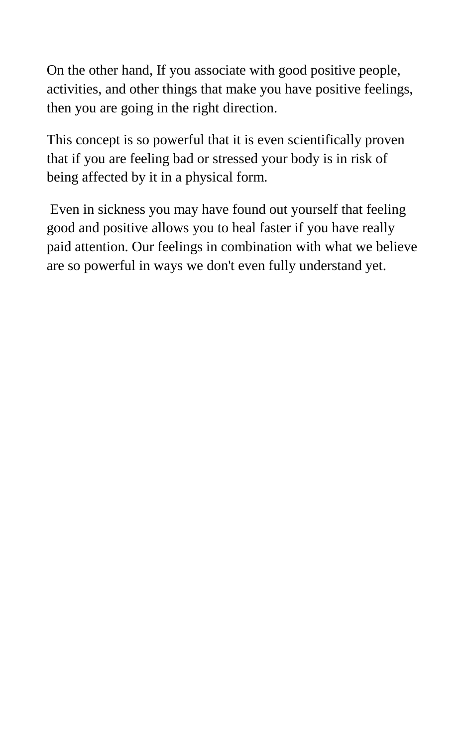On the other hand, If you associate with good positive people, activities, and other things that make you have positive feelings, then you are going in the right direction.

This concept is so powerful that it is even scientifically proven that if you are feeling bad or stressed your body is in risk of being affected by it in a physical form.

Even in sickness you may have found out yourself that feeling good and positive allows you to heal faster if you have really paid attention. Our feelings in combination with what we believe are so powerful in ways we don't even fully understand yet.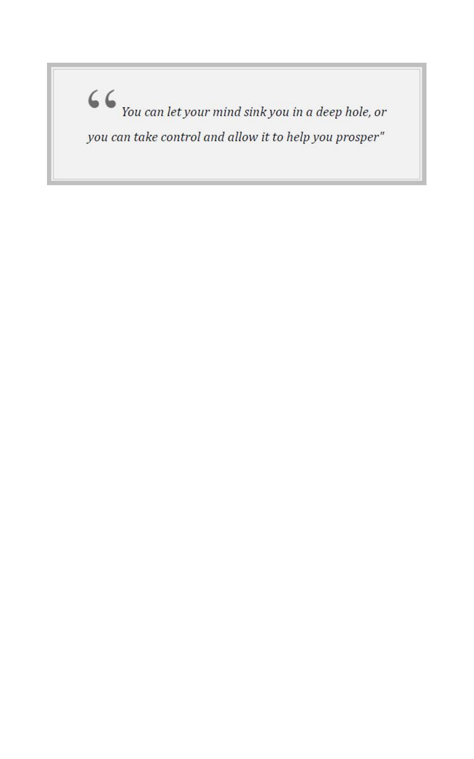> *"You can let your mind sink you in a deep hole, or you can take control and allow it to help you prosper"*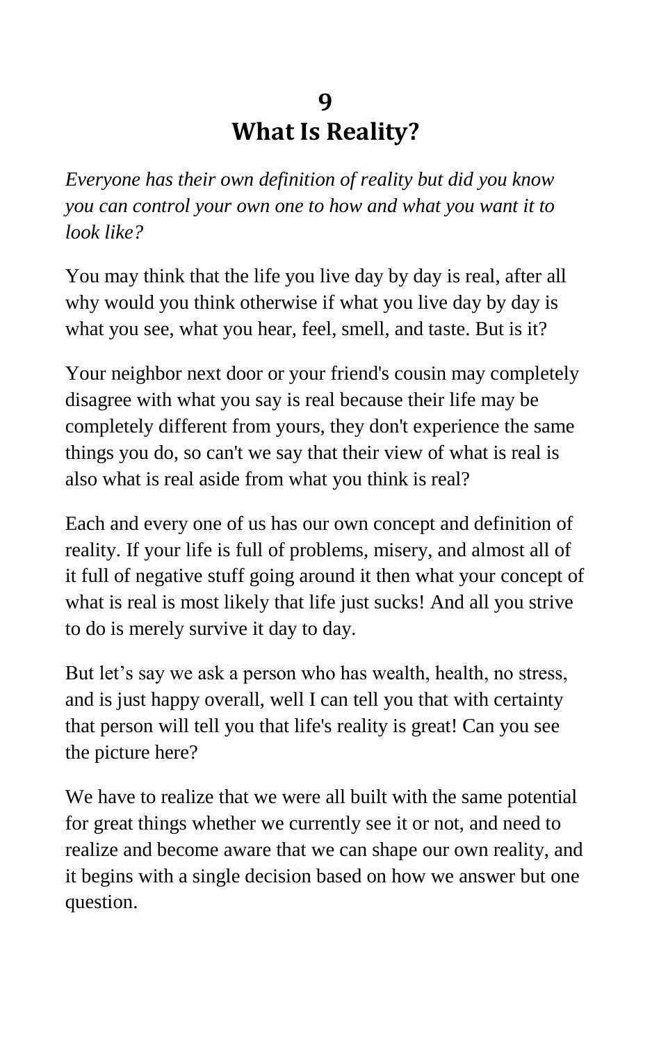# 9
# What Is Reality?

*Everyone has their own definition of reality but did you know you can control your own one to how and what you want it to look like?*

You may think that the life you live day by day is real, after all why would you think otherwise if what you live day by day is what you see, what you hear, feel, smell, and taste. But is it?

Your neighbor next door or your friend's cousin may completely disagree with what you say is real because their life may be completely different from yours, they don't experience the same things you do, so can't we say that their view of what is real is also what is real aside from what you think is real?

Each and every one of us has our own concept and definition of reality. If your life is full of problems, misery, and almost all of it full of negative stuff going around it then what your concept of what is real is most likely that life just sucks! And all you strive to do is merely survive it day to day.

But let’s say we ask a person who has wealth, health, no stress, and is just happy overall, well I can tell you that with certainty that person will tell you that life's reality is great! Can you see the picture here?

We have to realize that we were all built with the same potential for great things whether we currently see it or not, and need to realize and become aware that we can shape our own reality, and it begins with a single decision based on how we answer but one question.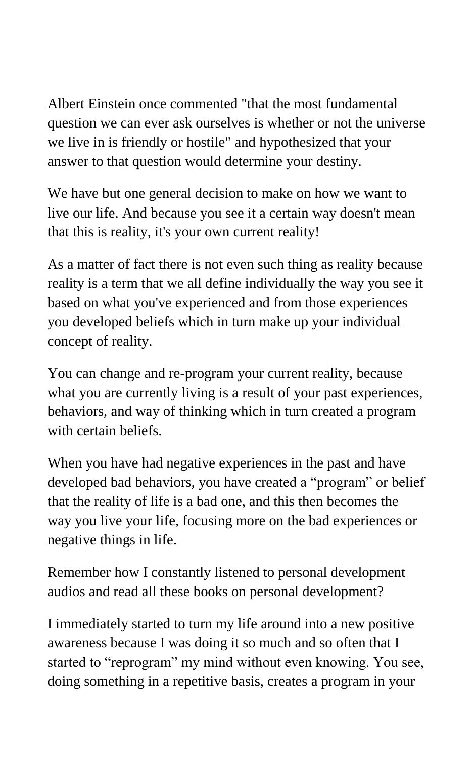Albert Einstein once commented "that the most fundamental question we can ever ask ourselves is whether or not the universe we live in is friendly or hostile" and hypothesized that your answer to that question would determine your destiny.

We have but one general decision to make on how we want to live our life. And because you see it a certain way doesn't mean that this is reality, it's your own current reality!

As a matter of fact there is not even such thing as reality because reality is a term that we all define individually the way you see it based on what you've experienced and from those experiences you developed beliefs which in turn make up your individual concept of reality.

You can change and re-program your current reality, because what you are currently living is a result of your past experiences, behaviors, and way of thinking which in turn created a program with certain beliefs.

When you have had negative experiences in the past and have developed bad behaviors, you have created a “program” or belief that the reality of life is a bad one, and this then becomes the way you live your life, focusing more on the bad experiences or negative things in life.

Remember how I constantly listened to personal development audios and read all these books on personal development?

I immediately started to turn my life around into a new positive awareness because I was doing it so much and so often that I started to “reprogram” my mind without even knowing. You see, doing something in a repetitive basis, creates a program in your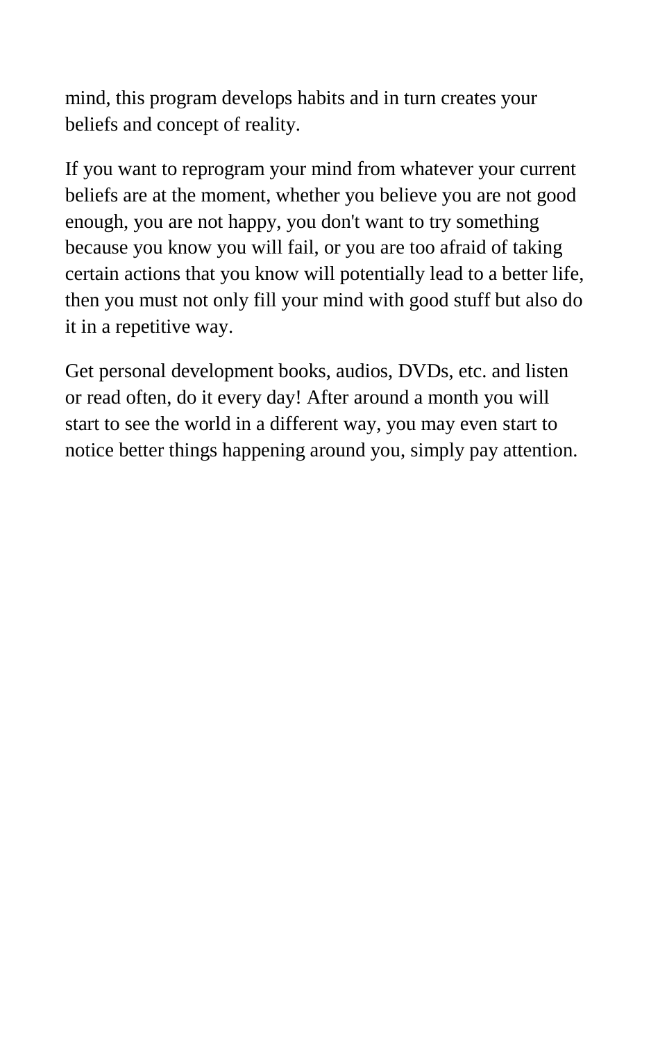mind, this program develops habits and in turn creates your beliefs and concept of reality.

If you want to reprogram your mind from whatever your current beliefs are at the moment, whether you believe you are not good enough, you are not happy, you don't want to try something because you know you will fail, or you are too afraid of taking certain actions that you know will potentially lead to a better life, then you must not only fill your mind with good stuff but also do it in a repetitive way.

Get personal development books, audios, DVDs, etc. and listen or read often, do it every day! After around a month you will start to see the world in a different way, you may even start to notice better things happening around you, simply pay attention.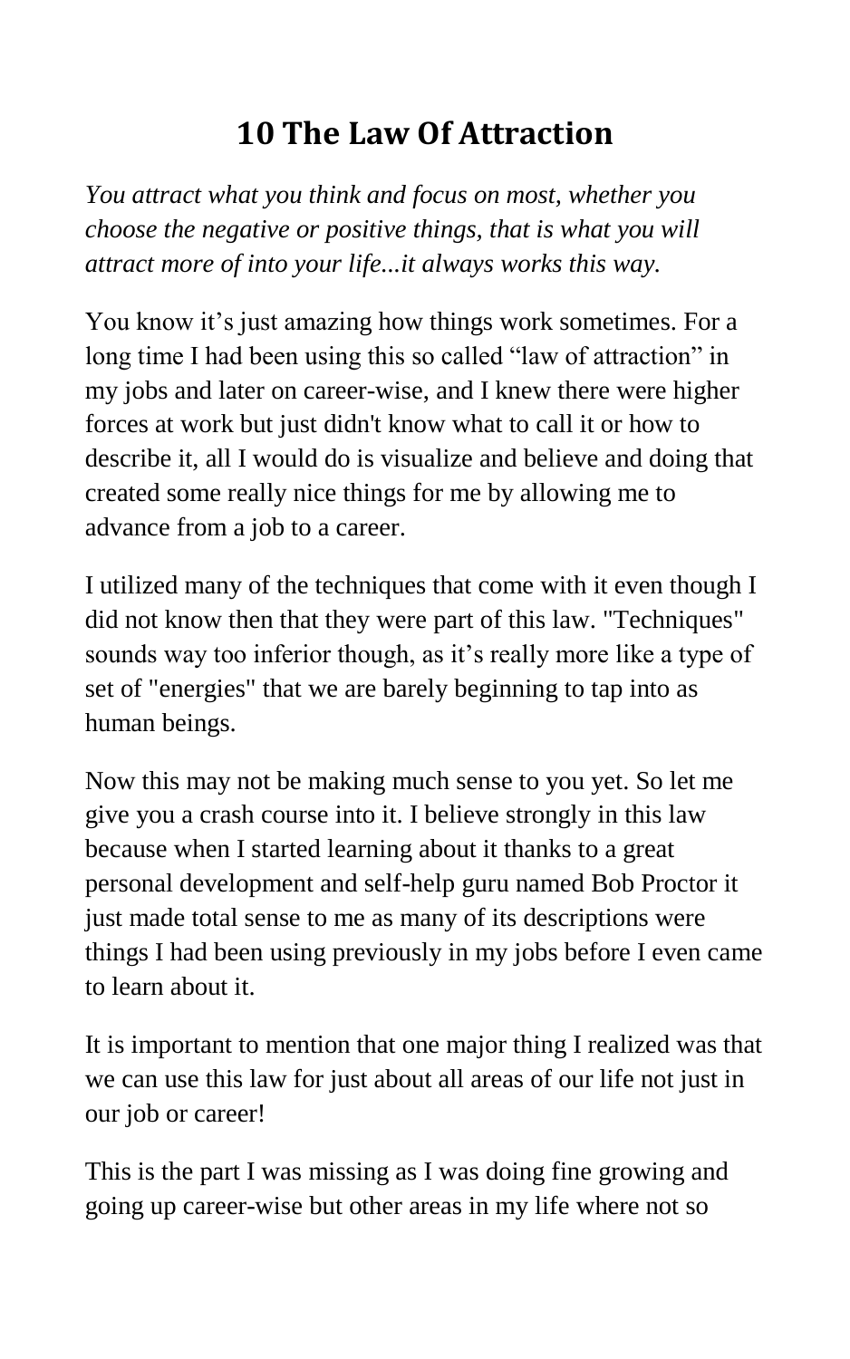# 10 The Law Of Attraction

*You attract what you think and focus on most, whether you choose the negative or positive things, that is what you will attract more of into your life...it always works this way.*

You know it's just amazing how things work sometimes. For a long time I had been using this so called "law of attraction" in my jobs and later on career-wise, and I knew there were higher forces at work but just didn't know what to call it or how to describe it, all I would do is visualize and believe and doing that created some really nice things for me by allowing me to advance from a job to a career.

I utilized many of the techniques that come with it even though I did not know then that they were part of this law. "Techniques" sounds way too inferior though, as it's really more like a type of set of "energies" that we are barely beginning to tap into as human beings.

Now this may not be making much sense to you yet. So let me give you a crash course into it. I believe strongly in this law because when I started learning about it thanks to a great personal development and self-help guru named Bob Proctor it just made total sense to me as many of its descriptions were things I had been using previously in my jobs before I even came to learn about it.

It is important to mention that one major thing I realized was that we can use this law for just about all areas of our life not just in our job or career!

This is the part I was missing as I was doing fine growing and going up career-wise but other areas in my life where not so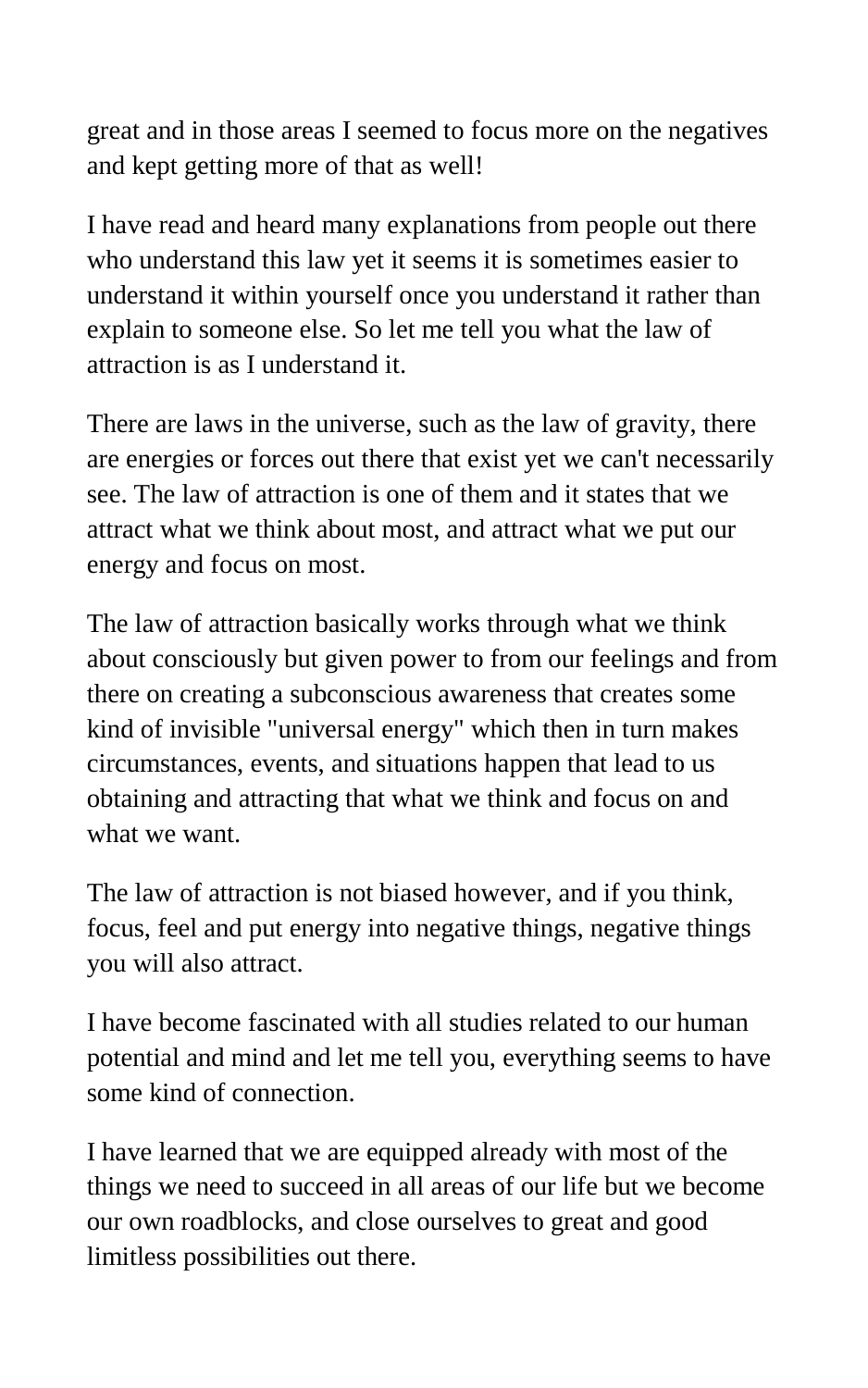great and in those areas I seemed to focus more on the negatives and kept getting more of that as well!

I have read and heard many explanations from people out there who understand this law yet it seems it is sometimes easier to understand it within yourself once you understand it rather than explain to someone else. So let me tell you what the law of attraction is as I understand it.

There are laws in the universe, such as the law of gravity, there are energies or forces out there that exist yet we can't necessarily see. The law of attraction is one of them and it states that we attract what we think about most, and attract what we put our energy and focus on most.

The law of attraction basically works through what we think about consciously but given power to from our feelings and from there on creating a subconscious awareness that creates some kind of invisible "universal energy" which then in turn makes circumstances, events, and situations happen that lead to us obtaining and attracting that what we think and focus on and what we want.

The law of attraction is not biased however, and if you think, focus, feel and put energy into negative things, negative things you will also attract.

I have become fascinated with all studies related to our human potential and mind and let me tell you, everything seems to have some kind of connection.

I have learned that we are equipped already with most of the things we need to succeed in all areas of our life but we become our own roadblocks, and close ourselves to great and good limitless possibilities out there.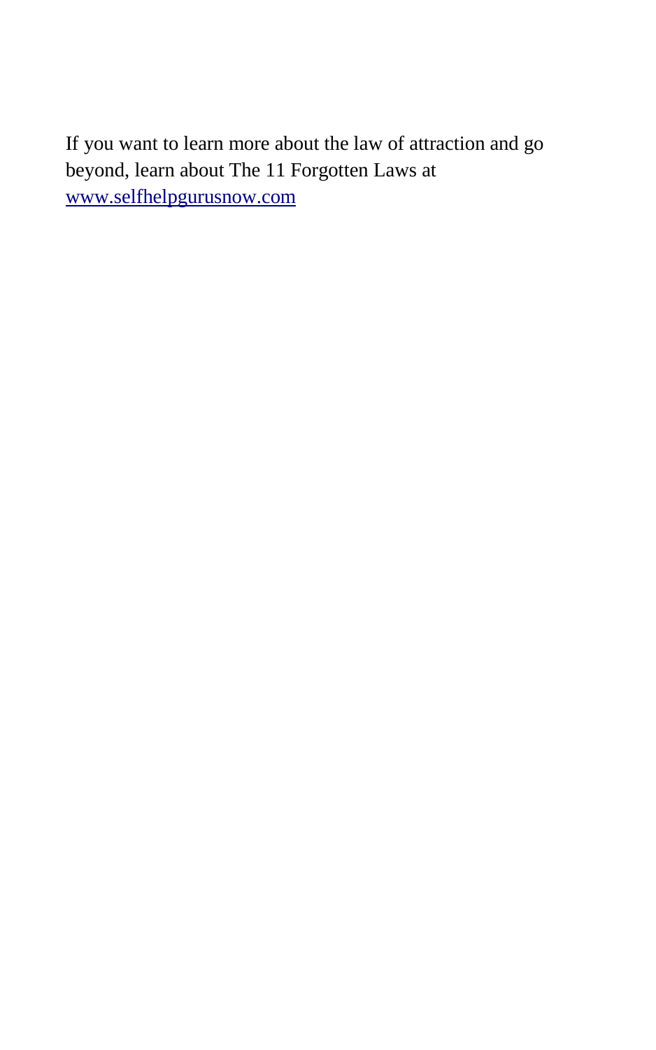If you want to learn more about the law of attraction and go beyond, learn about The 11 Forgotten Laws at [www.selfhelpgurusnow.com](http://www.selfhelpgurusnow.com)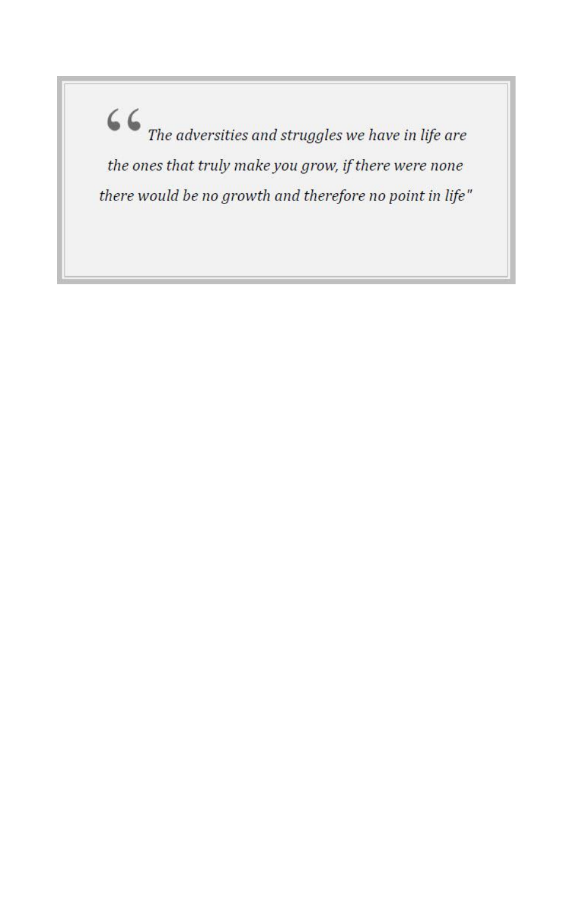> *"The adversities and struggles we have in life are the ones that truly make you grow, if there were none there would be no growth and therefore no point in life"*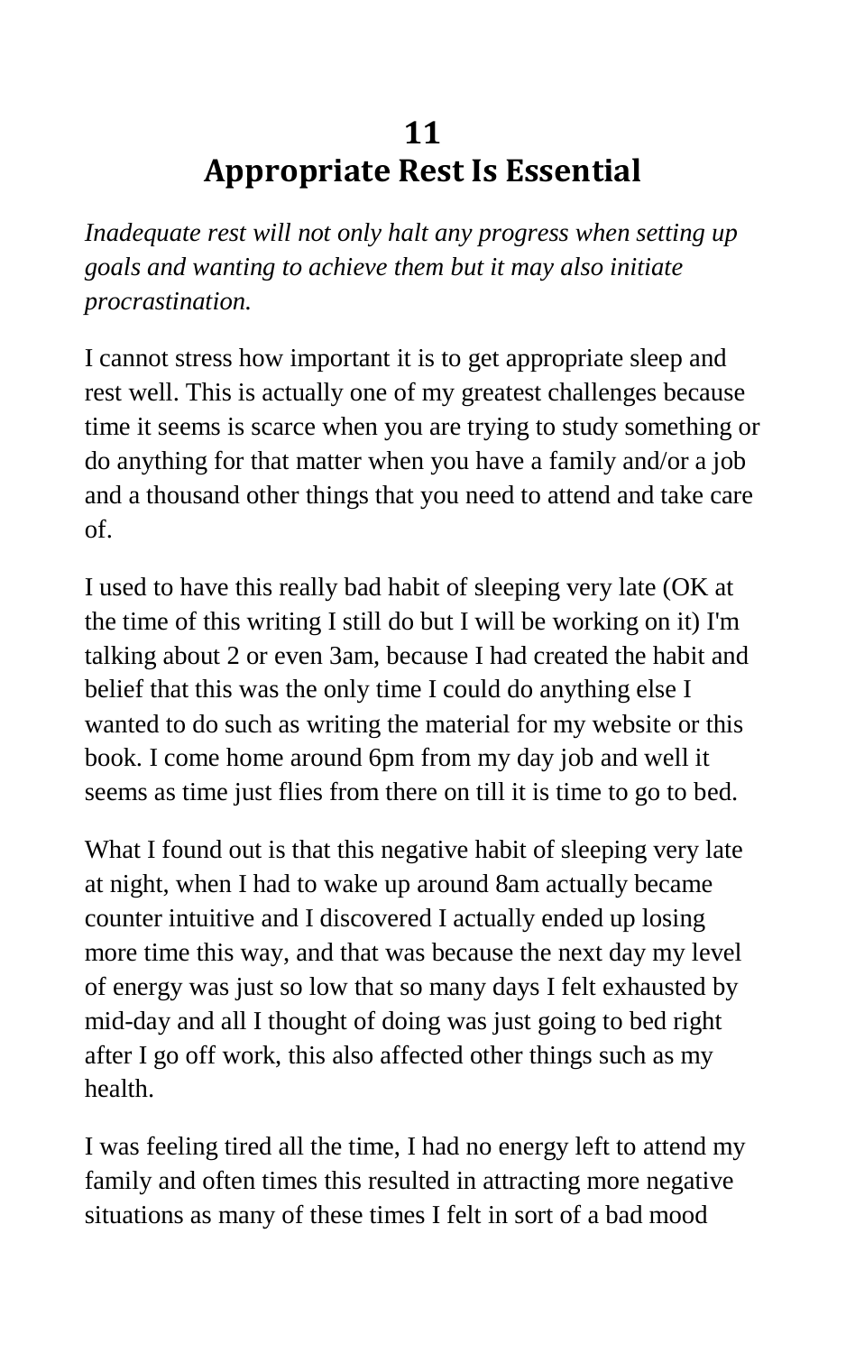# 11
# Appropriate Rest Is Essential

*Inadequate rest will not only halt any progress when setting up goals and wanting to achieve them but it may also initiate procrastination.*

I cannot stress how important it is to get appropriate sleep and rest well. This is actually one of my greatest challenges because time it seems is scarce when you are trying to study something or do anything for that matter when you have a family and/or a job and a thousand other things that you need to attend and take care of.

I used to have this really bad habit of sleeping very late (OK at the time of this writing I still do but I will be working on it) I'm talking about 2 or even 3am, because I had created the habit and belief that this was the only time I could do anything else I wanted to do such as writing the material for my website or this book. I come home around 6pm from my day job and well it seems as time just flies from there on till it is time to go to bed.

What I found out is that this negative habit of sleeping very late at night, when I had to wake up around 8am actually became counter intuitive and I discovered I actually ended up losing more time this way, and that was because the next day my level of energy was just so low that so many days I felt exhausted by mid-day and all I thought of doing was just going to bed right after I go off work, this also affected other things such as my health.

I was feeling tired all the time, I had no energy left to attend my family and often times this resulted in attracting more negative situations as many of these times I felt in sort of a bad mood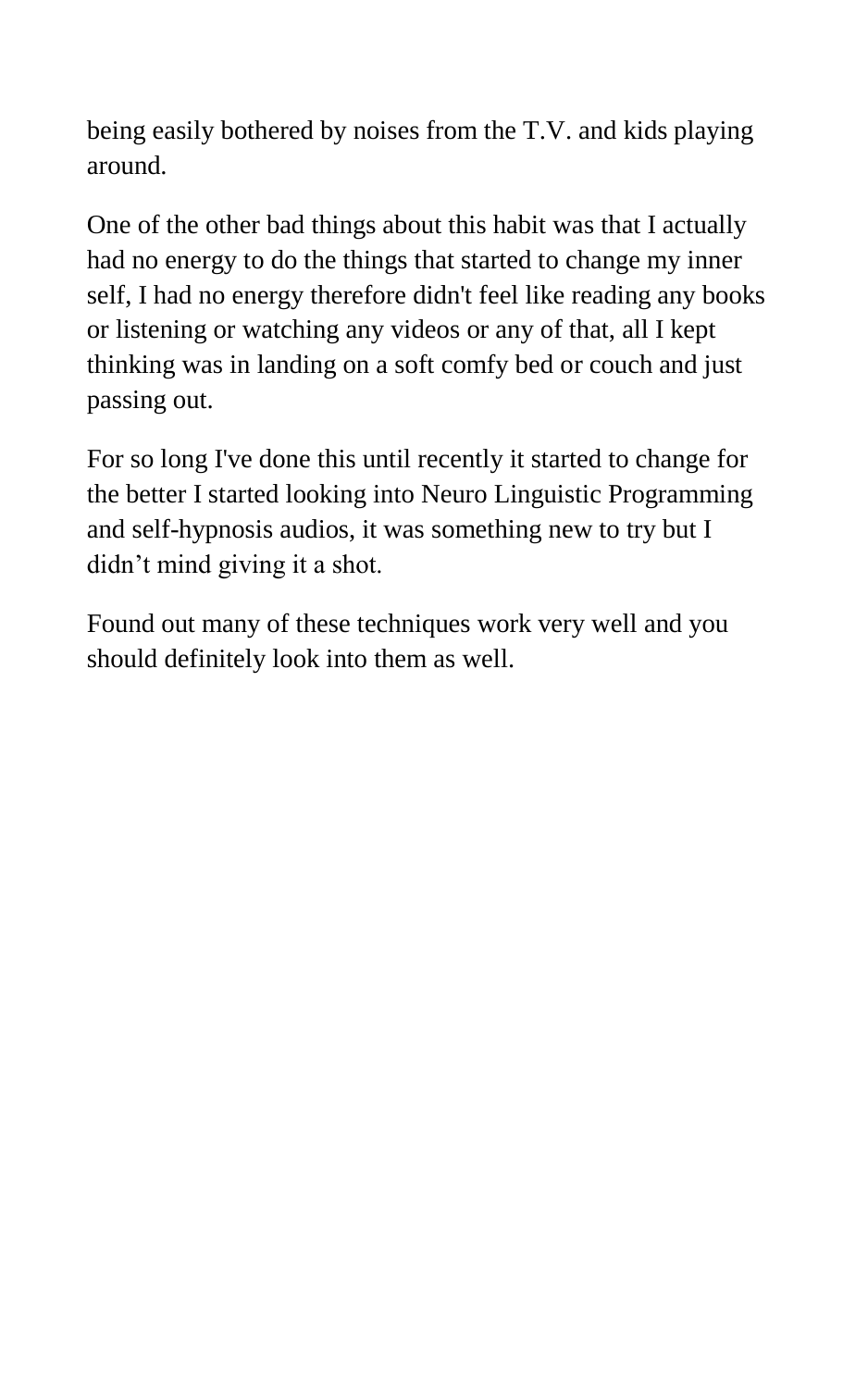being easily bothered by noises from the T.V. and kids playing around.

One of the other bad things about this habit was that I actually had no energy to do the things that started to change my inner self, I had no energy therefore didn't feel like reading any books or listening or watching any videos or any of that, all I kept thinking was in landing on a soft comfy bed or couch and just passing out.

For so long I've done this until recently it started to change for the better I started looking into Neuro Linguistic Programming and self-hypnosis audios, it was something new to try but I didn't mind giving it a shot.

Found out many of these techniques work very well and you should definitely look into them as well.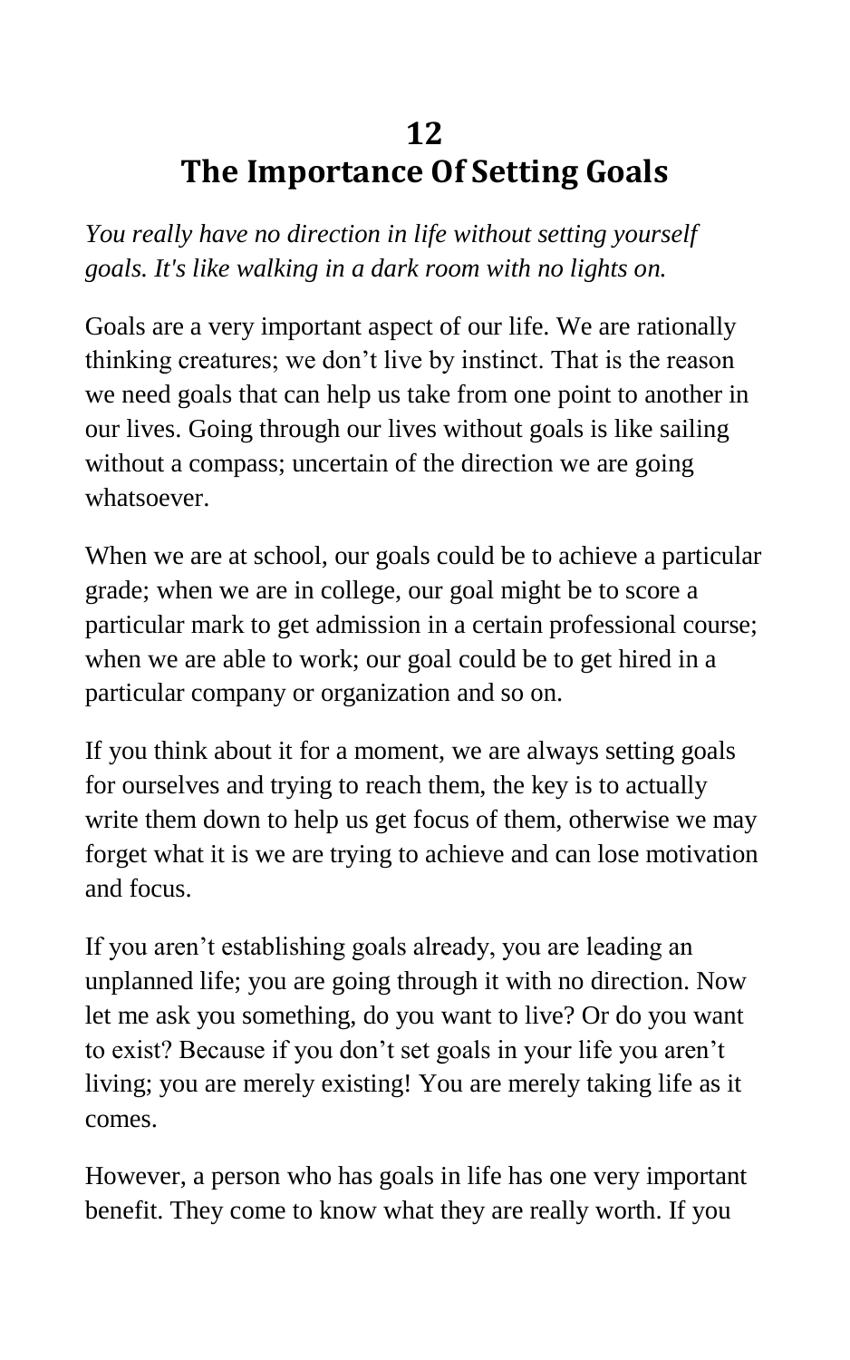# 12
# The Importance Of Setting Goals

*You really have no direction in life without setting yourself goals. It's like walking in a dark room with no lights on.*

Goals are a very important aspect of our life. We are rationally thinking creatures; we don't live by instinct. That is the reason we need goals that can help us take from one point to another in our lives. Going through our lives without goals is like sailing without a compass; uncertain of the direction we are going whatsoever.

When we are at school, our goals could be to achieve a particular grade; when we are in college, our goal might be to score a particular mark to get admission in a certain professional course; when we are able to work; our goal could be to get hired in a particular company or organization and so on.

If you think about it for a moment, we are always setting goals for ourselves and trying to reach them, the key is to actually write them down to help us get focus of them, otherwise we may forget what it is we are trying to achieve and can lose motivation and focus.

If you aren't establishing goals already, you are leading an unplanned life; you are going through it with no direction. Now let me ask you something, do you want to live? Or do you want to exist? Because if you don't set goals in your life you aren't living; you are merely existing! You are merely taking life as it comes.

However, a person who has goals in life has one very important benefit. They come to know what they are really worth. If you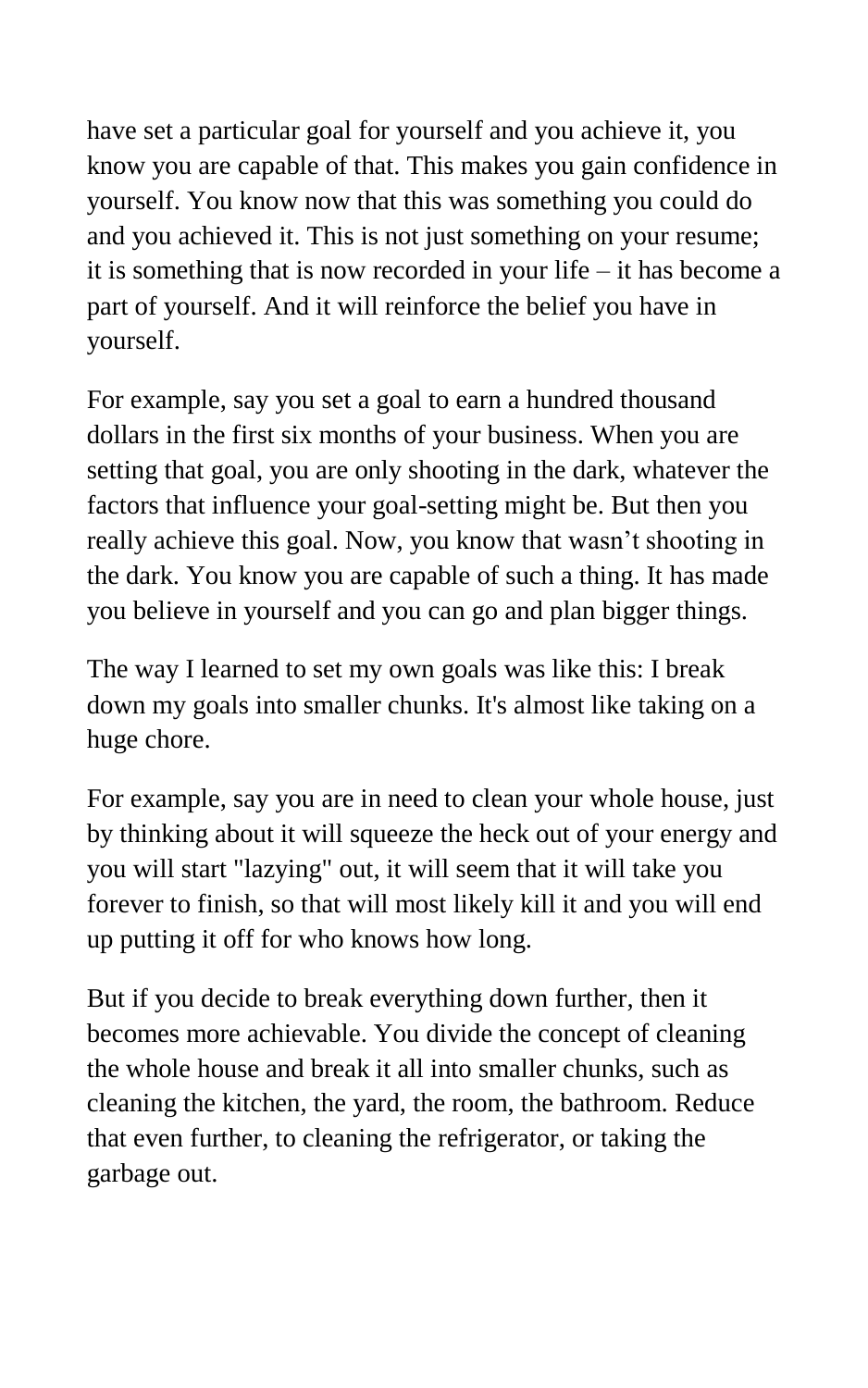have set a particular goal for yourself and you achieve it, you know you are capable of that. This makes you gain confidence in yourself. You know now that this was something you could do and you achieved it. This is not just something on your resume; it is something that is now recorded in your life – it has become a part of yourself. And it will reinforce the belief you have in yourself.

For example, say you set a goal to earn a hundred thousand dollars in the first six months of your business. When you are setting that goal, you are only shooting in the dark, whatever the factors that influence your goal-setting might be. But then you really achieve this goal. Now, you know that wasn't shooting in the dark. You know you are capable of such a thing. It has made you believe in yourself and you can go and plan bigger things.

The way I learned to set my own goals was like this: I break down my goals into smaller chunks. It's almost like taking on a huge chore.

For example, say you are in need to clean your whole house, just by thinking about it will squeeze the heck out of your energy and you will start "lazying" out, it will seem that it will take you forever to finish, so that will most likely kill it and you will end up putting it off for who knows how long.

But if you decide to break everything down further, then it becomes more achievable. You divide the concept of cleaning the whole house and break it all into smaller chunks, such as cleaning the kitchen, the yard, the room, the bathroom. Reduce that even further, to cleaning the refrigerator, or taking the garbage out.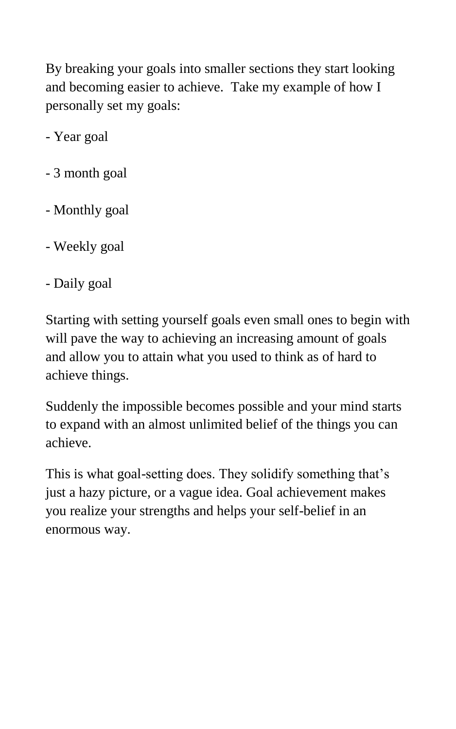By breaking your goals into smaller sections they start looking and becoming easier to achieve.  Take my example of how I personally set my goals:

- Year goal

- 3 month goal

- Monthly goal

- Weekly goal

- Daily goal

Starting with setting yourself goals even small ones to begin with will pave the way to achieving an increasing amount of goals and allow you to attain what you used to think as of hard to achieve things.

Suddenly the impossible becomes possible and your mind starts to expand with an almost unlimited belief of the things you can achieve.

This is what goal-setting does. They solidify something that's just a hazy picture, or a vague idea. Goal achievement makes you realize your strengths and helps your self-belief in an enormous way.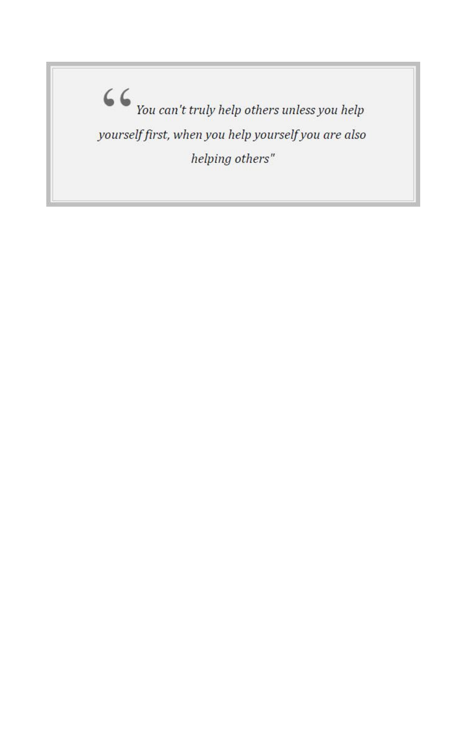> *"You can't truly help others unless you help yourself first, when you help yourself you are also helping others"*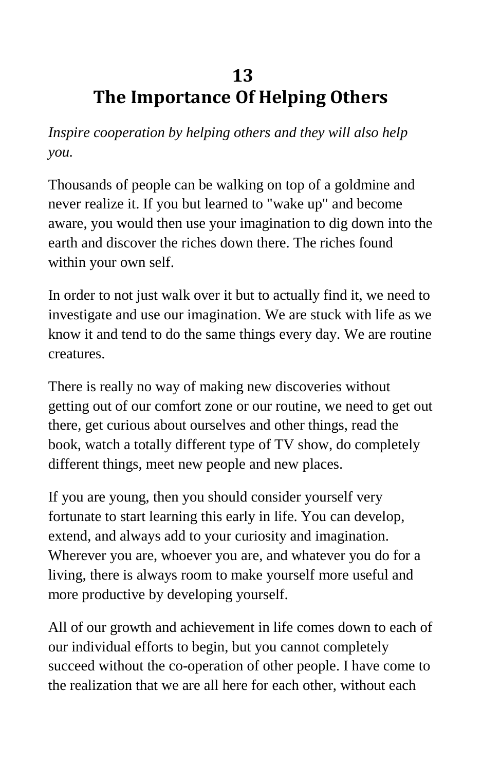# 13
# The Importance Of Helping Others

*Inspire cooperation by helping others and they will also help you.*

Thousands of people can be walking on top of a goldmine and never realize it. If you but learned to "wake up" and become aware, you would then use your imagination to dig down into the earth and discover the riches down there. The riches found within your own self.

In order to not just walk over it but to actually find it, we need to investigate and use our imagination. We are stuck with life as we know it and tend to do the same things every day. We are routine creatures.

There is really no way of making new discoveries without getting out of our comfort zone or our routine, we need to get out there, get curious about ourselves and other things, read the book, watch a totally different type of TV show, do completely different things, meet new people and new places.

If you are young, then you should consider yourself very fortunate to start learning this early in life. You can develop, extend, and always add to your curiosity and imagination. Wherever you are, whoever you are, and whatever you do for a living, there is always room to make yourself more useful and more productive by developing yourself.

All of our growth and achievement in life comes down to each of our individual efforts to begin, but you cannot completely succeed without the co-operation of other people. I have come to the realization that we are all here for each other, without each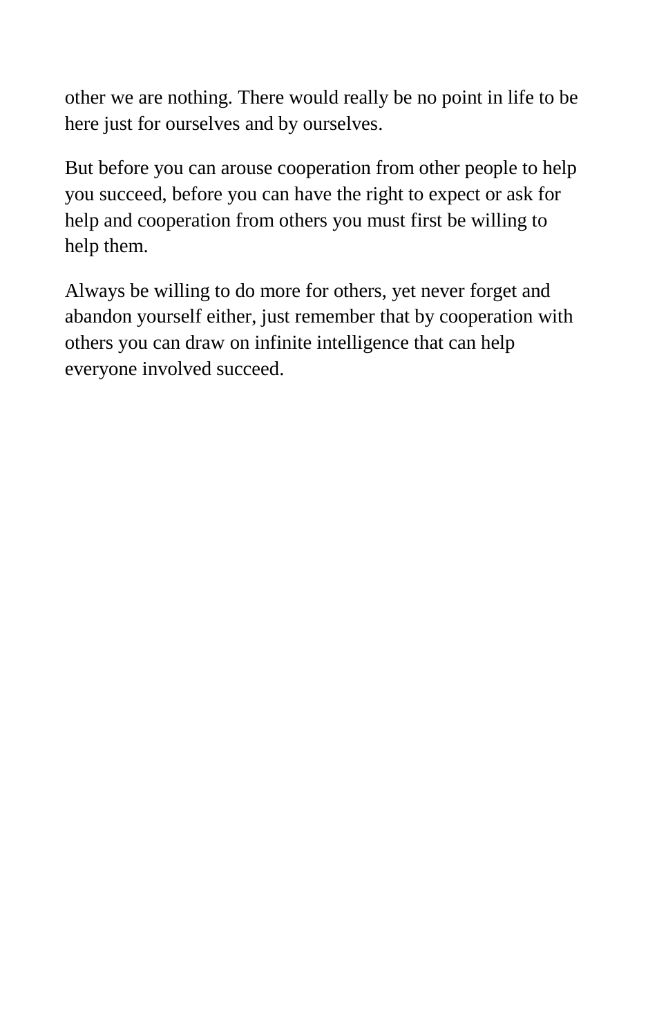other we are nothing. There would really be no point in life to be here just for ourselves and by ourselves.

But before you can arouse cooperation from other people to help you succeed, before you can have the right to expect or ask for help and cooperation from others you must first be willing to help them.

Always be willing to do more for others, yet never forget and abandon yourself either, just remember that by cooperation with others you can draw on infinite intelligence that can help everyone involved succeed.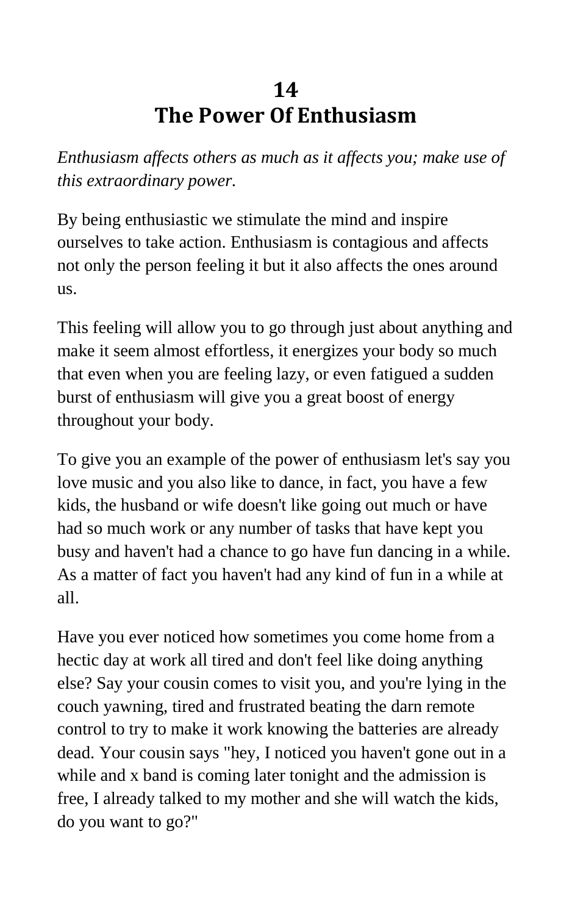# 14
# The Power Of Enthusiasm

*Enthusiasm affects others as much as it affects you; make use of this extraordinary power.*

By being enthusiastic we stimulate the mind and inspire ourselves to take action. Enthusiasm is contagious and affects not only the person feeling it but it also affects the ones around us.

This feeling will allow you to go through just about anything and make it seem almost effortless, it energizes your body so much that even when you are feeling lazy, or even fatigued a sudden burst of enthusiasm will give you a great boost of energy throughout your body.

To give you an example of the power of enthusiasm let's say you love music and you also like to dance, in fact, you have a few kids, the husband or wife doesn't like going out much or have had so much work or any number of tasks that have kept you busy and haven't had a chance to go have fun dancing in a while. As a matter of fact you haven't had any kind of fun in a while at all.

Have you ever noticed how sometimes you come home from a hectic day at work all tired and don't feel like doing anything else? Say your cousin comes to visit you, and you're lying in the couch yawning, tired and frustrated beating the darn remote control to try to make it work knowing the batteries are already dead. Your cousin says "hey, I noticed you haven't gone out in a while and x band is coming later tonight and the admission is free, I already talked to my mother and she will watch the kids, do you want to go?"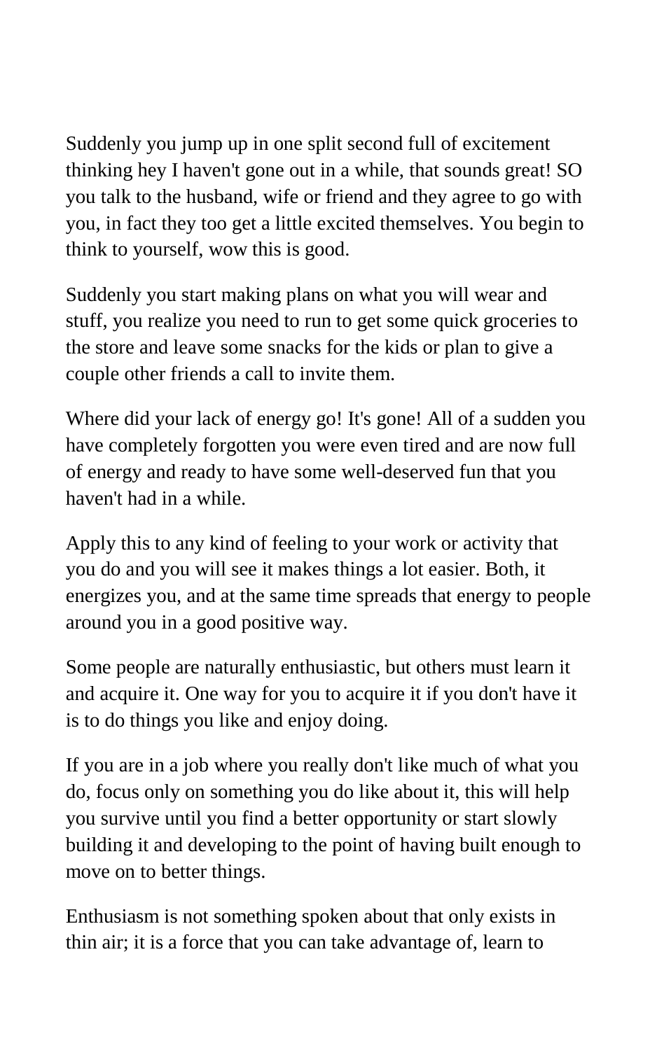Suddenly you jump up in one split second full of excitement thinking hey I haven't gone out in a while, that sounds great! SO you talk to the husband, wife or friend and they agree to go with you, in fact they too get a little excited themselves. You begin to think to yourself, wow this is good.

Suddenly you start making plans on what you will wear and stuff, you realize you need to run to get some quick groceries to the store and leave some snacks for the kids or plan to give a couple other friends a call to invite them.

Where did your lack of energy go! It's gone! All of a sudden you have completely forgotten you were even tired and are now full of energy and ready to have some well-deserved fun that you haven't had in a while.

Apply this to any kind of feeling to your work or activity that you do and you will see it makes things a lot easier. Both, it energizes you, and at the same time spreads that energy to people around you in a good positive way.

Some people are naturally enthusiastic, but others must learn it and acquire it. One way for you to acquire it if you don't have it is to do things you like and enjoy doing.

If you are in a job where you really don't like much of what you do, focus only on something you do like about it, this will help you survive until you find a better opportunity or start slowly building it and developing to the point of having built enough to move on to better things.

Enthusiasm is not something spoken about that only exists in thin air; it is a force that you can take advantage of, learn to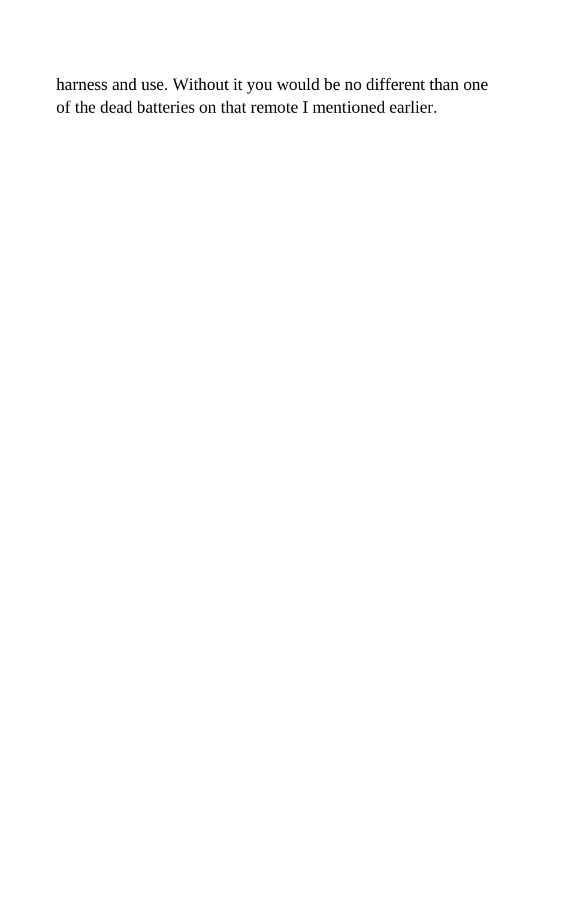harness and use. Without it you would be no different than one of the dead batteries on that remote I mentioned earlier.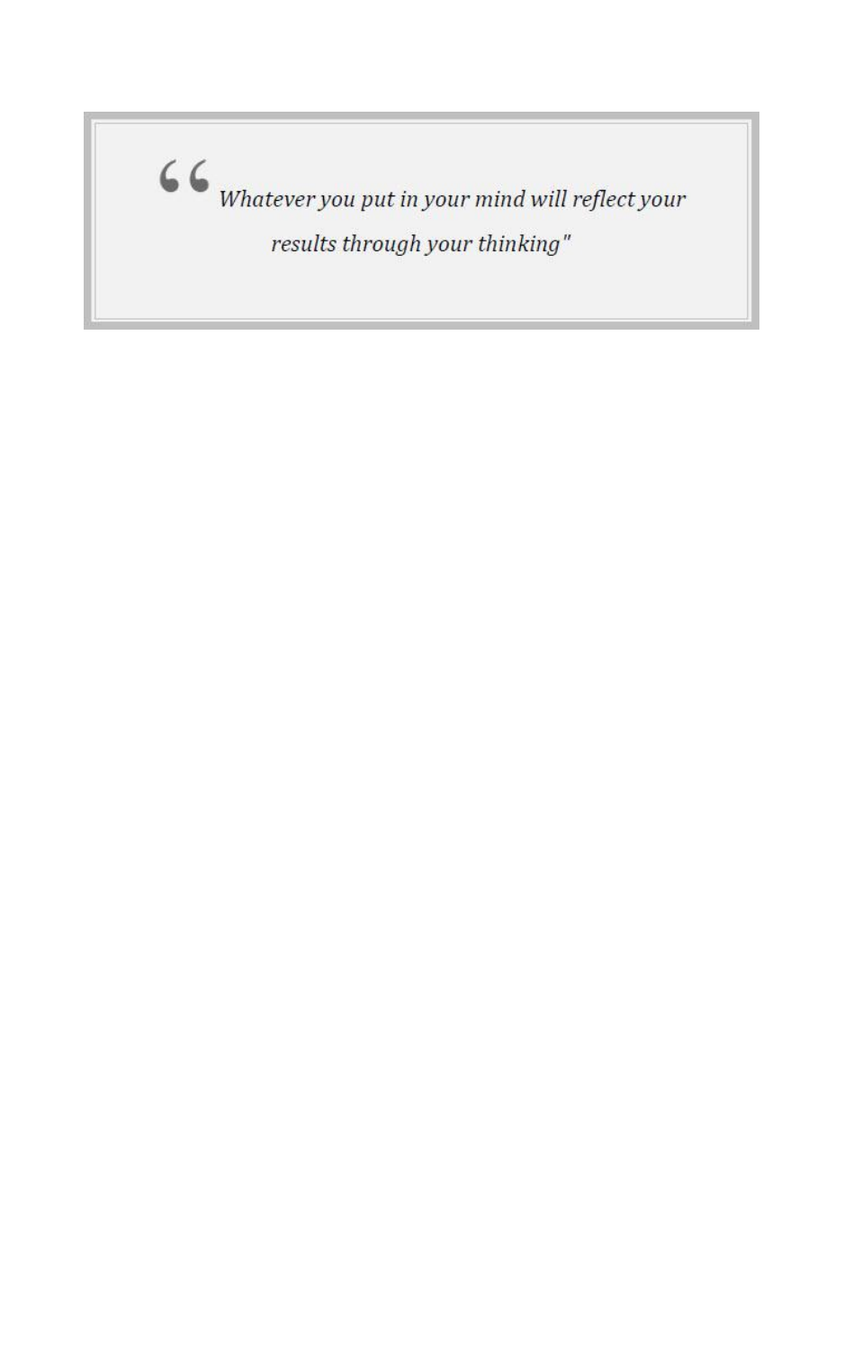> “*Whatever you put in your mind will reflect your results through your thinking"*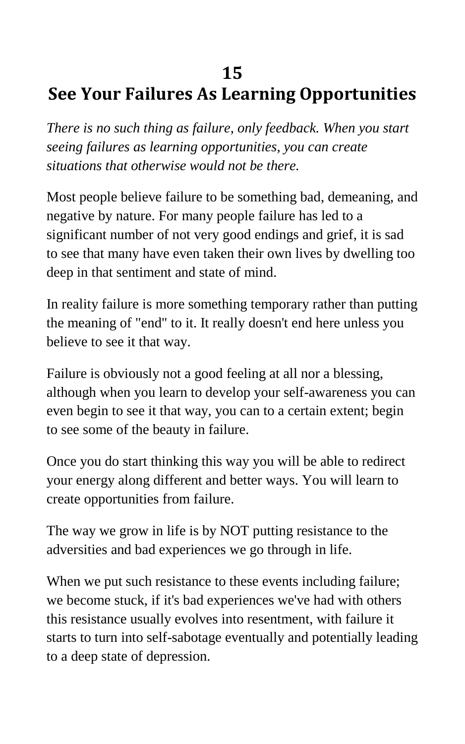# 15
# See Your Failures As Learning Opportunities

*There is no such thing as failure, only feedback. When you start seeing failures as learning opportunities, you can create situations that otherwise would not be there.*

Most people believe failure to be something bad, demeaning, and negative by nature. For many people failure has led to a significant number of not very good endings and grief, it is sad to see that many have even taken their own lives by dwelling too deep in that sentiment and state of mind.

In reality failure is more something temporary rather than putting the meaning of "end" to it. It really doesn't end here unless you believe to see it that way.

Failure is obviously not a good feeling at all nor a blessing, although when you learn to develop your self-awareness you can even begin to see it that way, you can to a certain extent; begin to see some of the beauty in failure.

Once you do start thinking this way you will be able to redirect your energy along different and better ways. You will learn to create opportunities from failure.

The way we grow in life is by NOT putting resistance to the adversities and bad experiences we go through in life.

When we put such resistance to these events including failure; we become stuck, if it's bad experiences we've had with others this resistance usually evolves into resentment, with failure it starts to turn into self-sabotage eventually and potentially leading to a deep state of depression.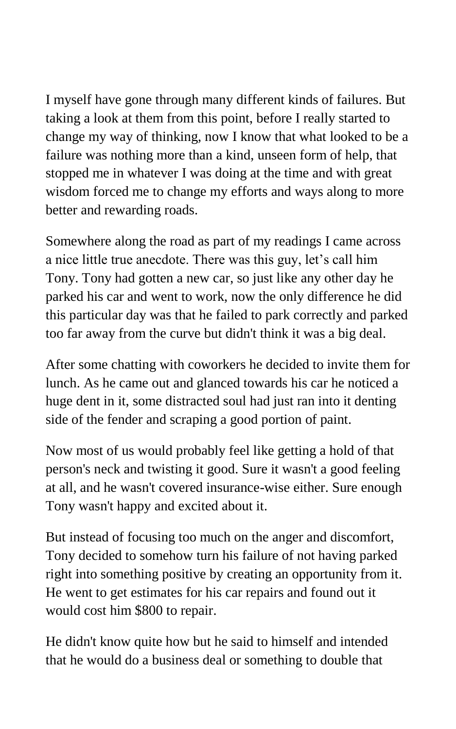I myself have gone through many different kinds of failures. But taking a look at them from this point, before I really started to change my way of thinking, now I know that what looked to be a failure was nothing more than a kind, unseen form of help, that stopped me in whatever I was doing at the time and with great wisdom forced me to change my efforts and ways along to more better and rewarding roads.

Somewhere along the road as part of my readings I came across a nice little true anecdote. There was this guy, let's call him Tony. Tony had gotten a new car, so just like any other day he parked his car and went to work, now the only difference he did this particular day was that he failed to park correctly and parked too far away from the curve but didn't think it was a big deal.

After some chatting with coworkers he decided to invite them for lunch. As he came out and glanced towards his car he noticed a huge dent in it, some distracted soul had just ran into it denting side of the fender and scraping a good portion of paint.

Now most of us would probably feel like getting a hold of that person's neck and twisting it good. Sure it wasn't a good feeling at all, and he wasn't covered insurance-wise either. Sure enough Tony wasn't happy and excited about it.

But instead of focusing too much on the anger and discomfort, Tony decided to somehow turn his failure of not having parked right into something positive by creating an opportunity from it. He went to get estimates for his car repairs and found out it would cost him $800 to repair.

He didn't know quite how but he said to himself and intended that he would do a business deal or something to double that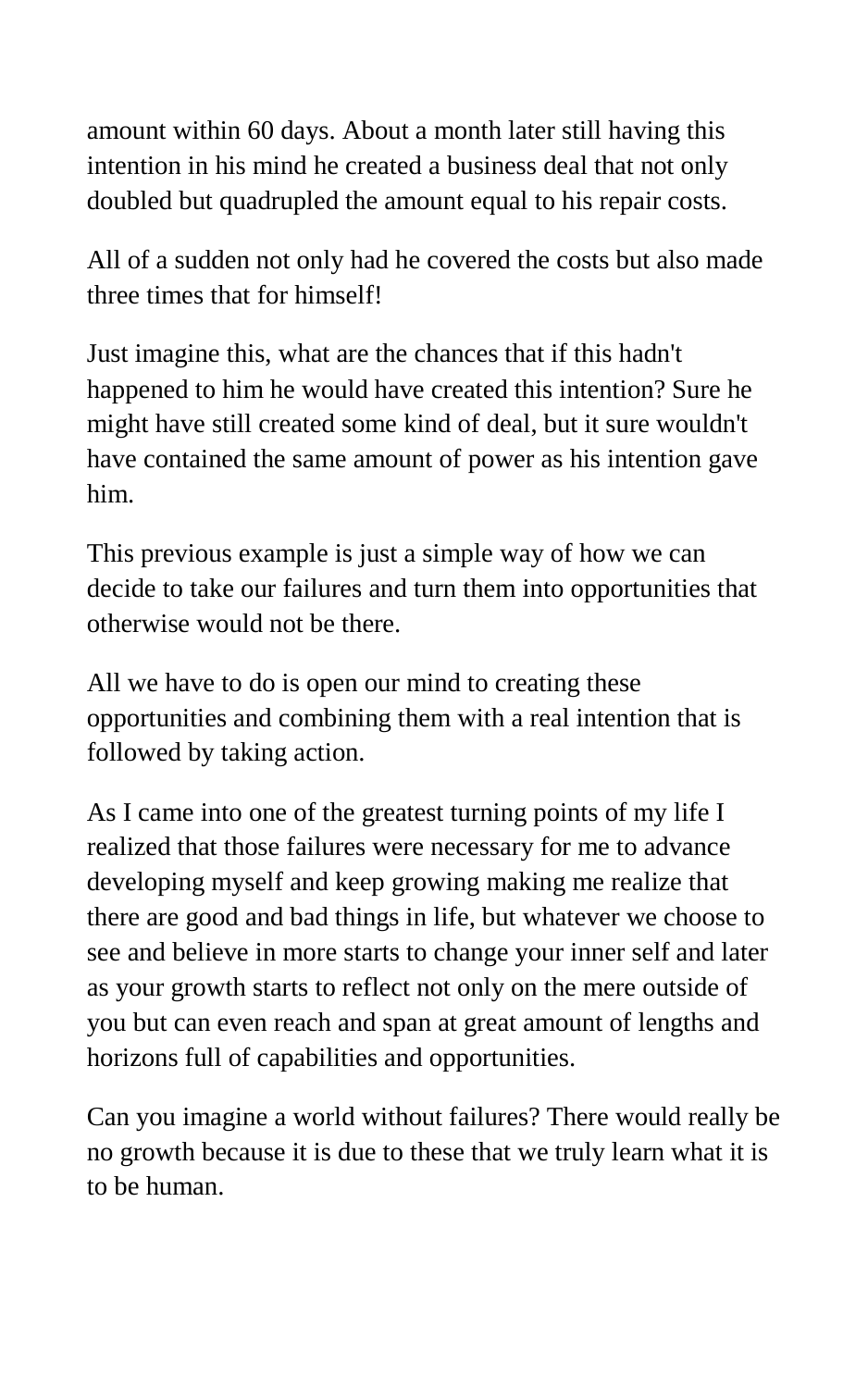amount within 60 days. About a month later still having this intention in his mind he created a business deal that not only doubled but quadrupled the amount equal to his repair costs.

All of a sudden not only had he covered the costs but also made three times that for himself!

Just imagine this, what are the chances that if this hadn't happened to him he would have created this intention? Sure he might have still created some kind of deal, but it sure wouldn't have contained the same amount of power as his intention gave him.

This previous example is just a simple way of how we can decide to take our failures and turn them into opportunities that otherwise would not be there.

All we have to do is open our mind to creating these opportunities and combining them with a real intention that is followed by taking action.

As I came into one of the greatest turning points of my life I realized that those failures were necessary for me to advance developing myself and keep growing making me realize that there are good and bad things in life, but whatever we choose to see and believe in more starts to change your inner self and later as your growth starts to reflect not only on the mere outside of you but can even reach and span at great amount of lengths and horizons full of capabilities and opportunities.

Can you imagine a world without failures? There would really be no growth because it is due to these that we truly learn what it is to be human.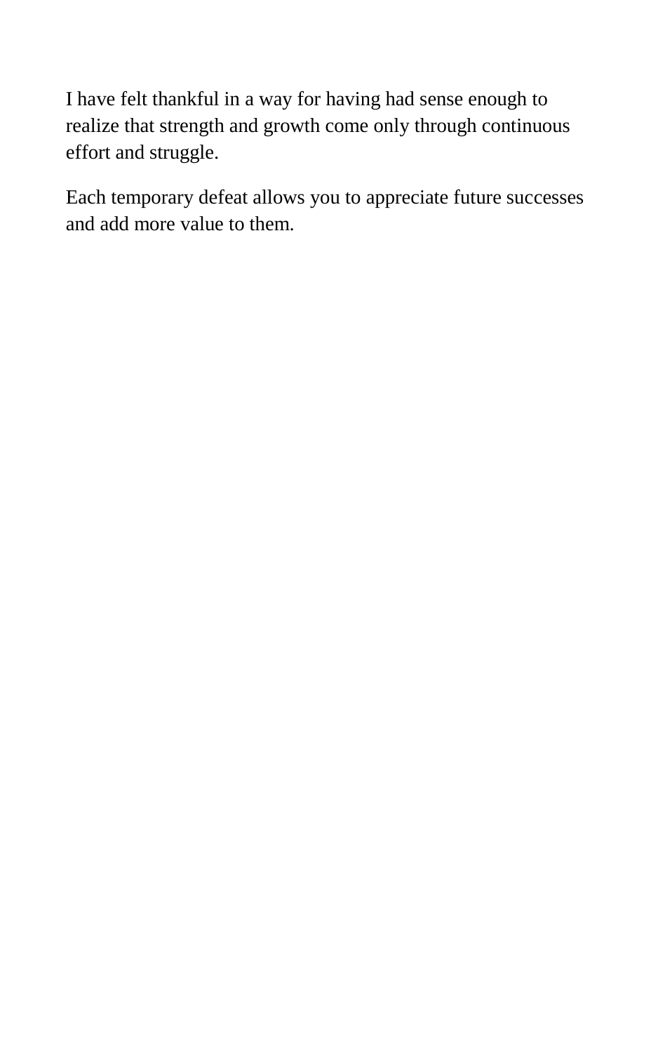I have felt thankful in a way for having had sense enough to realize that strength and growth come only through continuous effort and struggle.

Each temporary defeat allows you to appreciate future successes and add more value to them.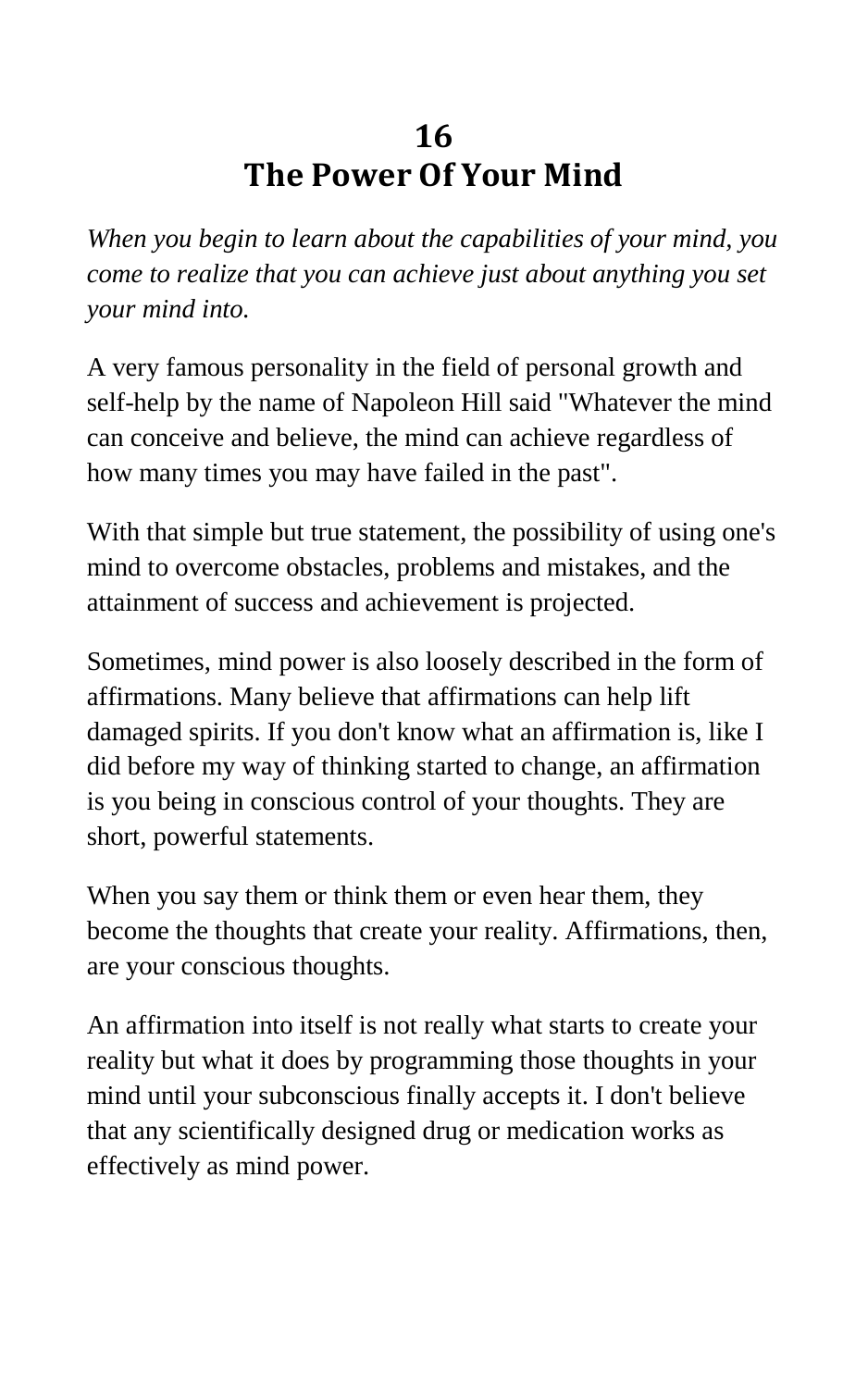# 16
# The Power Of Your Mind

*When you begin to learn about the capabilities of your mind, you come to realize that you can achieve just about anything you set your mind into.*

A very famous personality in the field of personal growth and self-help by the name of Napoleon Hill said "Whatever the mind can conceive and believe, the mind can achieve regardless of how many times you may have failed in the past".

With that simple but true statement, the possibility of using one's mind to overcome obstacles, problems and mistakes, and the attainment of success and achievement is projected.

Sometimes, mind power is also loosely described in the form of affirmations. Many believe that affirmations can help lift damaged spirits. If you don't know what an affirmation is, like I did before my way of thinking started to change, an affirmation is you being in conscious control of your thoughts. They are short, powerful statements.

When you say them or think them or even hear them, they become the thoughts that create your reality. Affirmations, then, are your conscious thoughts.

An affirmation into itself is not really what starts to create your reality but what it does by programming those thoughts in your mind until your subconscious finally accepts it. I don't believe that any scientifically designed drug or medication works as effectively as mind power.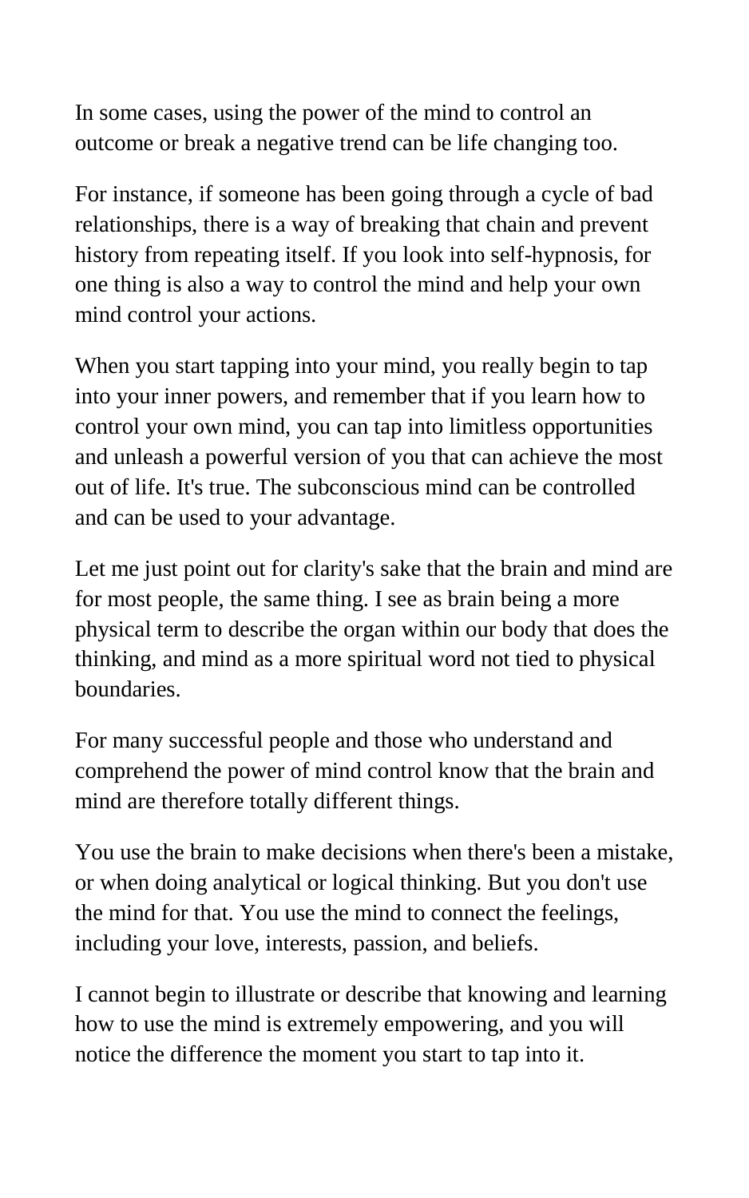In some cases, using the power of the mind to control an outcome or break a negative trend can be life changing too.

For instance, if someone has been going through a cycle of bad relationships, there is a way of breaking that chain and prevent history from repeating itself. If you look into self-hypnosis, for one thing is also a way to control the mind and help your own mind control your actions.

When you start tapping into your mind, you really begin to tap into your inner powers, and remember that if you learn how to control your own mind, you can tap into limitless opportunities and unleash a powerful version of you that can achieve the most out of life. It's true. The subconscious mind can be controlled and can be used to your advantage.

Let me just point out for clarity's sake that the brain and mind are for most people, the same thing. I see as brain being a more physical term to describe the organ within our body that does the thinking, and mind as a more spiritual word not tied to physical boundaries.

For many successful people and those who understand and comprehend the power of mind control know that the brain and mind are therefore totally different things.

You use the brain to make decisions when there's been a mistake, or when doing analytical or logical thinking. But you don't use the mind for that. You use the mind to connect the feelings, including your love, interests, passion, and beliefs.

I cannot begin to illustrate or describe that knowing and learning how to use the mind is extremely empowering, and you will notice the difference the moment you start to tap into it.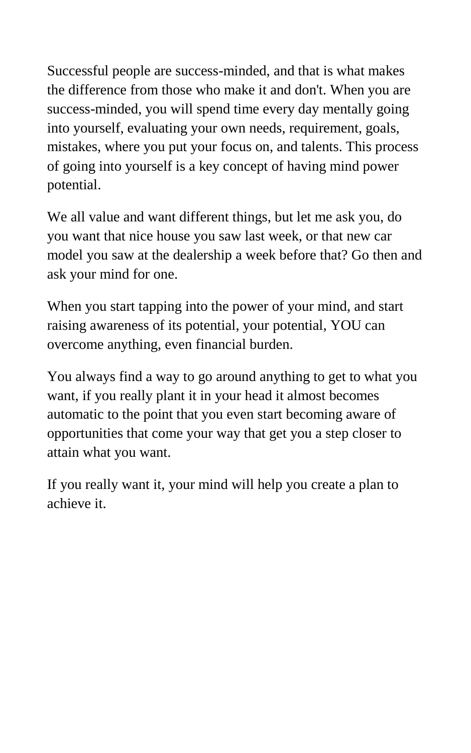Successful people are success-minded, and that is what makes the difference from those who make it and don't. When you are success-minded, you will spend time every day mentally going into yourself, evaluating your own needs, requirement, goals, mistakes, where you put your focus on, and talents. This process of going into yourself is a key concept of having mind power potential.

We all value and want different things, but let me ask you, do you want that nice house you saw last week, or that new car model you saw at the dealership a week before that? Go then and ask your mind for one.

When you start tapping into the power of your mind, and start raising awareness of its potential, your potential, YOU can overcome anything, even financial burden.

You always find a way to go around anything to get to what you want, if you really plant it in your head it almost becomes automatic to the point that you even start becoming aware of opportunities that come your way that get you a step closer to attain what you want.

If you really want it, your mind will help you create a plan to achieve it.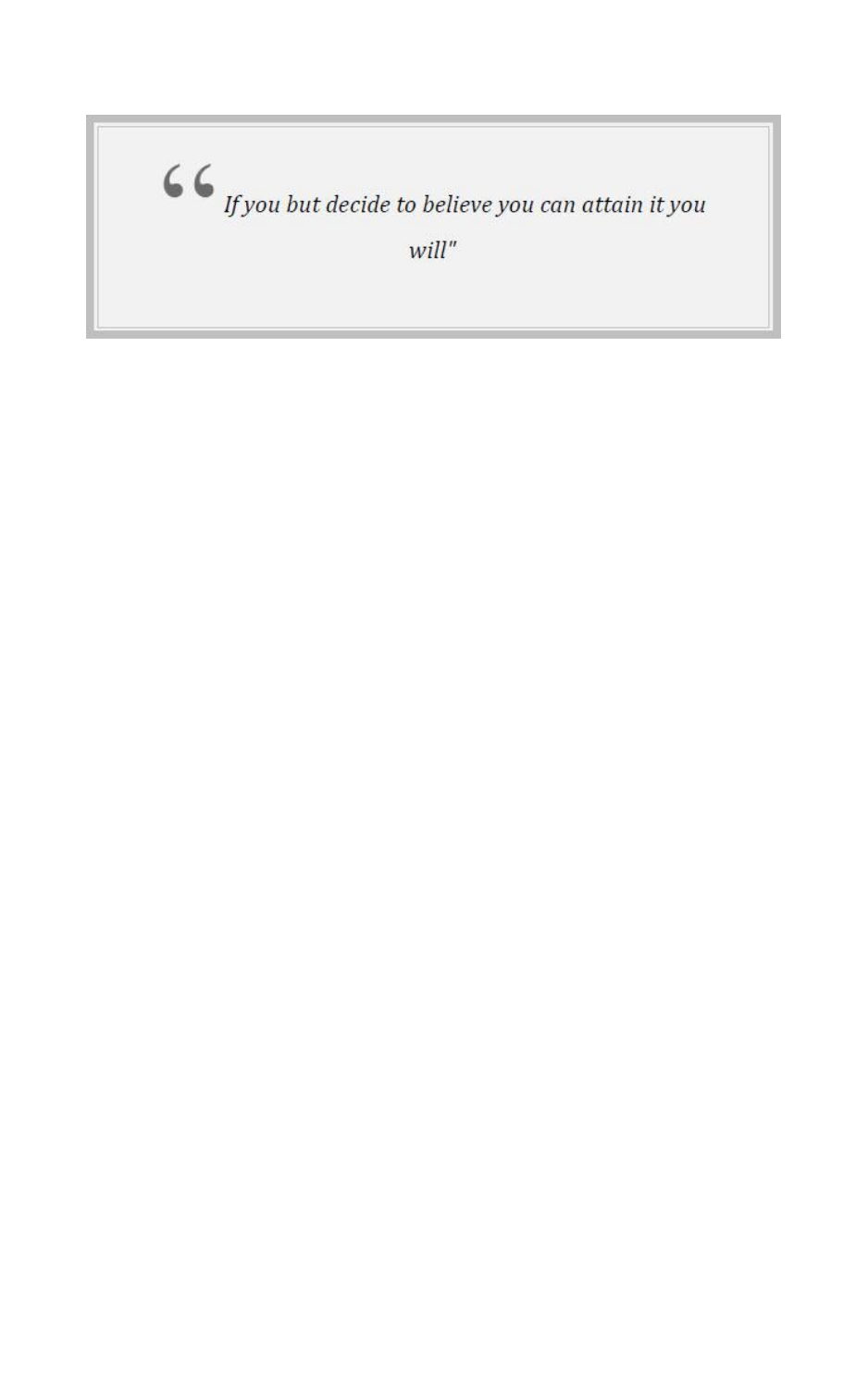> "*If you but decide to believe you can attain it you will"*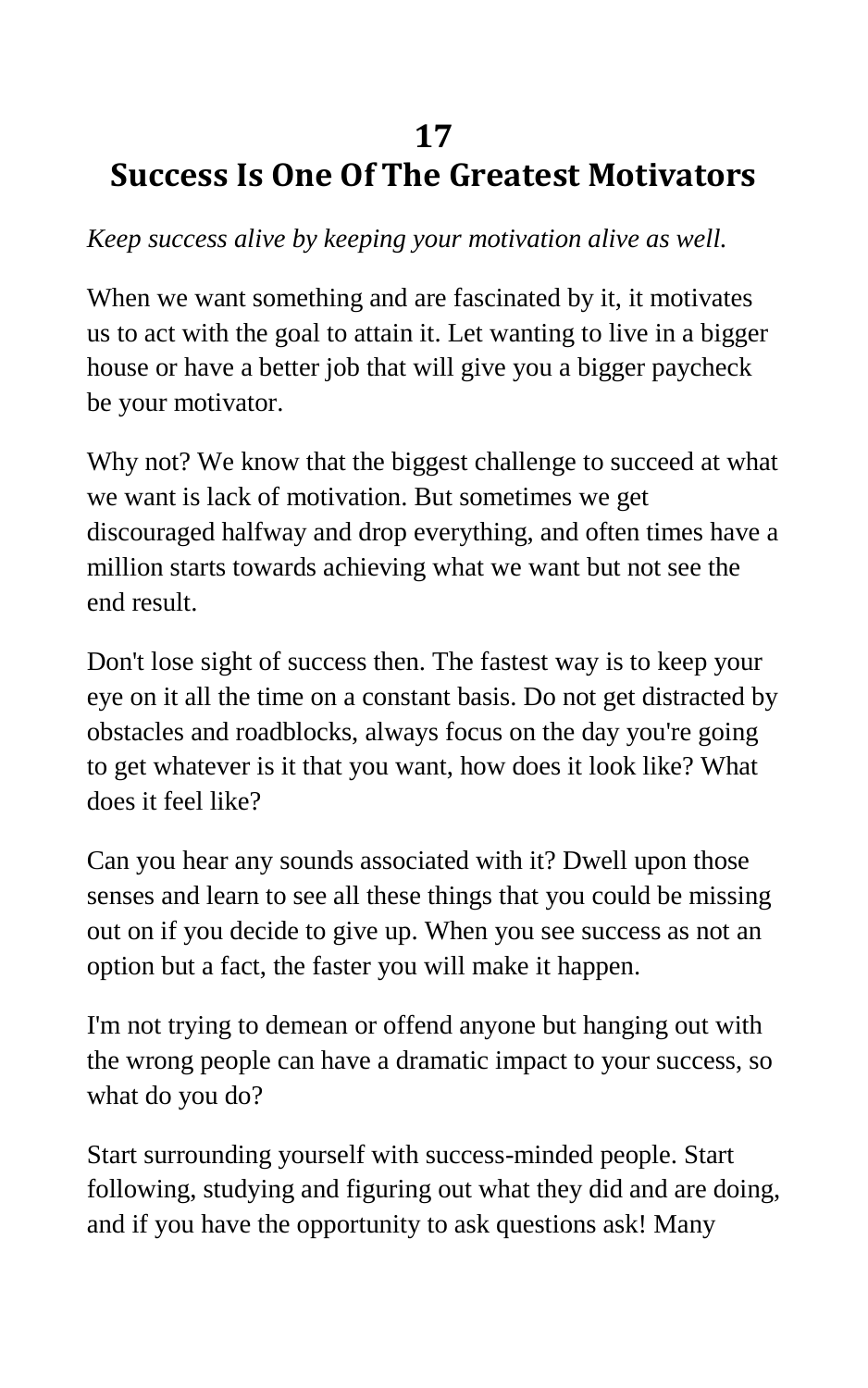# 17
# Success Is One Of The Greatest Motivators

*Keep success alive by keeping your motivation alive as well.*

When we want something and are fascinated by it, it motivates us to act with the goal to attain it. Let wanting to live in a bigger house or have a better job that will give you a bigger paycheck be your motivator.

Why not? We know that the biggest challenge to succeed at what we want is lack of motivation. But sometimes we get discouraged halfway and drop everything, and often times have a million starts towards achieving what we want but not see the end result.

Don't lose sight of success then. The fastest way is to keep your eye on it all the time on a constant basis. Do not get distracted by obstacles and roadblocks, always focus on the day you're going to get whatever is it that you want, how does it look like? What does it feel like?

Can you hear any sounds associated with it? Dwell upon those senses and learn to see all these things that you could be missing out on if you decide to give up. When you see success as not an option but a fact, the faster you will make it happen.

I'm not trying to demean or offend anyone but hanging out with the wrong people can have a dramatic impact to your success, so what do you do?

Start surrounding yourself with success-minded people. Start following, studying and figuring out what they did and are doing, and if you have the opportunity to ask questions ask! Many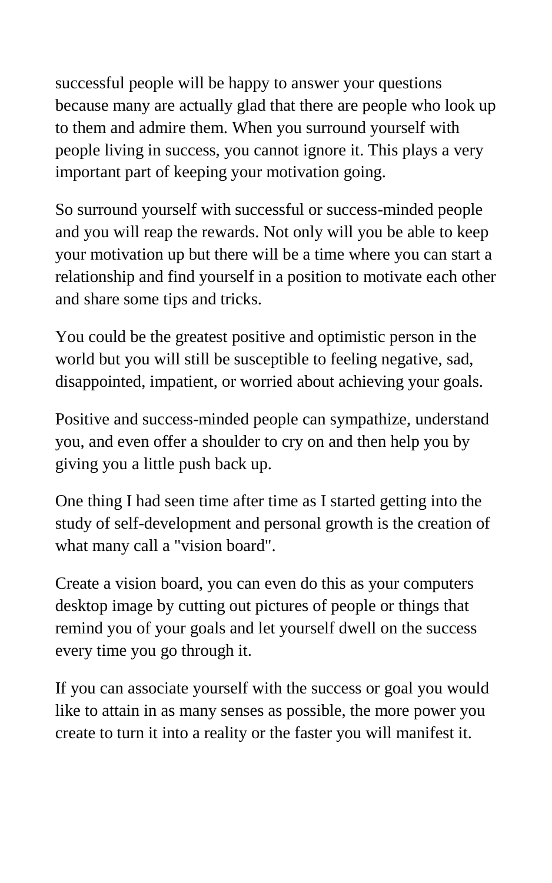successful people will be happy to answer your questions because many are actually glad that there are people who look up to them and admire them. When you surround yourself with people living in success, you cannot ignore it. This plays a very important part of keeping your motivation going.

So surround yourself with successful or success-minded people and you will reap the rewards. Not only will you be able to keep your motivation up but there will be a time where you can start a relationship and find yourself in a position to motivate each other and share some tips and tricks.

You could be the greatest positive and optimistic person in the world but you will still be susceptible to feeling negative, sad, disappointed, impatient, or worried about achieving your goals.

Positive and success-minded people can sympathize, understand you, and even offer a shoulder to cry on and then help you by giving you a little push back up.

One thing I had seen time after time as I started getting into the study of self-development and personal growth is the creation of what many call a "vision board".

Create a vision board, you can even do this as your computers desktop image by cutting out pictures of people or things that remind you of your goals and let yourself dwell on the success every time you go through it.

If you can associate yourself with the success or goal you would like to attain in as many senses as possible, the more power you create to turn it into a reality or the faster you will manifest it.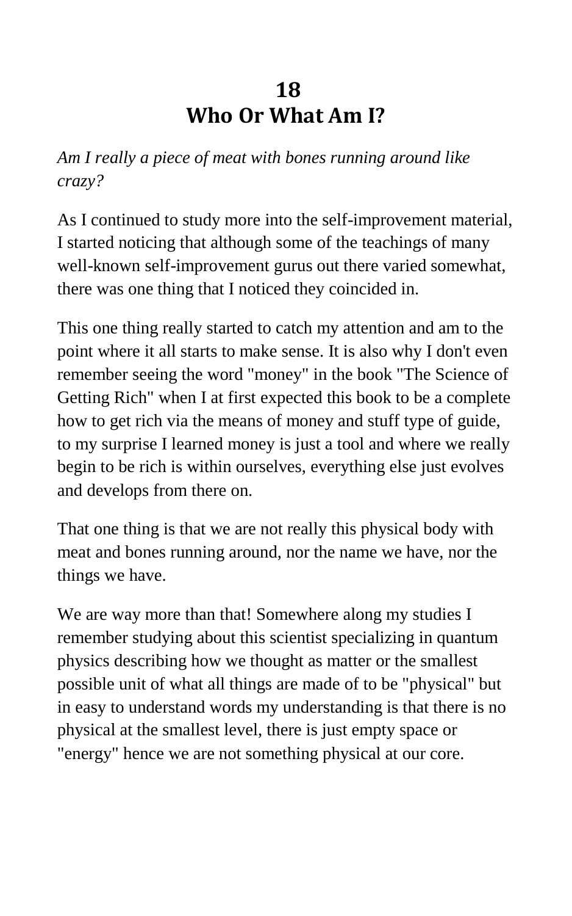# 18
# Who Or What Am I?

*Am I really a piece of meat with bones running around like crazy?*

As I continued to study more into the self-improvement material, I started noticing that although some of the teachings of many well-known self-improvement gurus out there varied somewhat, there was one thing that I noticed they coincided in.

This one thing really started to catch my attention and am to the point where it all starts to make sense. It is also why I don't even remember seeing the word "money" in the book "The Science of Getting Rich" when I at first expected this book to be a complete how to get rich via the means of money and stuff type of guide, to my surprise I learned money is just a tool and where we really begin to be rich is within ourselves, everything else just evolves and develops from there on.

That one thing is that we are not really this physical body with meat and bones running around, nor the name we have, nor the things we have.

We are way more than that! Somewhere along my studies I remember studying about this scientist specializing in quantum physics describing how we thought as matter or the smallest possible unit of what all things are made of to be "physical" but in easy to understand words my understanding is that there is no physical at the smallest level, there is just empty space or "energy" hence we are not something physical at our core.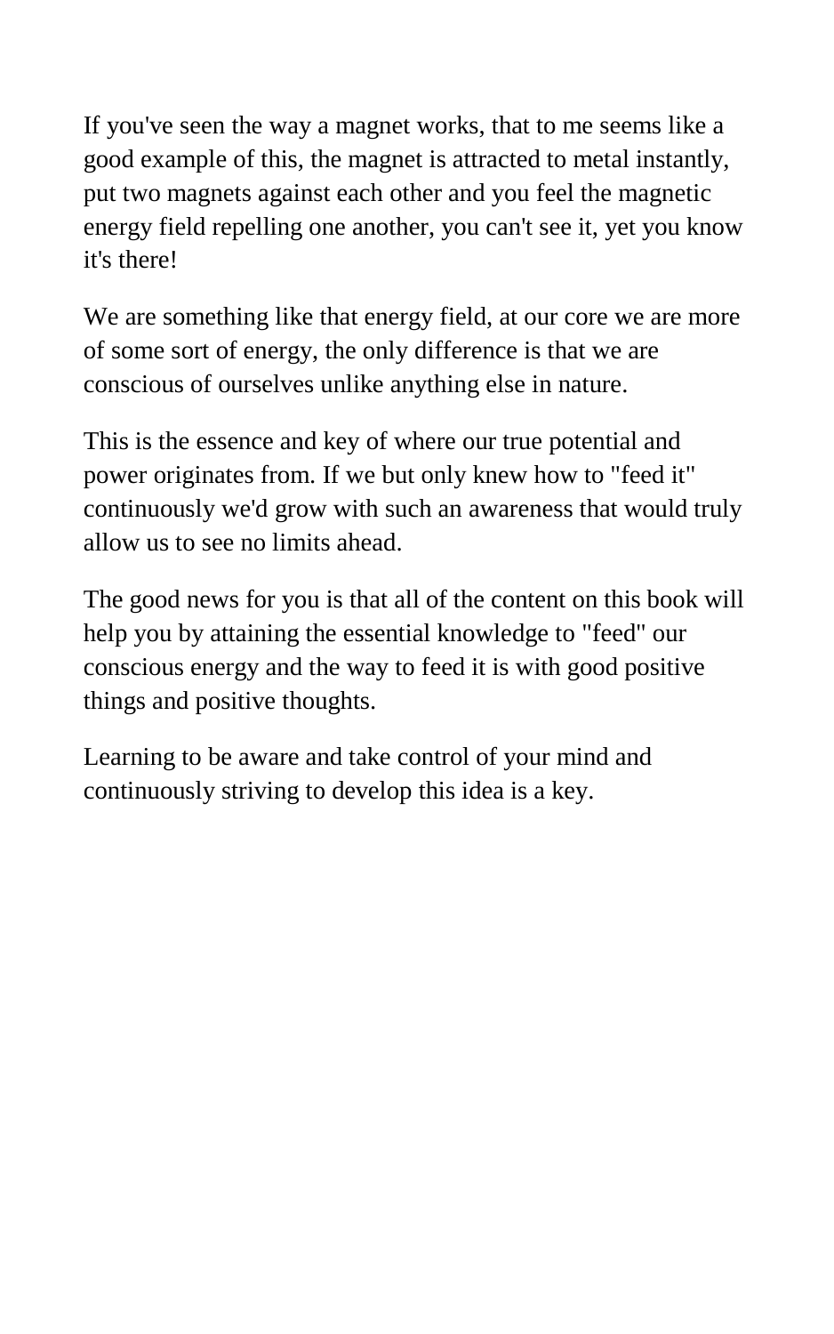If you've seen the way a magnet works, that to me seems like a good example of this, the magnet is attracted to metal instantly, put two magnets against each other and you feel the magnetic energy field repelling one another, you can't see it, yet you know it's there!

We are something like that energy field, at our core we are more of some sort of energy, the only difference is that we are conscious of ourselves unlike anything else in nature.

This is the essence and key of where our true potential and power originates from. If we but only knew how to "feed it" continuously we'd grow with such an awareness that would truly allow us to see no limits ahead.

The good news for you is that all of the content on this book will help you by attaining the essential knowledge to "feed" our conscious energy and the way to feed it is with good positive things and positive thoughts.

Learning to be aware and take control of your mind and continuously striving to develop this idea is a key.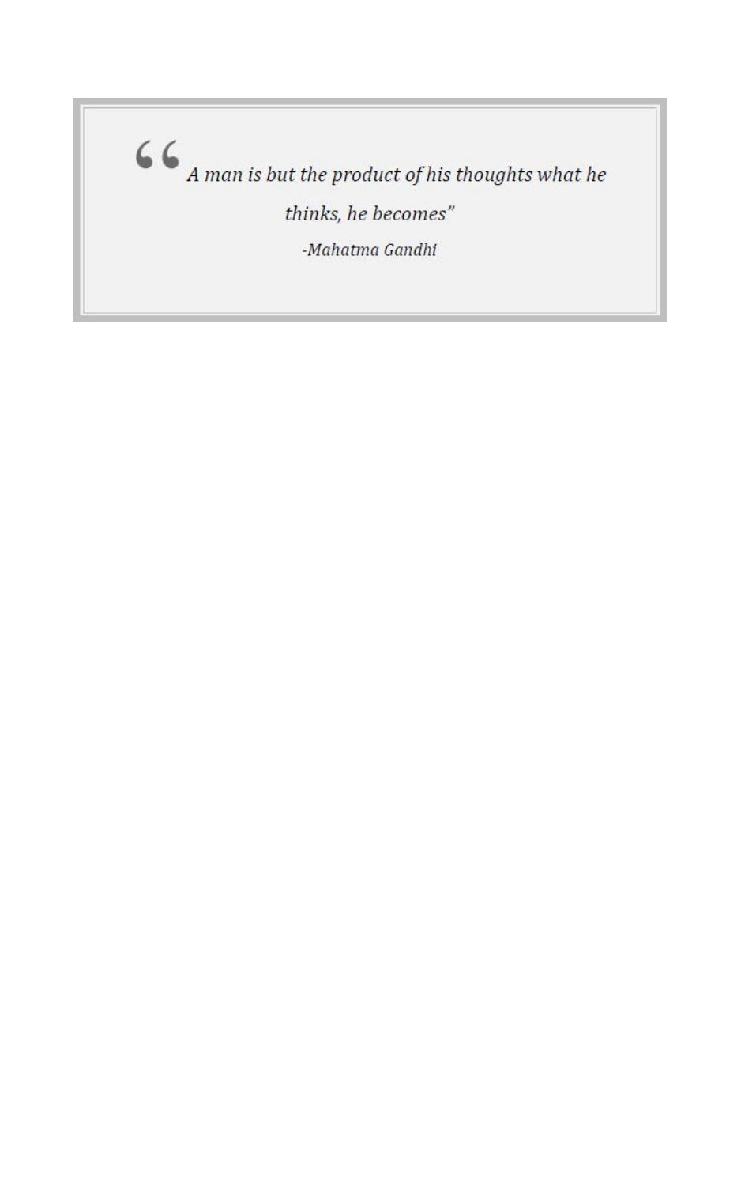> “*A man is but the product of his thoughts what he thinks, he becomes*”
>
> *-Mahatma Gandhi*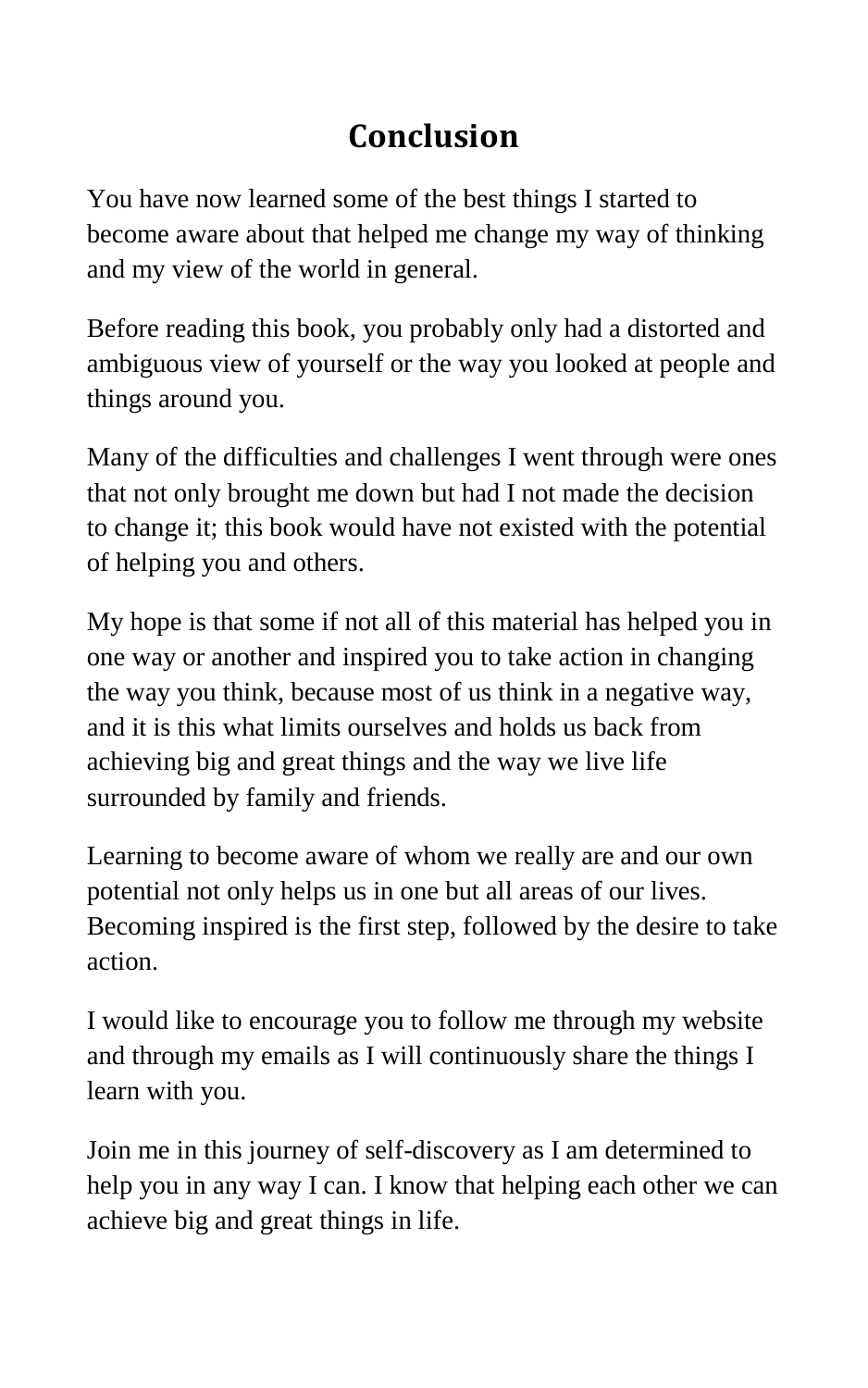# Conclusion

You have now learned some of the best things I started to become aware about that helped me change my way of thinking and my view of the world in general.

Before reading this book, you probably only had a distorted and ambiguous view of yourself or the way you looked at people and things around you.

Many of the difficulties and challenges I went through were ones that not only brought me down but had I not made the decision to change it; this book would have not existed with the potential of helping you and others.

My hope is that some if not all of this material has helped you in one way or another and inspired you to take action in changing the way you think, because most of us think in a negative way, and it is this what limits ourselves and holds us back from achieving big and great things and the way we live life surrounded by family and friends.

Learning to become aware of whom we really are and our own potential not only helps us in one but all areas of our lives. Becoming inspired is the first step, followed by the desire to take action.

I would like to encourage you to follow me through my website and through my emails as I will continuously share the things I learn with you.

Join me in this journey of self-discovery as I am determined to help you in any way I can. I know that helping each other we can achieve big and great things in life.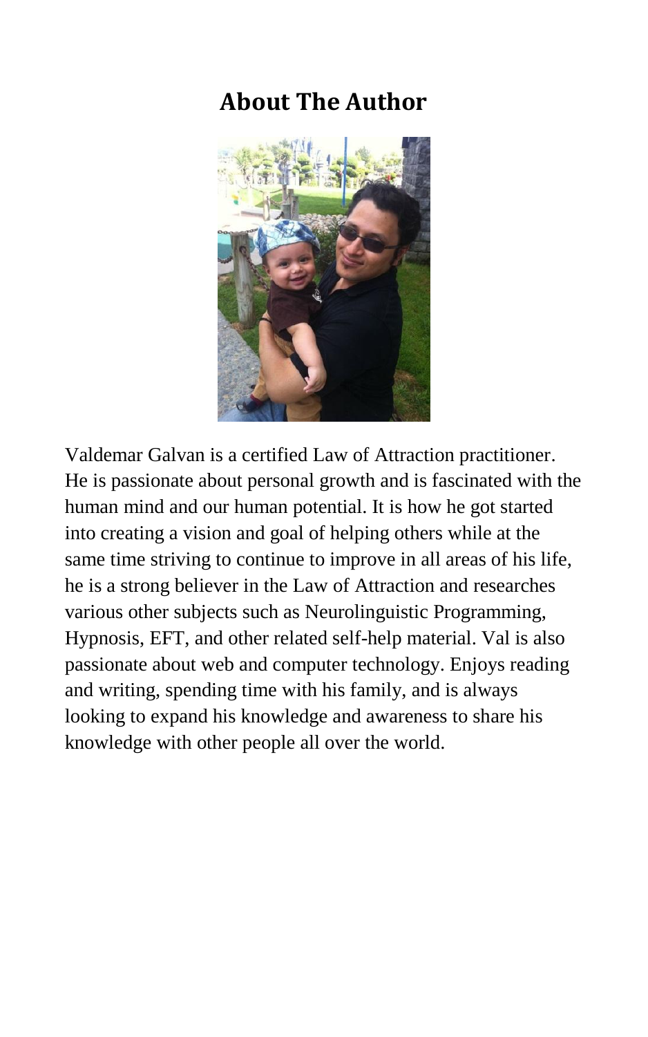## About The Author

Valdemar Galvan is a certified Law of Attraction practitioner. He is passionate about personal growth and is fascinated with the human mind and our human potential. It is how he got started into creating a vision and goal of helping others while at the same time striving to continue to improve in all areas of his life, he is a strong believer in the Law of Attraction and researches various other subjects such as Neurolinguistic Programming, Hypnosis, EFT, and other related self-help material. Val is also passionate about web and computer technology. Enjoys reading and writing, spending time with his family, and is always looking to expand his knowledge and awareness to share his knowledge with other people all over the world.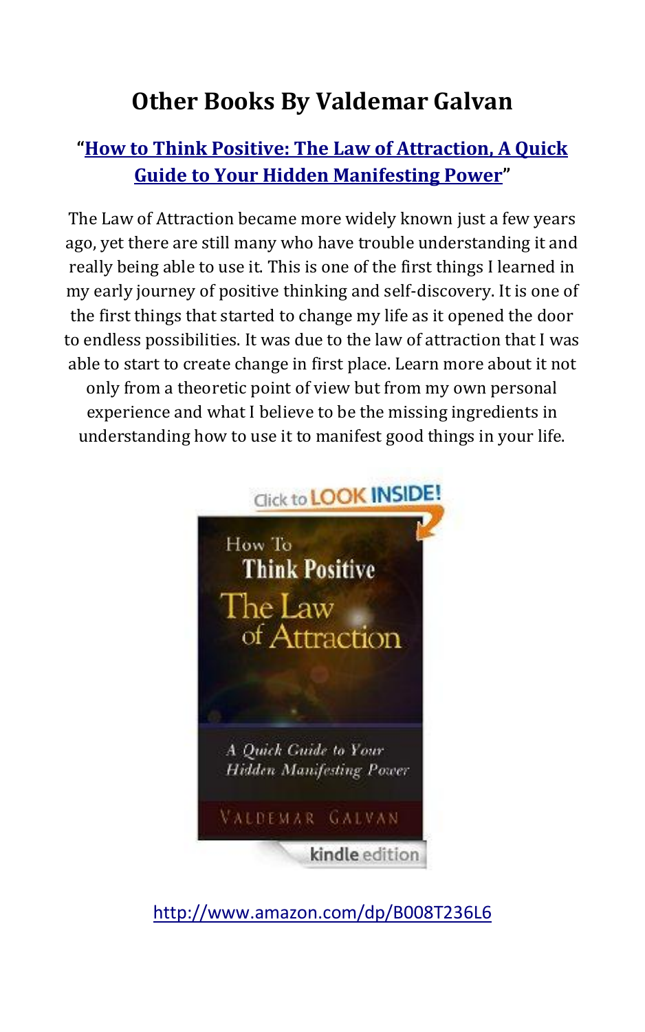# Other Books By Valdemar Galvan

**"[How to Think Positive: The Law of Attraction, A Quick Guide to Your Hidden Manifesting Power](http://www.amazon.com/dp/B008T236L6)"**

The Law of Attraction became more widely known just a few years ago, yet there are still many who have trouble understanding it and really being able to use it. This is one of the first things I learned in my early journey of positive thinking and self-discovery. It is one of the first things that started to change my life as it opened the door to endless possibilities. It was due to the law of attraction that I was able to start to create change in first place. Learn more about it not only from a theoretic point of view but from my own personal experience and what I believe to be the missing ingredients in understanding how to use it to manifest good things in your life.

http://www.amazon.com/dp/B008T236L6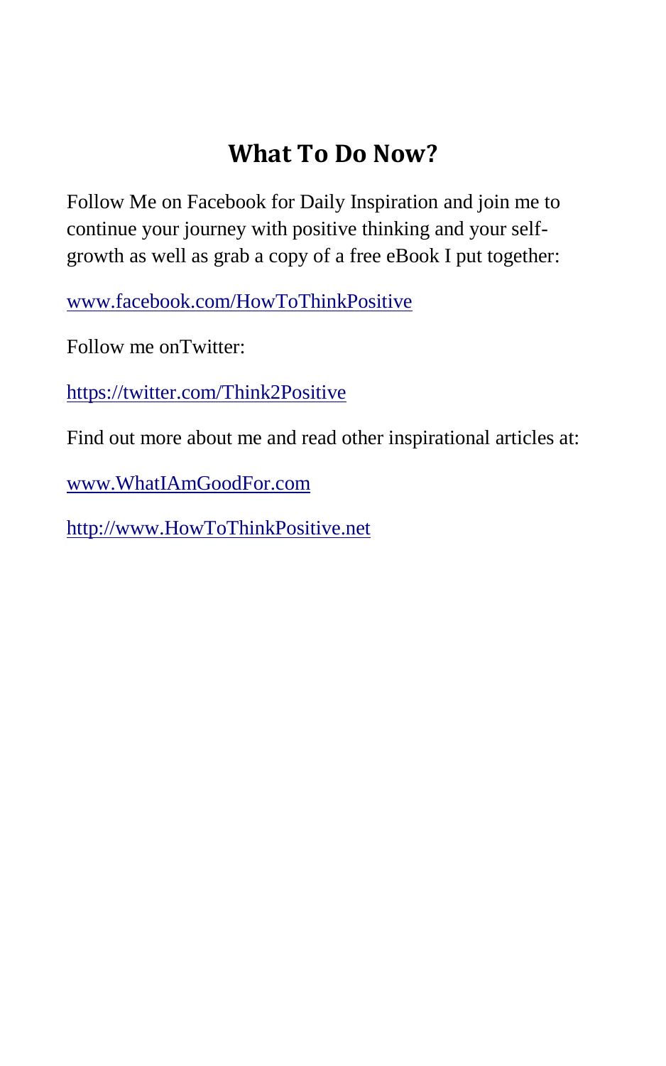## What To Do Now?

Follow Me on Facebook for Daily Inspiration and join me to continue your journey with positive thinking and your self-growth as well as grab a copy of a free eBook I put together:

[www.facebook.com/HowToThinkPositive](http://www.facebook.com/HowToThinkPositive)

Follow me onTwitter:

[https://twitter.com/Think2Positive](https://twitter.com/Think2Positive)

Find out more about me and read other inspirational articles at:

[www.WhatIAmGoodFor.com](http://www.WhatIAmGoodFor.com)

[http://www.HowToThinkPositive.net](http://www.HowToThinkPositive.net)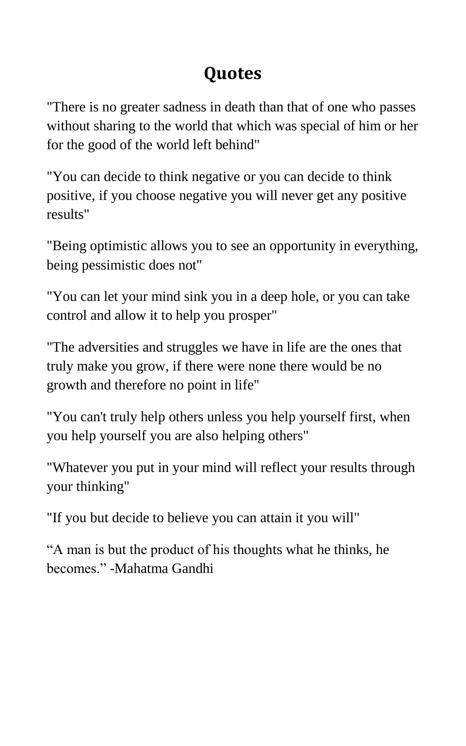# Quotes

"There is no greater sadness in death than that of one who passes without sharing to the world that which was special of him or her for the good of the world left behind"

"You can decide to think negative or you can decide to think positive, if you choose negative you will never get any positive results"

"Being optimistic allows you to see an opportunity in everything, being pessimistic does not"

"You can let your mind sink you in a deep hole, or you can take control and allow it to help you prosper"

"The adversities and struggles we have in life are the ones that truly make you grow, if there were none there would be no growth and therefore no point in life"

"You can't truly help others unless you help yourself first, when you help yourself you are also helping others"

"Whatever you put in your mind will reflect your results through your thinking"

"If you but decide to believe you can attain it you will"

“A man is but the product of his thoughts what he thinks, he becomes.” -Mahatma Gandhi